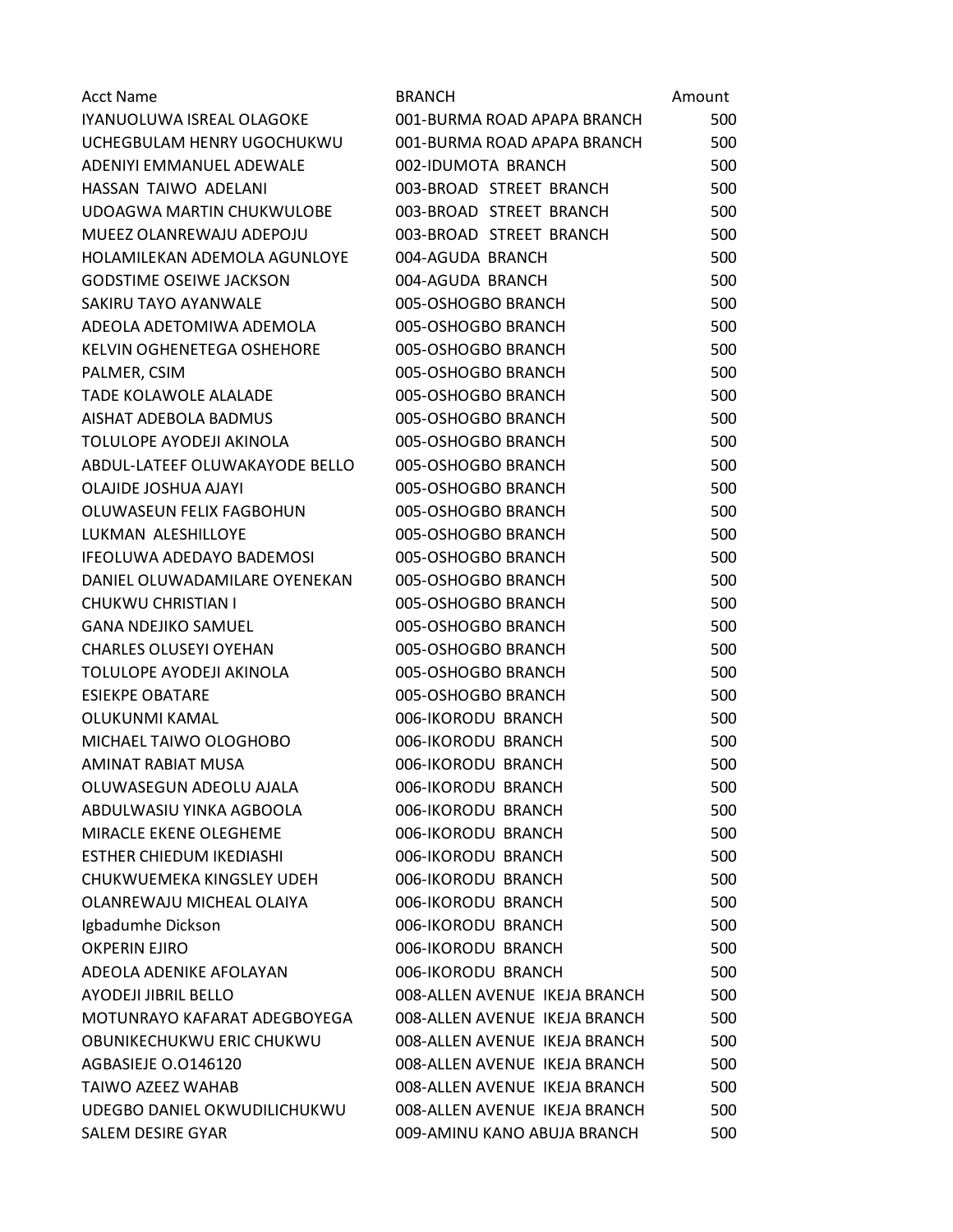| Acct Name | BRANCH | Amount |
| --- | --- | --- |
| IYANUOLUWA ISREAL OLAGOKE | 001-BURMA ROAD APAPA BRANCH | 500 |
| UCHEGBULAM HENRY UGOCHUKWU | 001-BURMA ROAD APAPA BRANCH | 500 |
| ADENIYI EMMANUEL ADEWALE | 002-IDUMOTA BRANCH | 500 |
| HASSAN TAIWO ADELANI | 003-BROAD STREET BRANCH | 500 |
| UDOAGWA MARTIN CHUKWULOBE | 003-BROAD STREET BRANCH | 500 |
| MUEEZ OLANREWAJU ADEPOJU | 003-BROAD STREET BRANCH | 500 |
| HOLAMILEKAN ADEMOLA AGUNLOYE | 004-AGUDA BRANCH | 500 |
| GODSTIME OSEIWE JACKSON | 004-AGUDA BRANCH | 500 |
| SAKIRU TAYO AYANWALE | 005-OSHOGBO BRANCH | 500 |
| ADEOLA ADETOMIWA ADEMOLA | 005-OSHOGBO BRANCH | 500 |
| KELVIN OGHENETEGA OSHEHORE | 005-OSHOGBO BRANCH | 500 |
| PALMER, CSIM | 005-OSHOGBO BRANCH | 500 |
| TADE KOLAWOLE ALALADE | 005-OSHOGBO BRANCH | 500 |
| AISHAT ADEBOLA BADMUS | 005-OSHOGBO BRANCH | 500 |
| TOLULOPE AYODEJI AKINOLA | 005-OSHOGBO BRANCH | 500 |
| ABDUL-LATEEF OLUWAKAYODE BELLO | 005-OSHOGBO BRANCH | 500 |
| OLAJIDE JOSHUA AJAYI | 005-OSHOGBO BRANCH | 500 |
| OLUWASEUN FELIX FAGBOHUN | 005-OSHOGBO BRANCH | 500 |
| LUKMAN ALESHILLOYE | 005-OSHOGBO BRANCH | 500 |
| IFEOLUWA ADEDAYO BADEMOSI | 005-OSHOGBO BRANCH | 500 |
| DANIEL OLUWADAMILARE OYENEKAN | 005-OSHOGBO BRANCH | 500 |
| CHUKWU CHRISTIAN I | 005-OSHOGBO BRANCH | 500 |
| GANA NDEJIKO SAMUEL | 005-OSHOGBO BRANCH | 500 |
| CHARLES OLUSEYI OYEHAN | 005-OSHOGBO BRANCH | 500 |
| TOLULOPE AYODEJI AKINOLA | 005-OSHOGBO BRANCH | 500 |
| ESIEKPE OBATARE | 005-OSHOGBO BRANCH | 500 |
| OLUKUNMI KAMAL | 006-IKORODU BRANCH | 500 |
| MICHAEL TAIWO OLOGHOBO | 006-IKORODU BRANCH | 500 |
| AMINAT RABIAT MUSA | 006-IKORODU BRANCH | 500 |
| OLUWASEGUN ADEOLU AJALA | 006-IKORODU BRANCH | 500 |
| ABDULWASIU YINKA AGBOOLA | 006-IKORODU BRANCH | 500 |
| MIRACLE EKENE OLEGHEME | 006-IKORODU BRANCH | 500 |
| ESTHER CHIEDUM IKEDIASHI | 006-IKORODU BRANCH | 500 |
| CHUKWUEMEKA KINGSLEY UDEH | 006-IKORODU BRANCH | 500 |
| OLANREWAJU MICHEAL OLAIYA | 006-IKORODU BRANCH | 500 |
| Igbadumhe Dickson | 006-IKORODU BRANCH | 500 |
| OKPERIN EJIRO | 006-IKORODU BRANCH | 500 |
| ADEOLA ADENIKE AFOLAYAN | 006-IKORODU BRANCH | 500 |
| AYODEJI JIBRIL BELLO | 008-ALLEN AVENUE IKEJA BRANCH | 500 |
| MOTUNRAYO KAFARAT ADEGBOYEGA | 008-ALLEN AVENUE IKEJA BRANCH | 500 |
| OBUNIKECHUKWU ERIC CHUKWU | 008-ALLEN AVENUE IKEJA BRANCH | 500 |
| AGBASIEJE O.O146120 | 008-ALLEN AVENUE IKEJA BRANCH | 500 |
| TAIWO AZEEZ WAHAB | 008-ALLEN AVENUE IKEJA BRANCH | 500 |
| UDEGBO DANIEL OKWUDILICHUKWU | 008-ALLEN AVENUE IKEJA BRANCH | 500 |
| SALEM DESIRE GYAR | 009-AMINU KANO ABUJA BRANCH | 500 |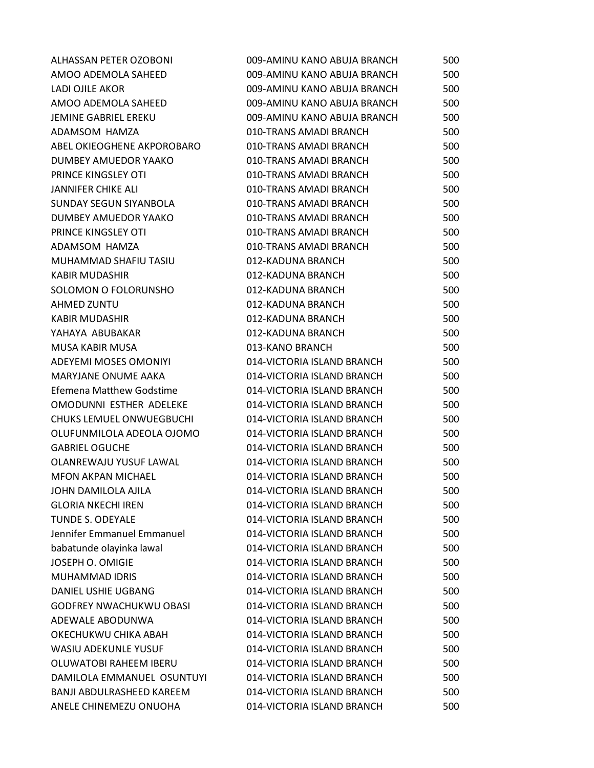| | | |
|---|---|---|
| ALHASSAN PETER OZOBONI | 009-AMINU KANO ABUJA BRANCH | 500 |
| AMOO ADEMOLA SAHEED | 009-AMINU KANO ABUJA BRANCH | 500 |
| LADI OJILE AKOR | 009-AMINU KANO ABUJA BRANCH | 500 |
| AMOO ADEMOLA SAHEED | 009-AMINU KANO ABUJA BRANCH | 500 |
| JEMINE GABRIEL EREKU | 009-AMINU KANO ABUJA BRANCH | 500 |
| ADAMSOM HAMZA | 010-TRANS AMADI BRANCH | 500 |
| ABEL OKIEOGHENE AKPOROBARO | 010-TRANS AMADI BRANCH | 500 |
| DUMBEY AMUEDOR YAAKO | 010-TRANS AMADI BRANCH | 500 |
| PRINCE KINGSLEY OTI | 010-TRANS AMADI BRANCH | 500 |
| JANNIFER CHIKE ALI | 010-TRANS AMADI BRANCH | 500 |
| SUNDAY SEGUN SIYANBOLA | 010-TRANS AMADI BRANCH | 500 |
| DUMBEY AMUEDOR YAAKO | 010-TRANS AMADI BRANCH | 500 |
| PRINCE KINGSLEY OTI | 010-TRANS AMADI BRANCH | 500 |
| ADAMSOM HAMZA | 010-TRANS AMADI BRANCH | 500 |
| MUHAMMAD SHAFIU TASIU | 012-KADUNA BRANCH | 500 |
| KABIR MUDASHIR | 012-KADUNA BRANCH | 500 |
| SOLOMON O FOLORUNSHO | 012-KADUNA BRANCH | 500 |
| AHMED ZUNTU | 012-KADUNA BRANCH | 500 |
| KABIR MUDASHIR | 012-KADUNA BRANCH | 500 |
| YAHAYA ABUBAKAR | 012-KADUNA BRANCH | 500 |
| MUSA KABIR MUSA | 013-KANO BRANCH | 500 |
| ADEYEMI MOSES OMONIYI | 014-VICTORIA ISLAND BRANCH | 500 |
| MARYJANE ONUME AAKA | 014-VICTORIA ISLAND BRANCH | 500 |
| Efemena Matthew Godstime | 014-VICTORIA ISLAND BRANCH | 500 |
| OMODUNNI ESTHER ADELEKE | 014-VICTORIA ISLAND BRANCH | 500 |
| CHUKS LEMUEL ONWUEGBUCHI | 014-VICTORIA ISLAND BRANCH | 500 |
| OLUFUNMILOLA ADEOLA OJOMO | 014-VICTORIA ISLAND BRANCH | 500 |
| GABRIEL OGUCHE | 014-VICTORIA ISLAND BRANCH | 500 |
| OLANREWAJU YUSUF LAWAL | 014-VICTORIA ISLAND BRANCH | 500 |
| MFON AKPAN MICHAEL | 014-VICTORIA ISLAND BRANCH | 500 |
| JOHN DAMILOLA AJILA | 014-VICTORIA ISLAND BRANCH | 500 |
| GLORIA NKECHI IREN | 014-VICTORIA ISLAND BRANCH | 500 |
| TUNDE S. ODEYALE | 014-VICTORIA ISLAND BRANCH | 500 |
| Jennifer Emmanuel Emmanuel | 014-VICTORIA ISLAND BRANCH | 500 |
| babatunde olayinka lawal | 014-VICTORIA ISLAND BRANCH | 500 |
| JOSEPH O. OMIGIE | 014-VICTORIA ISLAND BRANCH | 500 |
| MUHAMMAD IDRIS | 014-VICTORIA ISLAND BRANCH | 500 |
| DANIEL USHIE UGBANG | 014-VICTORIA ISLAND BRANCH | 500 |
| GODFREY NWACHUKWU OBASI | 014-VICTORIA ISLAND BRANCH | 500 |
| ADEWALE ABODUNWA | 014-VICTORIA ISLAND BRANCH | 500 |
| OKECHUKWU CHIKA ABAH | 014-VICTORIA ISLAND BRANCH | 500 |
| WASIU ADEKUNLE YUSUF | 014-VICTORIA ISLAND BRANCH | 500 |
| OLUWATOBI RAHEEM IBERU | 014-VICTORIA ISLAND BRANCH | 500 |
| DAMILOLA EMMANUEL OSUNTUYI | 014-VICTORIA ISLAND BRANCH | 500 |
| BANJI ABDULRASHEED KAREEM | 014-VICTORIA ISLAND BRANCH | 500 |
| ANELE CHINEMEZU ONUOHA | 014-VICTORIA ISLAND BRANCH | 500 |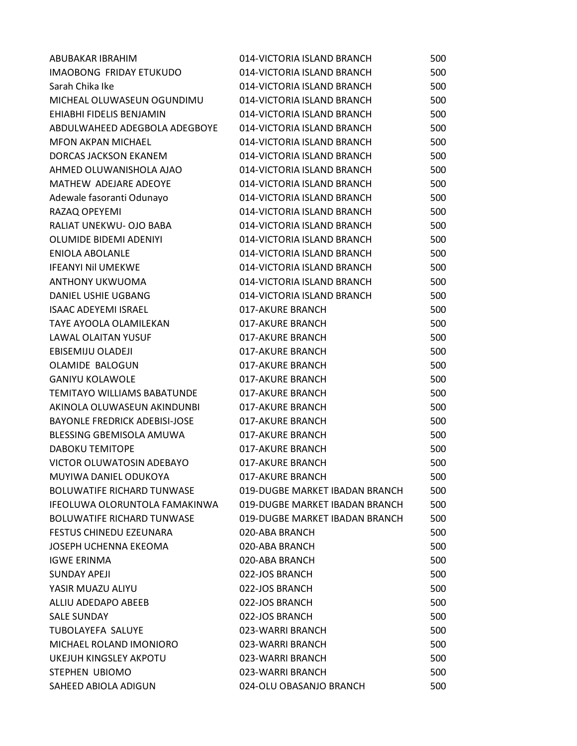| | | |
|---|---|---|
| ABUBAKAR IBRAHIM | 014-VICTORIA ISLAND BRANCH | 500 |
| IMAOBONG FRIDAY ETUKUDO | 014-VICTORIA ISLAND BRANCH | 500 |
| Sarah Chika Ike | 014-VICTORIA ISLAND BRANCH | 500 |
| MICHEAL OLUWASEUN OGUNDIMU | 014-VICTORIA ISLAND BRANCH | 500 |
| EHIABHI FIDELIS BENJAMIN | 014-VICTORIA ISLAND BRANCH | 500 |
| ABDULWAHEED ADEGBOLA ADEGBOYE | 014-VICTORIA ISLAND BRANCH | 500 |
| MFON AKPAN MICHAEL | 014-VICTORIA ISLAND BRANCH | 500 |
| DORCAS JACKSON EKANEM | 014-VICTORIA ISLAND BRANCH | 500 |
| AHMED OLUWANISHOLA AJAO | 014-VICTORIA ISLAND BRANCH | 500 |
| MATHEW ADEJARE ADEOYE | 014-VICTORIA ISLAND BRANCH | 500 |
| Adewale fasoranti Odunayo | 014-VICTORIA ISLAND BRANCH | 500 |
| RAZAQ OPEYEMI | 014-VICTORIA ISLAND BRANCH | 500 |
| RALIAT UNEKWU- OJO BABA | 014-VICTORIA ISLAND BRANCH | 500 |
| OLUMIDE BIDEMI ADENIYI | 014-VICTORIA ISLAND BRANCH | 500 |
| ENIOLA ABOLANLE | 014-VICTORIA ISLAND BRANCH | 500 |
| IFEANYI Nil UMEKWE | 014-VICTORIA ISLAND BRANCH | 500 |
| ANTHONY UKWUOMA | 014-VICTORIA ISLAND BRANCH | 500 |
| DANIEL USHIE UGBANG | 014-VICTORIA ISLAND BRANCH | 500 |
| ISAAC ADEYEMI ISRAEL | 017-AKURE BRANCH | 500 |
| TAYE AYOOLA OLAMILEKAN | 017-AKURE BRANCH | 500 |
| LAWAL OLAITAN YUSUF | 017-AKURE BRANCH | 500 |
| EBISEMIJU OLADEJI | 017-AKURE BRANCH | 500 |
| OLAMIDE BALOGUN | 017-AKURE BRANCH | 500 |
| GANIYU KOLAWOLE | 017-AKURE BRANCH | 500 |
| TEMITAYO WILLIAMS BABATUNDE | 017-AKURE BRANCH | 500 |
| AKINOLA OLUWASEUN AKINDUNBI | 017-AKURE BRANCH | 500 |
| BAYONLE FREDRICK ADEBISI-JOSE | 017-AKURE BRANCH | 500 |
| BLESSING GBEMISOLA AMUWA | 017-AKURE BRANCH | 500 |
| DABOKU TEMITOPE | 017-AKURE BRANCH | 500 |
| VICTOR OLUWATOSIN ADEBAYO | 017-AKURE BRANCH | 500 |
| MUYIWA DANIEL ODUKOYA | 017-AKURE BRANCH | 500 |
| BOLUWATIFE RICHARD TUNWASE | 019-DUGBE MARKET IBADAN BRANCH | 500 |
| IFEOLUWA OLORUNTOLA FAMAKINWA | 019-DUGBE MARKET IBADAN BRANCH | 500 |
| BOLUWATIFE RICHARD TUNWASE | 019-DUGBE MARKET IBADAN BRANCH | 500 |
| FESTUS CHINEDU EZEUNARA | 020-ABA BRANCH | 500 |
| JOSEPH UCHENNA EKEOMA | 020-ABA BRANCH | 500 |
| IGWE ERINMA | 020-ABA BRANCH | 500 |
| SUNDAY APEJI | 022-JOS BRANCH | 500 |
| YASIR MUAZU ALIYU | 022-JOS BRANCH | 500 |
| ALLIU ADEDAPO ABEEB | 022-JOS BRANCH | 500 |
| SALE SUNDAY | 022-JOS BRANCH | 500 |
| TUBOLAYEFA SALUYE | 023-WARRI BRANCH | 500 |
| MICHAEL ROLAND IMONIORO | 023-WARRI BRANCH | 500 |
| UKEJUH KINGSLEY AKPOTU | 023-WARRI BRANCH | 500 |
| STEPHEN UBIOMO | 023-WARRI BRANCH | 500 |
| SAHEED ABIOLA ADIGUN | 024-OLU OBASANJO BRANCH | 500 |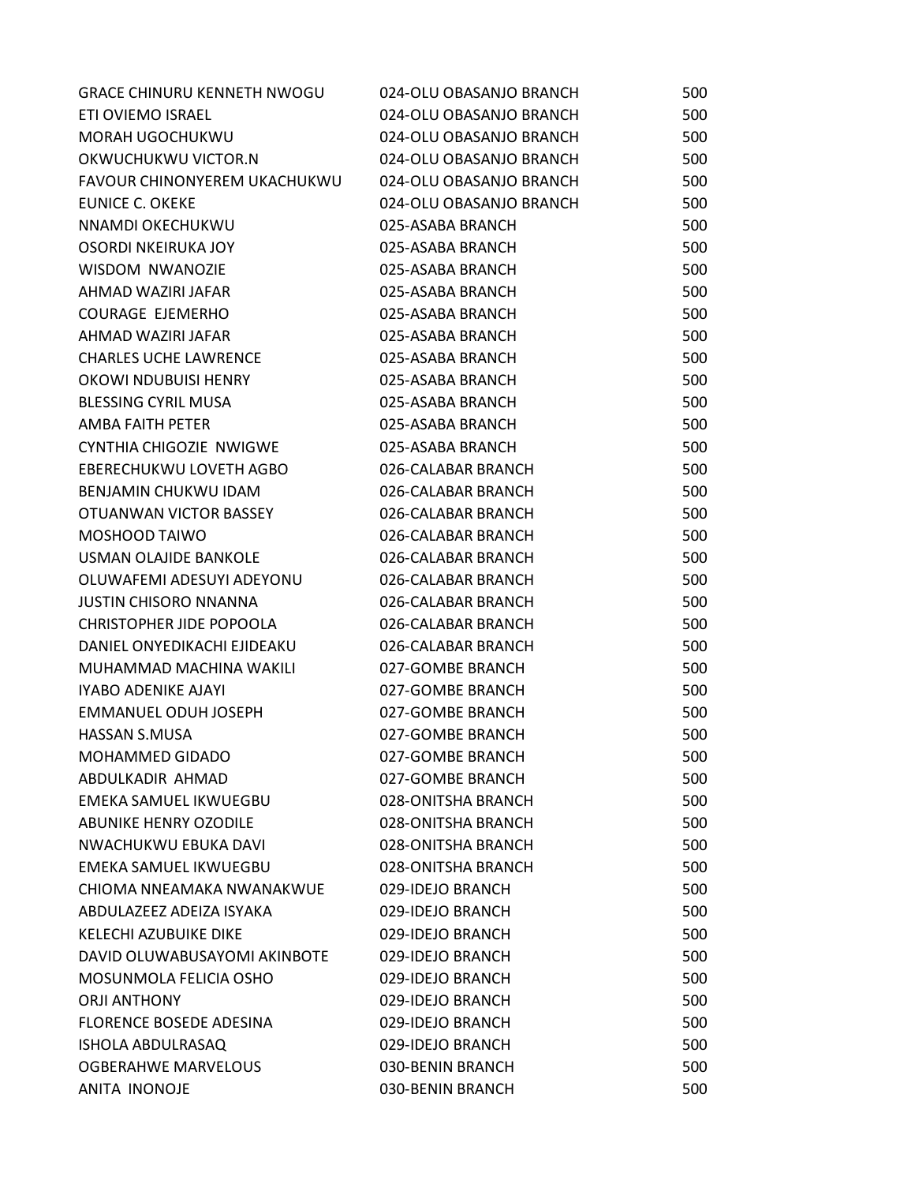| | | |
|---|---|---|
| GRACE CHINURU KENNETH NWOGU | 024-OLU OBASANJO BRANCH | 500 |
| ETI OVIEMO ISRAEL | 024-OLU OBASANJO BRANCH | 500 |
| MORAH UGOCHUKWU | 024-OLU OBASANJO BRANCH | 500 |
| OKWUCHUKWU VICTOR.N | 024-OLU OBASANJO BRANCH | 500 |
| FAVOUR CHINONYEREM UKACHUKWU | 024-OLU OBASANJO BRANCH | 500 |
| EUNICE C. OKEKE | 024-OLU OBASANJO BRANCH | 500 |
| NNAMDI OKECHUKWU | 025-ASABA BRANCH | 500 |
| OSORDI NKEIRUKA JOY | 025-ASABA BRANCH | 500 |
| WISDOM NWANOZIE | 025-ASABA BRANCH | 500 |
| AHMAD WAZIRI JAFAR | 025-ASABA BRANCH | 500 |
| COURAGE EJEMERHO | 025-ASABA BRANCH | 500 |
| AHMAD WAZIRI JAFAR | 025-ASABA BRANCH | 500 |
| CHARLES UCHE LAWRENCE | 025-ASABA BRANCH | 500 |
| OKOWI NDUBUISI HENRY | 025-ASABA BRANCH | 500 |
| BLESSING CYRIL MUSA | 025-ASABA BRANCH | 500 |
| AMBA FAITH PETER | 025-ASABA BRANCH | 500 |
| CYNTHIA CHIGOZIE NWIGWE | 025-ASABA BRANCH | 500 |
| EBERECHUKWU LOVETH AGBO | 026-CALABAR BRANCH | 500 |
| BENJAMIN CHUKWU IDAM | 026-CALABAR BRANCH | 500 |
| OTUANWAN VICTOR BASSEY | 026-CALABAR BRANCH | 500 |
| MOSHOOD TAIWO | 026-CALABAR BRANCH | 500 |
| USMAN OLAJIDE BANKOLE | 026-CALABAR BRANCH | 500 |
| OLUWAFEMI ADESUYI ADEYONU | 026-CALABAR BRANCH | 500 |
| JUSTIN CHISORO NNANNA | 026-CALABAR BRANCH | 500 |
| CHRISTOPHER JIDE POPOOLA | 026-CALABAR BRANCH | 500 |
| DANIEL ONYEDIKACHI EJIDEAKU | 026-CALABAR BRANCH | 500 |
| MUHAMMAD MACHINA WAKILI | 027-GOMBE BRANCH | 500 |
| IYABO ADENIKE AJAYI | 027-GOMBE BRANCH | 500 |
| EMMANUEL ODUH JOSEPH | 027-GOMBE BRANCH | 500 |
| HASSAN S.MUSA | 027-GOMBE BRANCH | 500 |
| MOHAMMED GIDADO | 027-GOMBE BRANCH | 500 |
| ABDULKADIR AHMAD | 027-GOMBE BRANCH | 500 |
| EMEKA SAMUEL IKWUEGBU | 028-ONITSHA BRANCH | 500 |
| ABUNIKE HENRY OZODILE | 028-ONITSHA BRANCH | 500 |
| NWACHUKWU EBUKA DAVI | 028-ONITSHA BRANCH | 500 |
| EMEKA SAMUEL IKWUEGBU | 028-ONITSHA BRANCH | 500 |
| CHIOMA NNEAMAKA NWANAKWUE | 029-IDEJO BRANCH | 500 |
| ABDULAZEEZ ADEIZA ISYAKA | 029-IDEJO BRANCH | 500 |
| KELECHI AZUBUIKE DIKE | 029-IDEJO BRANCH | 500 |
| DAVID OLUWABUSAYOMI AKINBOTE | 029-IDEJO BRANCH | 500 |
| MOSUNMOLA FELICIA OSHO | 029-IDEJO BRANCH | 500 |
| ORJI ANTHONY | 029-IDEJO BRANCH | 500 |
| FLORENCE BOSEDE ADESINA | 029-IDEJO BRANCH | 500 |
| ISHOLA ABDULRASAQ | 029-IDEJO BRANCH | 500 |
| OGBERAHWE MARVELOUS | 030-BENIN BRANCH | 500 |
| ANITA INONOJE | 030-BENIN BRANCH | 500 |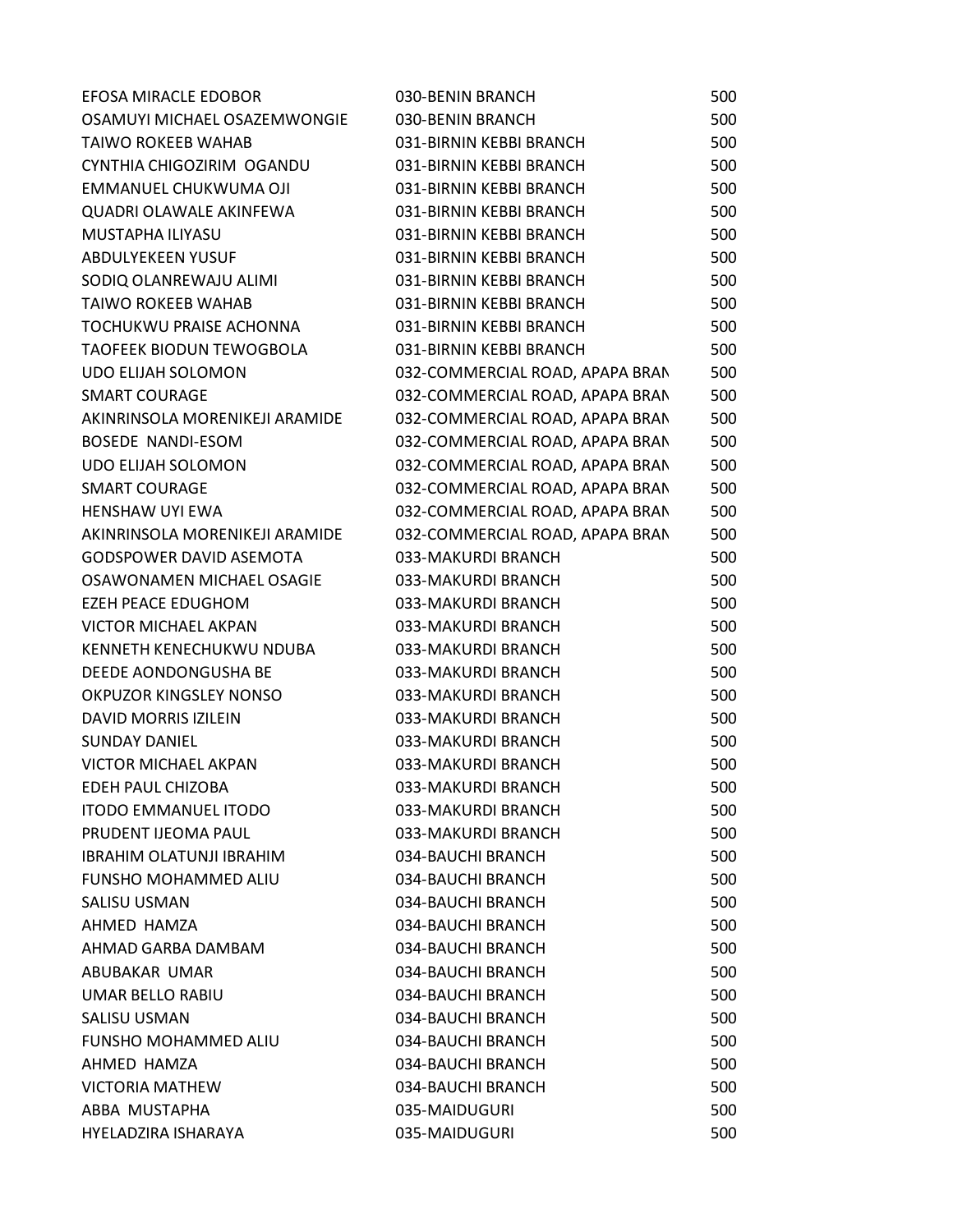| | | |
|---|---|---|
| EFOSA MIRACLE EDOBOR | 030-BENIN BRANCH | 500 |
| OSAMUYI MICHAEL OSAZEMWONGIE | 030-BENIN BRANCH | 500 |
| TAIWO ROKEEB WAHAB | 031-BIRNIN KEBBI BRANCH | 500 |
| CYNTHIA CHIGOZIRIM OGANDU | 031-BIRNIN KEBBI BRANCH | 500 |
| EMMANUEL CHUKWUMA OJI | 031-BIRNIN KEBBI BRANCH | 500 |
| QUADRI OLAWALE AKINFEWA | 031-BIRNIN KEBBI BRANCH | 500 |
| MUSTAPHA ILIYASU | 031-BIRNIN KEBBI BRANCH | 500 |
| ABDULYEKEEN YUSUF | 031-BIRNIN KEBBI BRANCH | 500 |
| SODIQ OLANREWAJU ALIMI | 031-BIRNIN KEBBI BRANCH | 500 |
| TAIWO ROKEEB WAHAB | 031-BIRNIN KEBBI BRANCH | 500 |
| TOCHUKWU PRAISE ACHONNA | 031-BIRNIN KEBBI BRANCH | 500 |
| TAOFEEK BIODUN TEWOGBOLA | 031-BIRNIN KEBBI BRANCH | 500 |
| UDO ELIJAH SOLOMON | 032-COMMERCIAL ROAD, APAPA BRAN | 500 |
| SMART COURAGE | 032-COMMERCIAL ROAD, APAPA BRAN | 500 |
| AKINRINSOLA MORENIKEJI ARAMIDE | 032-COMMERCIAL ROAD, APAPA BRAN | 500 |
| BOSEDE NANDI-ESOM | 032-COMMERCIAL ROAD, APAPA BRAN | 500 |
| UDO ELIJAH SOLOMON | 032-COMMERCIAL ROAD, APAPA BRAN | 500 |
| SMART COURAGE | 032-COMMERCIAL ROAD, APAPA BRAN | 500 |
| HENSHAW UYI EWA | 032-COMMERCIAL ROAD, APAPA BRAN | 500 |
| AKINRINSOLA MORENIKEJI ARAMIDE | 032-COMMERCIAL ROAD, APAPA BRAN | 500 |
| GODSPOWER DAVID ASEMOTA | 033-MAKURDI BRANCH | 500 |
| OSAWONAMEN MICHAEL OSAGIE | 033-MAKURDI BRANCH | 500 |
| EZEH PEACE EDUGHOM | 033-MAKURDI BRANCH | 500 |
| VICTOR MICHAEL AKPAN | 033-MAKURDI BRANCH | 500 |
| KENNETH KENECHUKWU NDUBA | 033-MAKURDI BRANCH | 500 |
| DEEDE AONDONGUSHA BE | 033-MAKURDI BRANCH | 500 |
| OKPUZOR KINGSLEY NONSO | 033-MAKURDI BRANCH | 500 |
| DAVID MORRIS IZILEIN | 033-MAKURDI BRANCH | 500 |
| SUNDAY DANIEL | 033-MAKURDI BRANCH | 500 |
| VICTOR MICHAEL AKPAN | 033-MAKURDI BRANCH | 500 |
| EDEH PAUL CHIZOBA | 033-MAKURDI BRANCH | 500 |
| ITODO EMMANUEL ITODO | 033-MAKURDI BRANCH | 500 |
| PRUDENT IJEOMA PAUL | 033-MAKURDI BRANCH | 500 |
| IBRAHIM OLATUNJI IBRAHIM | 034-BAUCHI BRANCH | 500 |
| FUNSHO MOHAMMED ALIU | 034-BAUCHI BRANCH | 500 |
| SALISU USMAN | 034-BAUCHI BRANCH | 500 |
| AHMED HAMZA | 034-BAUCHI BRANCH | 500 |
| AHMAD GARBA DAMBAM | 034-BAUCHI BRANCH | 500 |
| ABUBAKAR UMAR | 034-BAUCHI BRANCH | 500 |
| UMAR BELLO RABIU | 034-BAUCHI BRANCH | 500 |
| SALISU USMAN | 034-BAUCHI BRANCH | 500 |
| FUNSHO MOHAMMED ALIU | 034-BAUCHI BRANCH | 500 |
| AHMED HAMZA | 034-BAUCHI BRANCH | 500 |
| VICTORIA MATHEW | 034-BAUCHI BRANCH | 500 |
| ABBA MUSTAPHA | 035-MAIDUGURI | 500 |
| HYELADZIRA ISHARAYA | 035-MAIDUGURI | 500 |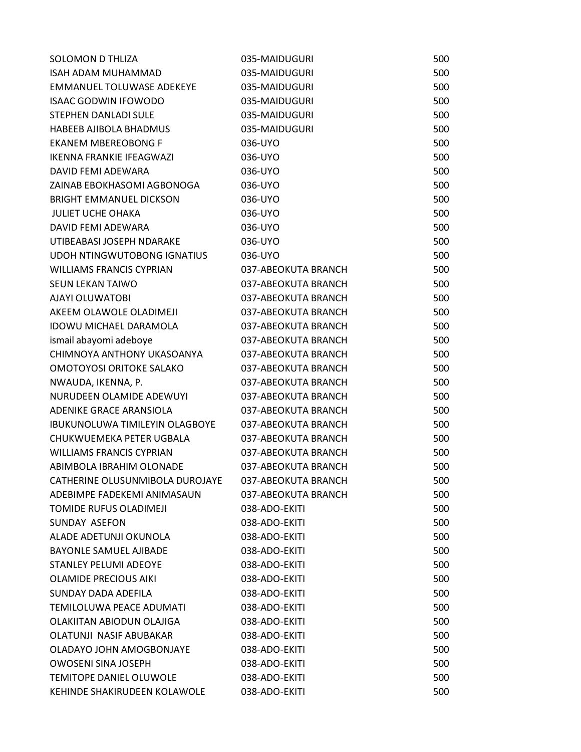| | | |
|---|---|---|
| SOLOMON D THLIZA | 035-MAIDUGURI | 500 |
| ISAH ADAM MUHAMMAD | 035-MAIDUGURI | 500 |
| EMMANUEL TOLUWASE ADEKEYE | 035-MAIDUGURI | 500 |
| ISAAC GODWIN IFOWODO | 035-MAIDUGURI | 500 |
| STEPHEN DANLADI SULE | 035-MAIDUGURI | 500 |
| HABEEB AJIBOLA BHADMUS | 035-MAIDUGURI | 500 |
| EKANEM MBEREOBONG F | 036-UYO | 500 |
| IKENNA FRANKIE IFEAGWAZI | 036-UYO | 500 |
| DAVID FEMI ADEWARA | 036-UYO | 500 |
| ZAINAB EBOKHASOMI AGBONOGA | 036-UYO | 500 |
| BRIGHT EMMANUEL DICKSON | 036-UYO | 500 |
| JULIET UCHE OHAKA | 036-UYO | 500 |
| DAVID FEMI ADEWARA | 036-UYO | 500 |
| UTIBEABASI JOSEPH NDARAKE | 036-UYO | 500 |
| UDOH NTINGWUTOBONG IGNATIUS | 036-UYO | 500 |
| WILLIAMS FRANCIS CYPRIAN | 037-ABEOKUTA BRANCH | 500 |
| SEUN LEKAN TAIWO | 037-ABEOKUTA BRANCH | 500 |
| AJAYI OLUWATOBI | 037-ABEOKUTA BRANCH | 500 |
| AKEEM OLAWOLE OLADIMEJI | 037-ABEOKUTA BRANCH | 500 |
| IDOWU MICHAEL DARAMOLA | 037-ABEOKUTA BRANCH | 500 |
| ismail abayomi adeboye | 037-ABEOKUTA BRANCH | 500 |
| CHIMNOYA ANTHONY UKASOANYA | 037-ABEOKUTA BRANCH | 500 |
| OMOTOYOSI ORITOKE SALAKO | 037-ABEOKUTA BRANCH | 500 |
| NWAUDA, IKENNA, P. | 037-ABEOKUTA BRANCH | 500 |
| NURUDEEN OLAMIDE ADEWUYI | 037-ABEOKUTA BRANCH | 500 |
| ADENIKE GRACE ARANSIOLA | 037-ABEOKUTA BRANCH | 500 |
| IBUKUNOLUWA TIMILEYIN OLAGBOYE | 037-ABEOKUTA BRANCH | 500 |
| CHUKWUEMEKA PETER UGBALA | 037-ABEOKUTA BRANCH | 500 |
| WILLIAMS FRANCIS CYPRIAN | 037-ABEOKUTA BRANCH | 500 |
| ABIMBOLA IBRAHIM OLONADE | 037-ABEOKUTA BRANCH | 500 |
| CATHERINE OLUSUNMIBOLA DUROJAYE | 037-ABEOKUTA BRANCH | 500 |
| ADEBIMPE FADEKEMI ANIMASAUN | 037-ABEOKUTA BRANCH | 500 |
| TOMIDE RUFUS OLADIMEJI | 038-ADO-EKITI | 500 |
| SUNDAY ASEFON | 038-ADO-EKITI | 500 |
| ALADE ADETUNJI OKUNOLA | 038-ADO-EKITI | 500 |
| BAYONLE SAMUEL AJIBADE | 038-ADO-EKITI | 500 |
| STANLEY PELUMI ADEOYE | 038-ADO-EKITI | 500 |
| OLAMIDE PRECIOUS AIKI | 038-ADO-EKITI | 500 |
| SUNDAY DADA ADEFILA | 038-ADO-EKITI | 500 |
| TEMILOLUWA PEACE ADUMATI | 038-ADO-EKITI | 500 |
| OLAKIITAN ABIODUN OLAJIGA | 038-ADO-EKITI | 500 |
| OLATUNJI NASIF ABUBAKAR | 038-ADO-EKITI | 500 |
| OLADAYO JOHN AMOGBONJAYE | 038-ADO-EKITI | 500 |
| OWOSENI SINA JOSEPH | 038-ADO-EKITI | 500 |
| TEMITOPE DANIEL OLUWOLE | 038-ADO-EKITI | 500 |
| KEHINDE SHAKIRUDEEN KOLAWOLE | 038-ADO-EKITI | 500 |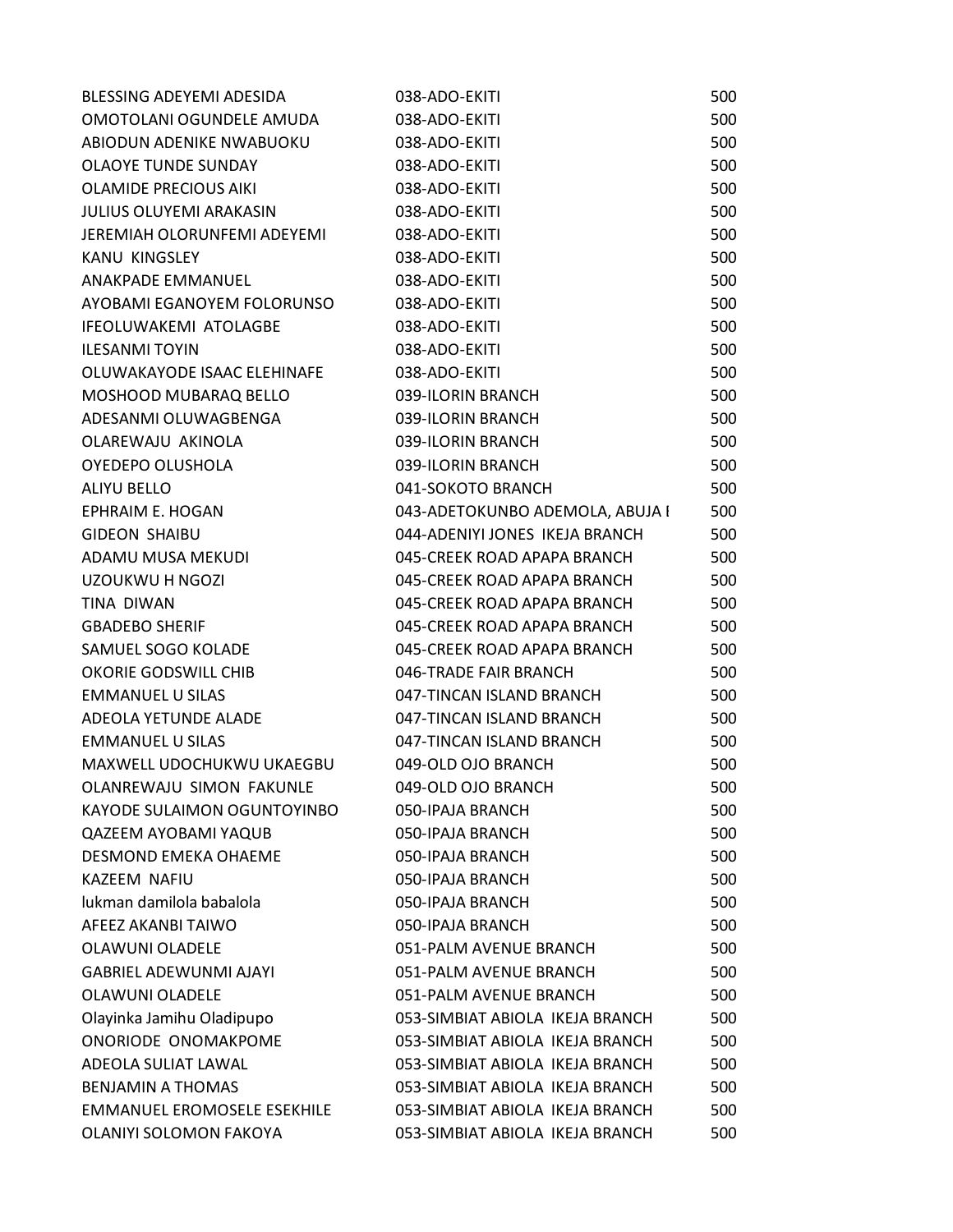| | | |
|---|---|---|
| BLESSING ADEYEMI ADESIDA | 038-ADO-EKITI | 500 |
| OMOTOLANI OGUNDELE AMUDA | 038-ADO-EKITI | 500 |
| ABIODUN ADENIKE NWABUOKU | 038-ADO-EKITI | 500 |
| OLAOYE TUNDE SUNDAY | 038-ADO-EKITI | 500 |
| OLAMIDE PRECIOUS AIKI | 038-ADO-EKITI | 500 |
| JULIUS OLUYEMI ARAKASIN | 038-ADO-EKITI | 500 |
| JEREMIAH OLORUNFEMI ADEYEMI | 038-ADO-EKITI | 500 |
| KANU KINGSLEY | 038-ADO-EKITI | 500 |
| ANAKPADE EMMANUEL | 038-ADO-EKITI | 500 |
| AYOBAMI EGANOYEM FOLORUNSO | 038-ADO-EKITI | 500 |
| IFEOLUWAKEMI ATOLAGBE | 038-ADO-EKITI | 500 |
| ILESANMI TOYIN | 038-ADO-EKITI | 500 |
| OLUWAKAYODE ISAAC ELEHINAFE | 038-ADO-EKITI | 500 |
| MOSHOOD MUBARAQ BELLO | 039-ILORIN BRANCH | 500 |
| ADESANMI OLUWAGBENGA | 039-ILORIN BRANCH | 500 |
| OLAREWAJU AKINOLA | 039-ILORIN BRANCH | 500 |
| OYEDEPO OLUSHOLA | 039-ILORIN BRANCH | 500 |
| ALIYU BELLO | 041-SOKOTO BRANCH | 500 |
| EPHRAIM E. HOGAN | 043-ADETOKUNBO ADEMOLA, ABUJA I | 500 |
| GIDEON SHAIBU | 044-ADENIYI JONES IKEJA BRANCH | 500 |
| ADAMU MUSA MEKUDI | 045-CREEK ROAD APAPA BRANCH | 500 |
| UZOUKWU H NGOZI | 045-CREEK ROAD APAPA BRANCH | 500 |
| TINA DIWAN | 045-CREEK ROAD APAPA BRANCH | 500 |
| GBADEBO SHERIF | 045-CREEK ROAD APAPA BRANCH | 500 |
| SAMUEL SOGO KOLADE | 045-CREEK ROAD APAPA BRANCH | 500 |
| OKORIE GODSWILL CHIB | 046-TRADE FAIR BRANCH | 500 |
| EMMANUEL U SILAS | 047-TINCAN ISLAND BRANCH | 500 |
| ADEOLA YETUNDE ALADE | 047-TINCAN ISLAND BRANCH | 500 |
| EMMANUEL U SILAS | 047-TINCAN ISLAND BRANCH | 500 |
| MAXWELL UDOCHUKWU UKAEGBU | 049-OLD OJO BRANCH | 500 |
| OLANREWAJU SIMON FAKUNLE | 049-OLD OJO BRANCH | 500 |
| KAYODE SULAIMON OGUNTOYINBO | 050-IPAJA BRANCH | 500 |
| QAZEEM AYOBAMI YAQUB | 050-IPAJA BRANCH | 500 |
| DESMOND EMEKA OHAEME | 050-IPAJA BRANCH | 500 |
| KAZEEM NAFIU | 050-IPAJA BRANCH | 500 |
| lukman damilola babalola | 050-IPAJA BRANCH | 500 |
| AFEEZ AKANBI TAIWO | 050-IPAJA BRANCH | 500 |
| OLAWUNI OLADELE | 051-PALM AVENUE BRANCH | 500 |
| GABRIEL ADEWUNMI AJAYI | 051-PALM AVENUE BRANCH | 500 |
| OLAWUNI OLADELE | 051-PALM AVENUE BRANCH | 500 |
| Olayinka Jamihu Oladipupo | 053-SIMBIAT ABIOLA IKEJA BRANCH | 500 |
| ONORIODE ONOMAKPOME | 053-SIMBIAT ABIOLA IKEJA BRANCH | 500 |
| ADEOLA SULIAT LAWAL | 053-SIMBIAT ABIOLA IKEJA BRANCH | 500 |
| BENJAMIN A THOMAS | 053-SIMBIAT ABIOLA IKEJA BRANCH | 500 |
| EMMANUEL EROMOSELE ESEKHILE | 053-SIMBIAT ABIOLA IKEJA BRANCH | 500 |
| OLANIYI SOLOMON FAKOYA | 053-SIMBIAT ABIOLA IKEJA BRANCH | 500 |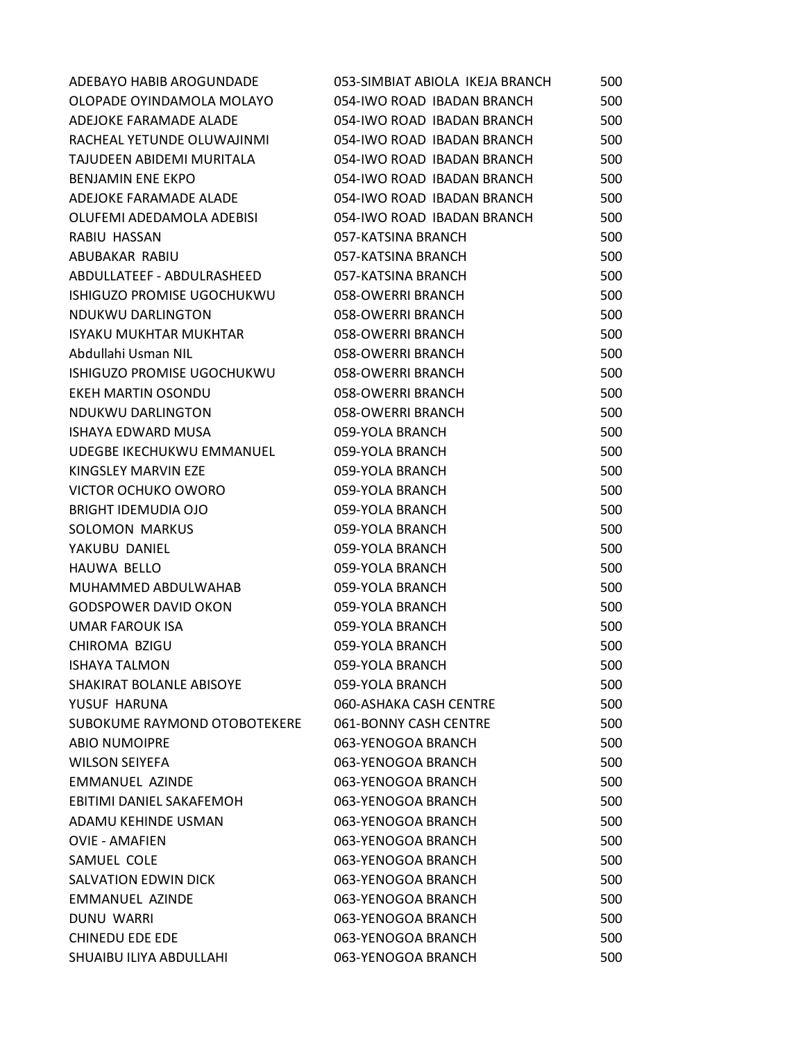| | | |
|---|---|---|
| ADEBAYO HABIB AROGUNDADE | 053-SIMBIAT ABIOLA IKEJA BRANCH | 500 |
| OLOPADE OYINDAMOLA MOLAYO | 054-IWO ROAD IBADAN BRANCH | 500 |
| ADEJOKE FARAMADE ALADE | 054-IWO ROAD IBADAN BRANCH | 500 |
| RACHEAL YETUNDE OLUWAJINMI | 054-IWO ROAD IBADAN BRANCH | 500 |
| TAJUDEEN ABIDEMI MURITALA | 054-IWO ROAD IBADAN BRANCH | 500 |
| BENJAMIN ENE EKPO | 054-IWO ROAD IBADAN BRANCH | 500 |
| ADEJOKE FARAMADE ALADE | 054-IWO ROAD IBADAN BRANCH | 500 |
| OLUFEMI ADEDAMOLA ADEBISI | 054-IWO ROAD IBADAN BRANCH | 500 |
| RABIU HASSAN | 057-KATSINA BRANCH | 500 |
| ABUBAKAR RABIU | 057-KATSINA BRANCH | 500 |
| ABDULLATEEF - ABDULRASHEED | 057-KATSINA BRANCH | 500 |
| ISHIGUZO PROMISE UGOCHUKWU | 058-OWERRI BRANCH | 500 |
| NDUKWU DARLINGTON | 058-OWERRI BRANCH | 500 |
| ISYAKU MUKHTAR MUKHTAR | 058-OWERRI BRANCH | 500 |
| Abdullahi Usman NIL | 058-OWERRI BRANCH | 500 |
| ISHIGUZO PROMISE UGOCHUKWU | 058-OWERRI BRANCH | 500 |
| EKEH MARTIN OSONDU | 058-OWERRI BRANCH | 500 |
| NDUKWU DARLINGTON | 058-OWERRI BRANCH | 500 |
| ISHAYA EDWARD MUSA | 059-YOLA BRANCH | 500 |
| UDEGBE IKECHUKWU EMMANUEL | 059-YOLA BRANCH | 500 |
| KINGSLEY MARVIN EZE | 059-YOLA BRANCH | 500 |
| VICTOR OCHUKO OWORO | 059-YOLA BRANCH | 500 |
| BRIGHT IDEMUDIA OJO | 059-YOLA BRANCH | 500 |
| SOLOMON MARKUS | 059-YOLA BRANCH | 500 |
| YAKUBU DANIEL | 059-YOLA BRANCH | 500 |
| HAUWA BELLO | 059-YOLA BRANCH | 500 |
| MUHAMMED ABDULWAHAB | 059-YOLA BRANCH | 500 |
| GODSPOWER DAVID OKON | 059-YOLA BRANCH | 500 |
| UMAR FAROUK ISA | 059-YOLA BRANCH | 500 |
| CHIROMA BZIGU | 059-YOLA BRANCH | 500 |
| ISHAYA TALMON | 059-YOLA BRANCH | 500 |
| SHAKIRAT BOLANLE ABISOYE | 059-YOLA BRANCH | 500 |
| YUSUF HARUNA | 060-ASHAKA CASH CENTRE | 500 |
| SUBOKUME RAYMOND OTOBOTEKERE | 061-BONNY CASH CENTRE | 500 |
| ABIO NUMOIPRE | 063-YENOGOA BRANCH | 500 |
| WILSON SEIYEFA | 063-YENOGOA BRANCH | 500 |
| EMMANUEL AZINDE | 063-YENOGOA BRANCH | 500 |
| EBITIMI DANIEL SAKAFEMOH | 063-YENOGOA BRANCH | 500 |
| ADAMU KEHINDE USMAN | 063-YENOGOA BRANCH | 500 |
| OVIE - AMAFIEN | 063-YENOGOA BRANCH | 500 |
| SAMUEL COLE | 063-YENOGOA BRANCH | 500 |
| SALVATION EDWIN DICK | 063-YENOGOA BRANCH | 500 |
| EMMANUEL AZINDE | 063-YENOGOA BRANCH | 500 |
| DUNU WARRI | 063-YENOGOA BRANCH | 500 |
| CHINEDU EDE EDE | 063-YENOGOA BRANCH | 500 |
| SHUAIBU ILIYA ABDULLAHI | 063-YENOGOA BRANCH | 500 |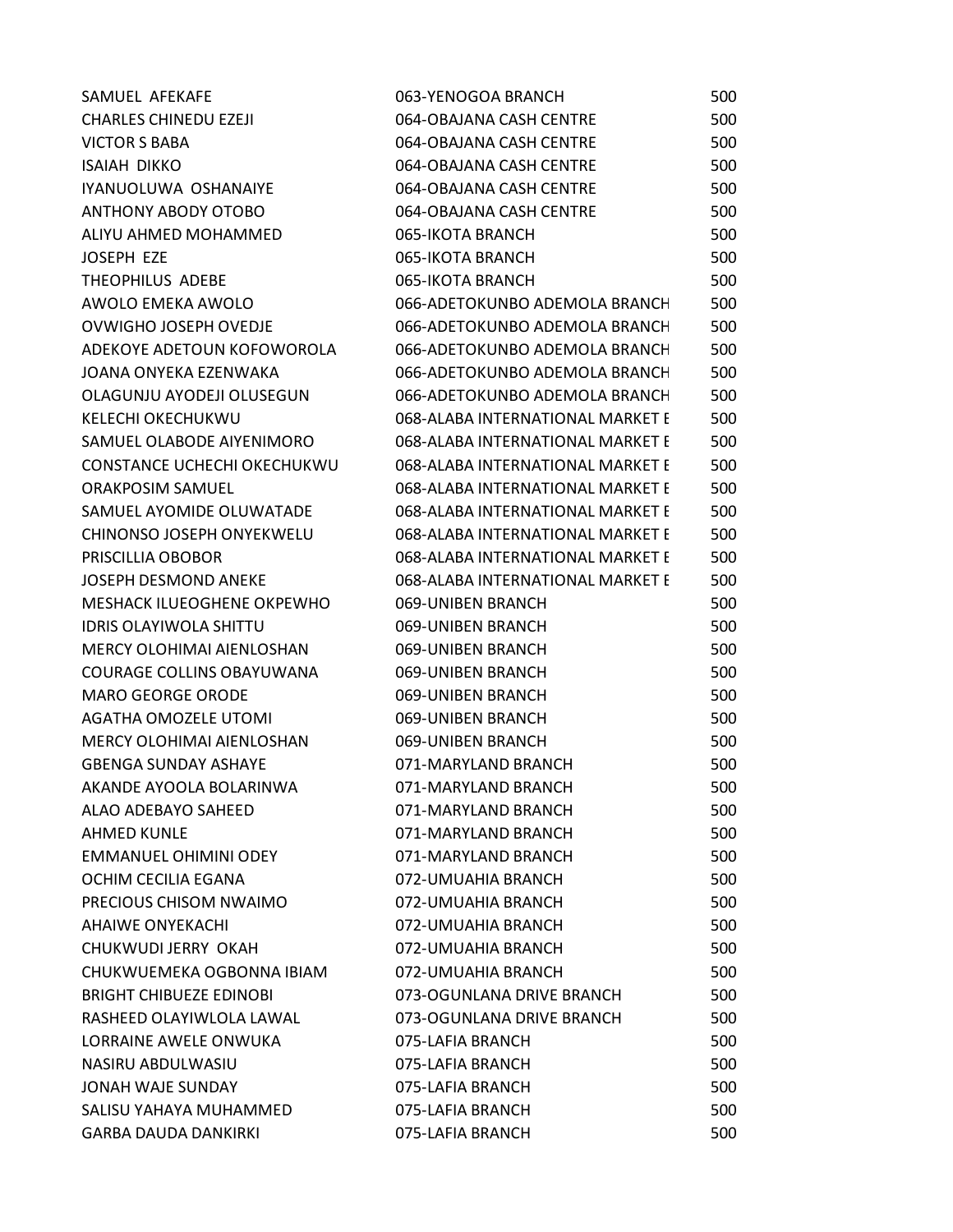| | | |
|---|---|---|
| SAMUEL AFEKAFE | 063-YENOGOA BRANCH | 500 |
| CHARLES CHINEDU EZEJI | 064-OBAJANA CASH CENTRE | 500 |
| VICTOR S BABA | 064-OBAJANA CASH CENTRE | 500 |
| ISAIAH DIKKO | 064-OBAJANA CASH CENTRE | 500 |
| IYANUOLUWA OSHANAIYE | 064-OBAJANA CASH CENTRE | 500 |
| ANTHONY ABODY OTOBO | 064-OBAJANA CASH CENTRE | 500 |
| ALIYU AHMED MOHAMMED | 065-IKOTA BRANCH | 500 |
| JOSEPH EZE | 065-IKOTA BRANCH | 500 |
| THEOPHILUS ADEBE | 065-IKOTA BRANCH | 500 |
| AWOLO EMEKA AWOLO | 066-ADETOKUNBO ADEMOLA BRANCH | 500 |
| OVWIGHO JOSEPH OVEDJE | 066-ADETOKUNBO ADEMOLA BRANCH | 500 |
| ADEKOYE ADETOUN KOFOWOROLA | 066-ADETOKUNBO ADEMOLA BRANCH | 500 |
| JOANA ONYEKA EZENWAKA | 066-ADETOKUNBO ADEMOLA BRANCH | 500 |
| OLAGUNJU AYODEJI OLUSEGUN | 066-ADETOKUNBO ADEMOLA BRANCH | 500 |
| KELECHI OKECHUKWU | 068-ALABA INTERNATIONAL MARKET E | 500 |
| SAMUEL OLABODE AIYENIMORO | 068-ALABA INTERNATIONAL MARKET E | 500 |
| CONSTANCE UCHECHI OKECHUKWU | 068-ALABA INTERNATIONAL MARKET E | 500 |
| ORAKPOSIM SAMUEL | 068-ALABA INTERNATIONAL MARKET E | 500 |
| SAMUEL AYOMIDE OLUWATADE | 068-ALABA INTERNATIONAL MARKET E | 500 |
| CHINONSO JOSEPH ONYEKWELU | 068-ALABA INTERNATIONAL MARKET E | 500 |
| PRISCILLIA OBOBOR | 068-ALABA INTERNATIONAL MARKET E | 500 |
| JOSEPH DESMOND ANEKE | 068-ALABA INTERNATIONAL MARKET E | 500 |
| MESHACK ILUEOGHENE OKPEWHO | 069-UNIBEN BRANCH | 500 |
| IDRIS OLAYIWOLA SHITTU | 069-UNIBEN BRANCH | 500 |
| MERCY OLOHIMAI AIENLOSHAN | 069-UNIBEN BRANCH | 500 |
| COURAGE COLLINS OBAYUWANA | 069-UNIBEN BRANCH | 500 |
| MARO GEORGE ORODE | 069-UNIBEN BRANCH | 500 |
| AGATHA OMOZELE UTOMI | 069-UNIBEN BRANCH | 500 |
| MERCY OLOHIMAI AIENLOSHAN | 069-UNIBEN BRANCH | 500 |
| GBENGA SUNDAY ASHAYE | 071-MARYLAND BRANCH | 500 |
| AKANDE AYOOLA BOLARINWA | 071-MARYLAND BRANCH | 500 |
| ALAO ADEBAYO SAHEED | 071-MARYLAND BRANCH | 500 |
| AHMED KUNLE | 071-MARYLAND BRANCH | 500 |
| EMMANUEL OHIMINI ODEY | 071-MARYLAND BRANCH | 500 |
| OCHIM CECILIA EGANA | 072-UMUAHIA BRANCH | 500 |
| PRECIOUS CHISOM NWAIMO | 072-UMUAHIA BRANCH | 500 |
| AHAIWE ONYEKACHI | 072-UMUAHIA BRANCH | 500 |
| CHUKWUDI JERRY OKAH | 072-UMUAHIA BRANCH | 500 |
| CHUKWUEMEKA OGBONNA IBIAM | 072-UMUAHIA BRANCH | 500 |
| BRIGHT CHIBUEZE EDINOBI | 073-OGUNLANA DRIVE BRANCH | 500 |
| RASHEED OLAYIWLOLA LAWAL | 073-OGUNLANA DRIVE BRANCH | 500 |
| LORRAINE AWELE ONWUKA | 075-LAFIA BRANCH | 500 |
| NASIRU ABDULWASIU | 075-LAFIA BRANCH | 500 |
| JONAH WAJE SUNDAY | 075-LAFIA BRANCH | 500 |
| SALISU YAHAYA MUHAMMED | 075-LAFIA BRANCH | 500 |
| GARBA DAUDA DANKIRKI | 075-LAFIA BRANCH | 500 |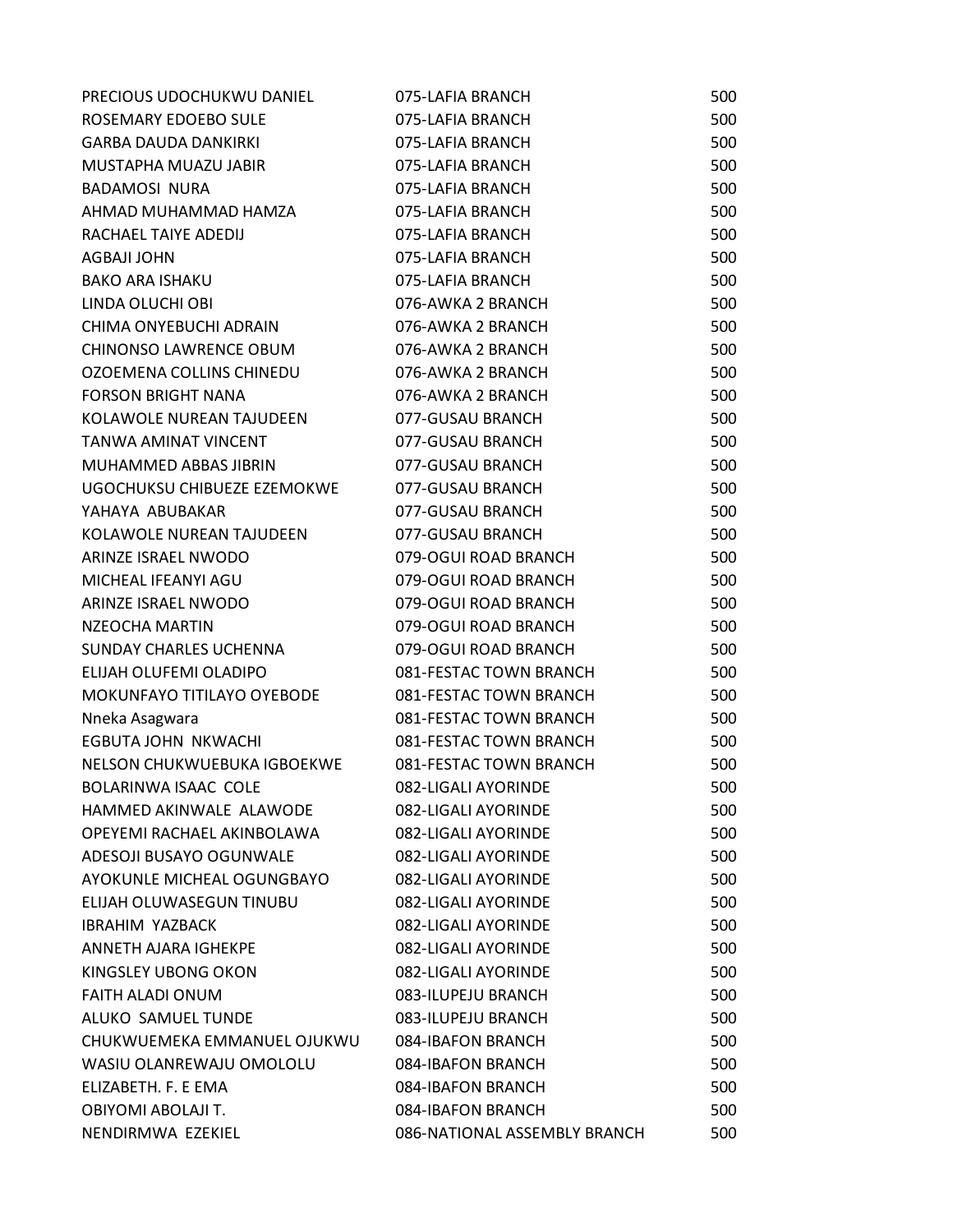| | | |
|---|---|---|
| PRECIOUS UDOCHUKWU DANIEL | 075-LAFIA BRANCH | 500 |
| ROSEMARY EDOEBO SULE | 075-LAFIA BRANCH | 500 |
| GARBA DAUDA DANKIRKI | 075-LAFIA BRANCH | 500 |
| MUSTAPHA MUAZU JABIR | 075-LAFIA BRANCH | 500 |
| BADAMOSI NURA | 075-LAFIA BRANCH | 500 |
| AHMAD MUHAMMAD HAMZA | 075-LAFIA BRANCH | 500 |
| RACHAEL TAIYE ADEDIJ | 075-LAFIA BRANCH | 500 |
| AGBAJI JOHN | 075-LAFIA BRANCH | 500 |
| BAKO ARA ISHAKU | 075-LAFIA BRANCH | 500 |
| LINDA OLUCHI OBI | 076-AWKA 2 BRANCH | 500 |
| CHIMA ONYEBUCHI ADRAIN | 076-AWKA 2 BRANCH | 500 |
| CHINONSO LAWRENCE OBUM | 076-AWKA 2 BRANCH | 500 |
| OZOEMENA COLLINS CHINEDU | 076-AWKA 2 BRANCH | 500 |
| FORSON BRIGHT NANA | 076-AWKA 2 BRANCH | 500 |
| KOLAWOLE NUREAN TAJUDEEN | 077-GUSAU BRANCH | 500 |
| TANWA AMINAT VINCENT | 077-GUSAU BRANCH | 500 |
| MUHAMMED ABBAS JIBRIN | 077-GUSAU BRANCH | 500 |
| UGOCHUKSU CHIBUEZE EZEMOKWE | 077-GUSAU BRANCH | 500 |
| YAHAYA ABUBAKAR | 077-GUSAU BRANCH | 500 |
| KOLAWOLE NUREAN TAJUDEEN | 077-GUSAU BRANCH | 500 |
| ARINZE ISRAEL NWODO | 079-OGUI ROAD BRANCH | 500 |
| MICHEAL IFEANYI AGU | 079-OGUI ROAD BRANCH | 500 |
| ARINZE ISRAEL NWODO | 079-OGUI ROAD BRANCH | 500 |
| NZEOCHA MARTIN | 079-OGUI ROAD BRANCH | 500 |
| SUNDAY CHARLES UCHENNA | 079-OGUI ROAD BRANCH | 500 |
| ELIJAH OLUFEMI OLADIPO | 081-FESTAC TOWN BRANCH | 500 |
| MOKUNFAYO TITILAYO OYEBODE | 081-FESTAC TOWN BRANCH | 500 |
| Nneka Asagwara | 081-FESTAC TOWN BRANCH | 500 |
| EGBUTA JOHN NKWACHI | 081-FESTAC TOWN BRANCH | 500 |
| NELSON CHUKWUEBUKA IGBOEKWE | 081-FESTAC TOWN BRANCH | 500 |
| BOLARINWA ISAAC COLE | 082-LIGALI AYORINDE | 500 |
| HAMMED AKINWALE ALAWODE | 082-LIGALI AYORINDE | 500 |
| OPEYEMI RACHAEL AKINBOLAWA | 082-LIGALI AYORINDE | 500 |
| ADESOJI BUSAYO OGUNWALE | 082-LIGALI AYORINDE | 500 |
| AYOKUNLE MICHEAL OGUNGBAYO | 082-LIGALI AYORINDE | 500 |
| ELIJAH OLUWASEGUN TINUBU | 082-LIGALI AYORINDE | 500 |
| IBRAHIM YAZBACK | 082-LIGALI AYORINDE | 500 |
| ANNETH AJARA IGHEKPE | 082-LIGALI AYORINDE | 500 |
| KINGSLEY UBONG OKON | 082-LIGALI AYORINDE | 500 |
| FAITH ALADI ONUM | 083-ILUPEJU BRANCH | 500 |
| ALUKO SAMUEL TUNDE | 083-ILUPEJU BRANCH | 500 |
| CHUKWUEMEKA EMMANUEL OJUKWU | 084-IBAFON BRANCH | 500 |
| WASIU OLANREWAJU OMOLOLU | 084-IBAFON BRANCH | 500 |
| ELIZABETH. F. E EMA | 084-IBAFON BRANCH | 500 |
| OBIYOMI ABOLAJI T. | 084-IBAFON BRANCH | 500 |
| NENDIRMWA EZEKIEL | 086-NATIONAL ASSEMBLY BRANCH | 500 |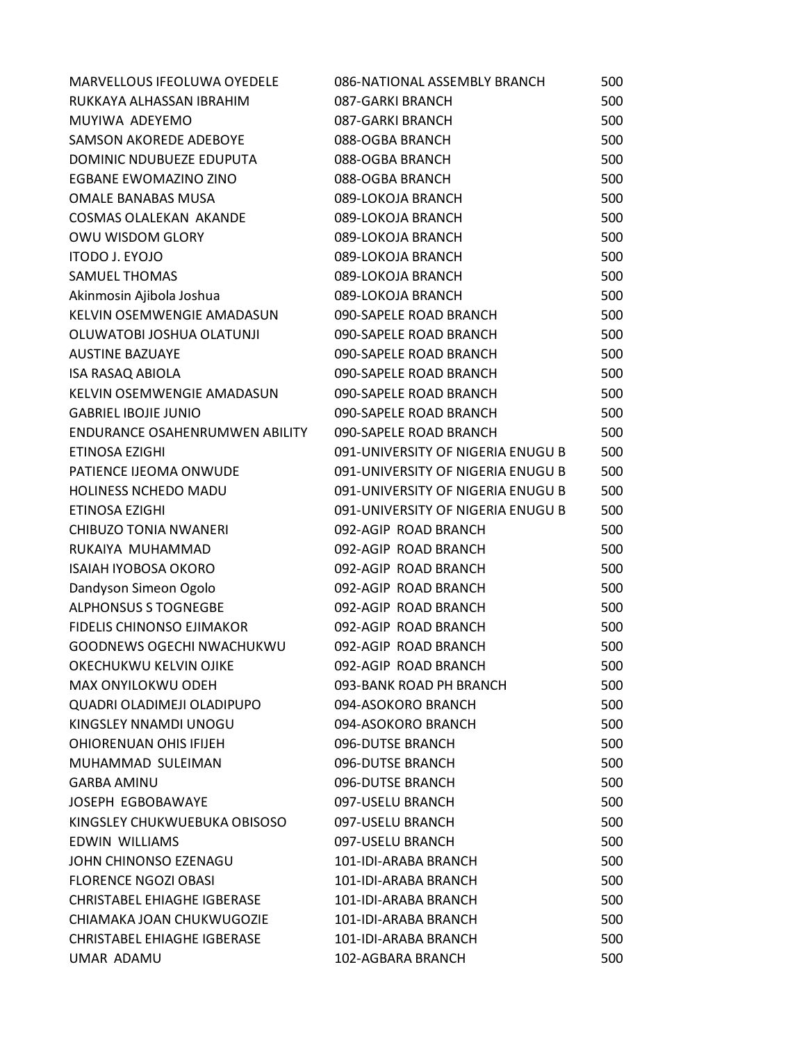| | | |
|---|---|---|
| MARVELLOUS IFEOLUWA OYEDELE | 086-NATIONAL ASSEMBLY BRANCH | 500 |
| RUKKAYA ALHASSAN IBRAHIM | 087-GARKI BRANCH | 500 |
| MUYIWA ADEYEMO | 087-GARKI BRANCH | 500 |
| SAMSON AKOREDE ADEBOYE | 088-OGBA BRANCH | 500 |
| DOMINIC NDUBUEZE EDUPUTA | 088-OGBA BRANCH | 500 |
| EGBANE EWOMAZINO ZINO | 088-OGBA BRANCH | 500 |
| OMALE BANABAS MUSA | 089-LOKOJA BRANCH | 500 |
| COSMAS OLALEKAN AKANDE | 089-LOKOJA BRANCH | 500 |
| OWU WISDOM GLORY | 089-LOKOJA BRANCH | 500 |
| ITODO J. EYOJO | 089-LOKOJA BRANCH | 500 |
| SAMUEL THOMAS | 089-LOKOJA BRANCH | 500 |
| Akinmosin Ajibola Joshua | 089-LOKOJA BRANCH | 500 |
| KELVIN OSEMWENGIE AMADASUN | 090-SAPELE ROAD BRANCH | 500 |
| OLUWATOBI JOSHUA OLATUNJI | 090-SAPELE ROAD BRANCH | 500 |
| AUSTINE BAZUAYE | 090-SAPELE ROAD BRANCH | 500 |
| ISA RASAQ ABIOLA | 090-SAPELE ROAD BRANCH | 500 |
| KELVIN OSEMWENGIE AMADASUN | 090-SAPELE ROAD BRANCH | 500 |
| GABRIEL IBOJIE JUNIO | 090-SAPELE ROAD BRANCH | 500 |
| ENDURANCE OSAHENRUMWEN ABILITY | 090-SAPELE ROAD BRANCH | 500 |
| ETINOSA EZIGHI | 091-UNIVERSITY OF NIGERIA ENUGU B | 500 |
| PATIENCE IJEOMA ONWUDE | 091-UNIVERSITY OF NIGERIA ENUGU B | 500 |
| HOLINESS NCHEDO MADU | 091-UNIVERSITY OF NIGERIA ENUGU B | 500 |
| ETINOSA EZIGHI | 091-UNIVERSITY OF NIGERIA ENUGU B | 500 |
| CHIBUZO TONIA NWANERI | 092-AGIP ROAD BRANCH | 500 |
| RUKAIYA MUHAMMAD | 092-AGIP ROAD BRANCH | 500 |
| ISAIAH IYOBOSA OKORO | 092-AGIP ROAD BRANCH | 500 |
| Dandyson Simeon Ogolo | 092-AGIP ROAD BRANCH | 500 |
| ALPHONSUS S TOGNEGBE | 092-AGIP ROAD BRANCH | 500 |
| FIDELIS CHINONSO EJIMAKOR | 092-AGIP ROAD BRANCH | 500 |
| GOODNEWS OGECHI NWACHUKWU | 092-AGIP ROAD BRANCH | 500 |
| OKECHUKWU KELVIN OJIKE | 092-AGIP ROAD BRANCH | 500 |
| MAX ONYILOKWU ODEH | 093-BANK ROAD PH BRANCH | 500 |
| QUADRI OLADIMEJI OLADIPUPO | 094-ASOKORO BRANCH | 500 |
| KINGSLEY NNAMDI UNOGU | 094-ASOKORO BRANCH | 500 |
| OHIORENUAN OHIS IFIJEH | 096-DUTSE BRANCH | 500 |
| MUHAMMAD SULEIMAN | 096-DUTSE BRANCH | 500 |
| GARBA AMINU | 096-DUTSE BRANCH | 500 |
| JOSEPH EGBOBAWAYE | 097-USELU BRANCH | 500 |
| KINGSLEY CHUKWUEBUKA OBISOSO | 097-USELU BRANCH | 500 |
| EDWIN WILLIAMS | 097-USELU BRANCH | 500 |
| JOHN CHINONSO EZENAGU | 101-IDI-ARABA BRANCH | 500 |
| FLORENCE NGOZI OBASI | 101-IDI-ARABA BRANCH | 500 |
| CHRISTABEL EHIAGHE IGBERASE | 101-IDI-ARABA BRANCH | 500 |
| CHIAMAKA JOAN CHUKWUGOZIE | 101-IDI-ARABA BRANCH | 500 |
| CHRISTABEL EHIAGHE IGBERASE | 101-IDI-ARABA BRANCH | 500 |
| UMAR ADAMU | 102-AGBARA BRANCH | 500 |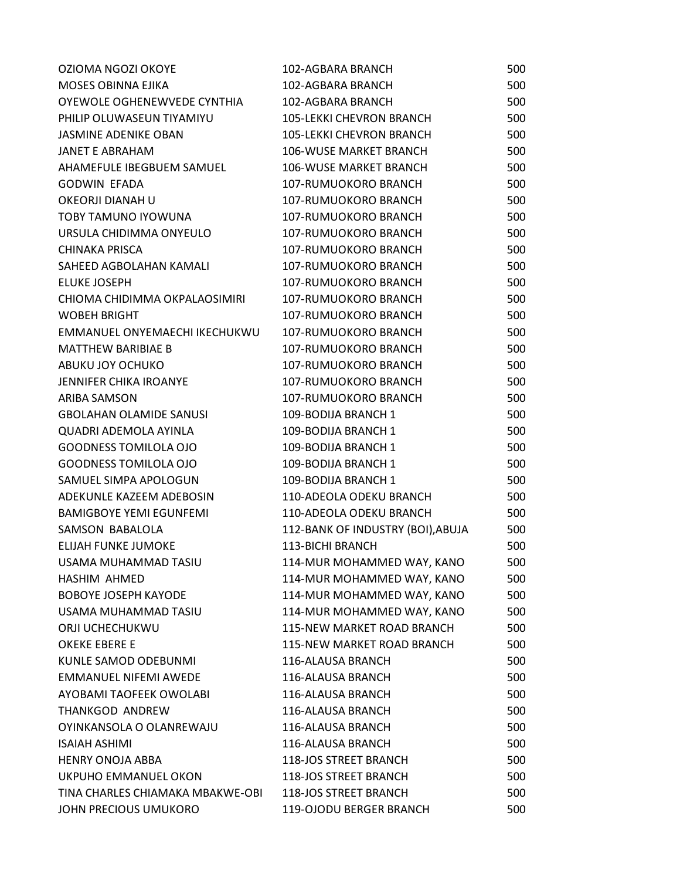| | | |
|---|---|---|
| OZIOMA NGOZI OKOYE | 102-AGBARA BRANCH | 500 |
| MOSES OBINNA EJIKA | 102-AGBARA BRANCH | 500 |
| OYEWOLE OGHENEWVEDE CYNTHIA | 102-AGBARA BRANCH | 500 |
| PHILIP OLUWASEUN TIYAMIYU | 105-LEKKI CHEVRON BRANCH | 500 |
| JASMINE ADENIKE OBAN | 105-LEKKI CHEVRON BRANCH | 500 |
| JANET E ABRAHAM | 106-WUSE MARKET BRANCH | 500 |
| AHAMEFULE IBEGBUEM SAMUEL | 106-WUSE MARKET BRANCH | 500 |
| GODWIN EFADA | 107-RUMUOKORO BRANCH | 500 |
| OKEORJI DIANAH U | 107-RUMUOKORO BRANCH | 500 |
| TOBY TAMUNO IYOWUNA | 107-RUMUOKORO BRANCH | 500 |
| URSULA CHIDIMMA ONYEULO | 107-RUMUOKORO BRANCH | 500 |
| CHINAKA PRISCA | 107-RUMUOKORO BRANCH | 500 |
| SAHEED AGBOLAHAN KAMALI | 107-RUMUOKORO BRANCH | 500 |
| ELUKE JOSEPH | 107-RUMUOKORO BRANCH | 500 |
| CHIOMA CHIDIMMA OKPALAOSIMIRI | 107-RUMUOKORO BRANCH | 500 |
| WOBEH BRIGHT | 107-RUMUOKORO BRANCH | 500 |
| EMMANUEL ONYEMAECHI IKECHUKWU | 107-RUMUOKORO BRANCH | 500 |
| MATTHEW BARIBIAE B | 107-RUMUOKORO BRANCH | 500 |
| ABUKU JOY OCHUKO | 107-RUMUOKORO BRANCH | 500 |
| JENNIFER CHIKA IROANYE | 107-RUMUOKORO BRANCH | 500 |
| ARIBA SAMSON | 107-RUMUOKORO BRANCH | 500 |
| GBOLAHAN OLAMIDE SANUSI | 109-BODIJA BRANCH 1 | 500 |
| QUADRI ADEMOLA AYINLA | 109-BODIJA BRANCH 1 | 500 |
| GOODNESS TOMILOLA OJO | 109-BODIJA BRANCH 1 | 500 |
| GOODNESS TOMILOLA OJO | 109-BODIJA BRANCH 1 | 500 |
| SAMUEL SIMPA APOLOGUN | 109-BODIJA BRANCH 1 | 500 |
| ADEKUNLE KAZEEM ADEBOSIN | 110-ADEOLA ODEKU BRANCH | 500 |
| BAMIGBOYE YEMI EGUNFEMI | 110-ADEOLA ODEKU BRANCH | 500 |
| SAMSON BABALOLA | 112-BANK OF INDUSTRY (BOI),ABUJA | 500 |
| ELIJAH FUNKE JUMOKE | 113-BICHI BRANCH | 500 |
| USAMA MUHAMMAD TASIU | 114-MUR MOHAMMED WAY, KANO | 500 |
| HASHIM AHMED | 114-MUR MOHAMMED WAY, KANO | 500 |
| BOBOYE JOSEPH KAYODE | 114-MUR MOHAMMED WAY, KANO | 500 |
| USAMA MUHAMMAD TASIU | 114-MUR MOHAMMED WAY, KANO | 500 |
| ORJI UCHECHUKWU | 115-NEW MARKET ROAD BRANCH | 500 |
| OKEKE EBERE E | 115-NEW MARKET ROAD BRANCH | 500 |
| KUNLE SAMOD ODEBUNMI | 116-ALAUSA BRANCH | 500 |
| EMMANUEL NIFEMI AWEDE | 116-ALAUSA BRANCH | 500 |
| AYOBAMI TAOFEEK OWOLABI | 116-ALAUSA BRANCH | 500 |
| THANKGOD ANDREW | 116-ALAUSA BRANCH | 500 |
| OYINKANSOLA O OLANREWAJU | 116-ALAUSA BRANCH | 500 |
| ISAIAH ASHIMI | 116-ALAUSA BRANCH | 500 |
| HENRY ONOJA ABBA | 118-JOS STREET BRANCH | 500 |
| UKPUHO EMMANUEL OKON | 118-JOS STREET BRANCH | 500 |
| TINA CHARLES CHIAMAKA MBAKWE-OBI | 118-JOS STREET BRANCH | 500 |
| JOHN PRECIOUS UMUKORO | 119-OJODU BERGER BRANCH | 500 |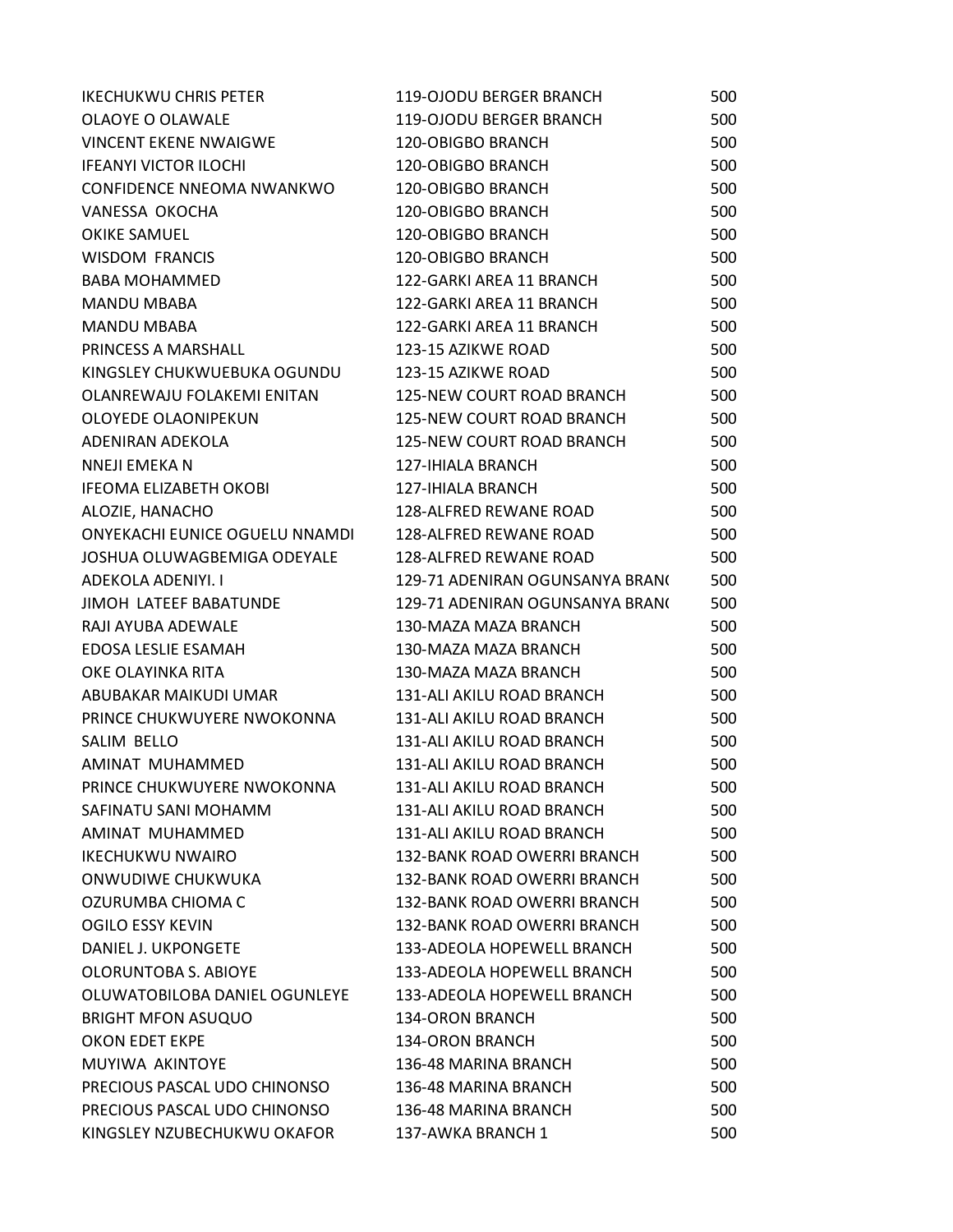| | | |
|---|---|---|
| IKECHUKWU CHRIS PETER | 119-OJODU BERGER BRANCH | 500 |
| OLAOYE O OLAWALE | 119-OJODU BERGER BRANCH | 500 |
| VINCENT EKENE NWAIGWE | 120-OBIGBO BRANCH | 500 |
| IFEANYI VICTOR ILOCHI | 120-OBIGBO BRANCH | 500 |
| CONFIDENCE NNEOMA NWANKWO | 120-OBIGBO BRANCH | 500 |
| VANESSA OKOCHA | 120-OBIGBO BRANCH | 500 |
| OKIKE SAMUEL | 120-OBIGBO BRANCH | 500 |
| WISDOM FRANCIS | 120-OBIGBO BRANCH | 500 |
| BABA MOHAMMED | 122-GARKI AREA 11 BRANCH | 500 |
| MANDU MBABA | 122-GARKI AREA 11 BRANCH | 500 |
| MANDU MBABA | 122-GARKI AREA 11 BRANCH | 500 |
| PRINCESS A MARSHALL | 123-15 AZIKWE ROAD | 500 |
| KINGSLEY CHUKWUEBUKA OGUNDU | 123-15 AZIKWE ROAD | 500 |
| OLANREWAJU FOLAKEMI ENITAN | 125-NEW COURT ROAD BRANCH | 500 |
| OLOYEDE OLAONIPEKUN | 125-NEW COURT ROAD BRANCH | 500 |
| ADENIRAN ADEKOLA | 125-NEW COURT ROAD BRANCH | 500 |
| NNEJI EMEKA N | 127-IHIALA BRANCH | 500 |
| IFEOMA ELIZABETH OKOBI | 127-IHIALA BRANCH | 500 |
| ALOZIE, HANACHO | 128-ALFRED REWANE ROAD | 500 |
| ONYEKACHI EUNICE OGUELU NNAMDI | 128-ALFRED REWANE ROAD | 500 |
| JOSHUA OLUWAGBEMIGA ODEYALE | 128-ALFRED REWANE ROAD | 500 |
| ADEKOLA ADENIYI. I | 129-71 ADENIRAN OGUNSANYA BRAN( | 500 |
| JIMOH LATEEF BABATUNDE | 129-71 ADENIRAN OGUNSANYA BRAN( | 500 |
| RAJI AYUBA ADEWALE | 130-MAZA MAZA BRANCH | 500 |
| EDOSA LESLIE ESAMAH | 130-MAZA MAZA BRANCH | 500 |
| OKE OLAYINKA RITA | 130-MAZA MAZA BRANCH | 500 |
| ABUBAKAR MAIKUDI UMAR | 131-ALI AKILU ROAD BRANCH | 500 |
| PRINCE CHUKWUYERE NWOKONNA | 131-ALI AKILU ROAD BRANCH | 500 |
| SALIM BELLO | 131-ALI AKILU ROAD BRANCH | 500 |
| AMINAT MUHAMMED | 131-ALI AKILU ROAD BRANCH | 500 |
| PRINCE CHUKWUYERE NWOKONNA | 131-ALI AKILU ROAD BRANCH | 500 |
| SAFINATU SANI MOHAMM | 131-ALI AKILU ROAD BRANCH | 500 |
| AMINAT MUHAMMED | 131-ALI AKILU ROAD BRANCH | 500 |
| IKECHUKWU NWAIRO | 132-BANK ROAD OWERRI BRANCH | 500 |
| ONWUDIWE CHUKWUKA | 132-BANK ROAD OWERRI BRANCH | 500 |
| OZURUMBA CHIOMA C | 132-BANK ROAD OWERRI BRANCH | 500 |
| OGILO ESSY KEVIN | 132-BANK ROAD OWERRI BRANCH | 500 |
| DANIEL J. UKPONGETE | 133-ADEOLA HOPEWELL BRANCH | 500 |
| OLORUNTOBA S. ABIOYE | 133-ADEOLA HOPEWELL BRANCH | 500 |
| OLUWATOBILOBA DANIEL OGUNLEYE | 133-ADEOLA HOPEWELL BRANCH | 500 |
| BRIGHT MFON ASUQUO | 134-ORON BRANCH | 500 |
| OKON EDET EKPE | 134-ORON BRANCH | 500 |
| MUYIWA AKINTOYE | 136-48 MARINA BRANCH | 500 |
| PRECIOUS PASCAL UDO CHINONSO | 136-48 MARINA BRANCH | 500 |
| PRECIOUS PASCAL UDO CHINONSO | 136-48 MARINA BRANCH | 500 |
| KINGSLEY NZUBECHUKWU OKAFOR | 137-AWKA BRANCH 1 | 500 |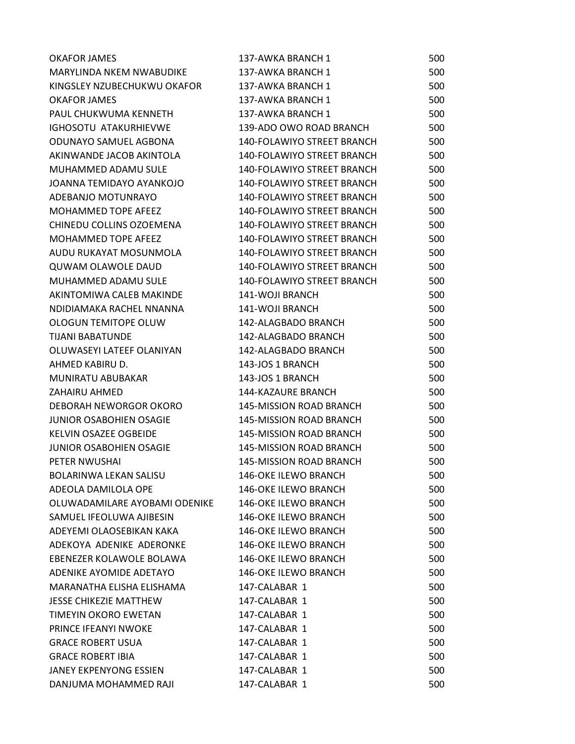| | | |
|---|---|---|
| OKAFOR JAMES | 137-AWKA BRANCH 1 | 500 |
| MARYLINDA NKEM NWABUDIKE | 137-AWKA BRANCH 1 | 500 |
| KINGSLEY NZUBECHUKWU OKAFOR | 137-AWKA BRANCH 1 | 500 |
| OKAFOR JAMES | 137-AWKA BRANCH 1 | 500 |
| PAUL CHUKWUMA KENNETH | 137-AWKA BRANCH 1 | 500 |
| IGHOSOTU ATAKURHIEVWE | 139-ADO OWO ROAD BRANCH | 500 |
| ODUNAYO SAMUEL AGBONA | 140-FOLAWIYO STREET BRANCH | 500 |
| AKINWANDE JACOB AKINTOLA | 140-FOLAWIYO STREET BRANCH | 500 |
| MUHAMMED ADAMU SULE | 140-FOLAWIYO STREET BRANCH | 500 |
| JOANNA TEMIDAYO AYANKOJO | 140-FOLAWIYO STREET BRANCH | 500 |
| ADEBANJO MOTUNRAYO | 140-FOLAWIYO STREET BRANCH | 500 |
| MOHAMMED TOPE AFEEZ | 140-FOLAWIYO STREET BRANCH | 500 |
| CHINEDU COLLINS OZOEMENA | 140-FOLAWIYO STREET BRANCH | 500 |
| MOHAMMED TOPE AFEEZ | 140-FOLAWIYO STREET BRANCH | 500 |
| AUDU RUKAYAT MOSUNMOLA | 140-FOLAWIYO STREET BRANCH | 500 |
| QUWAM OLAWOLE DAUD | 140-FOLAWIYO STREET BRANCH | 500 |
| MUHAMMED ADAMU SULE | 140-FOLAWIYO STREET BRANCH | 500 |
| AKINTOMIWA CALEB MAKINDE | 141-WOJI BRANCH | 500 |
| NDIDIAMAKA RACHEL NNANNA | 141-WOJI BRANCH | 500 |
| OLOGUN TEMITOPE OLUW | 142-ALAGBADO BRANCH | 500 |
| TIJANI BABATUNDE | 142-ALAGBADO BRANCH | 500 |
| OLUWASEYI LATEEF OLANIYAN | 142-ALAGBADO BRANCH | 500 |
| AHMED KABIRU D. | 143-JOS 1 BRANCH | 500 |
| MUNIRATU ABUBAKAR | 143-JOS 1 BRANCH | 500 |
| ZAHAIRU AHMED | 144-KAZAURE BRANCH | 500 |
| DEBORAH NEWORGOR OKORO | 145-MISSION ROAD BRANCH | 500 |
| JUNIOR OSABOHIEN OSAGIE | 145-MISSION ROAD BRANCH | 500 |
| KELVIN OSAZEE OGBEIDE | 145-MISSION ROAD BRANCH | 500 |
| JUNIOR OSABOHIEN OSAGIE | 145-MISSION ROAD BRANCH | 500 |
| PETER NWUSHAI | 145-MISSION ROAD BRANCH | 500 |
| BOLARINWA LEKAN SALISU | 146-OKE ILEWO BRANCH | 500 |
| ADEOLA DAMILOLA OPE | 146-OKE ILEWO BRANCH | 500 |
| OLUWADAMILARE AYOBAMI ODENIKE | 146-OKE ILEWO BRANCH | 500 |
| SAMUEL IFEOLUWA AJIBESIN | 146-OKE ILEWO BRANCH | 500 |
| ADEYEMI OLAOSEBIKAN KAKA | 146-OKE ILEWO BRANCH | 500 |
| ADEKOYA ADENIKE ADERONKE | 146-OKE ILEWO BRANCH | 500 |
| EBENEZER KOLAWOLE BOLAWA | 146-OKE ILEWO BRANCH | 500 |
| ADENIKE AYOMIDE ADETAYO | 146-OKE ILEWO BRANCH | 500 |
| MARANATHA ELISHA ELISHAMA | 147-CALABAR 1 | 500 |
| JESSE CHIKEZIE MATTHEW | 147-CALABAR 1 | 500 |
| TIMEYIN OKORO EWETAN | 147-CALABAR 1 | 500 |
| PRINCE IFEANYI NWOKE | 147-CALABAR 1 | 500 |
| GRACE ROBERT USUA | 147-CALABAR 1 | 500 |
| GRACE ROBERT IBIA | 147-CALABAR 1 | 500 |
| JANEY EKPENYONG ESSIEN | 147-CALABAR 1 | 500 |
| DANJUMA MOHAMMED RAJI | 147-CALABAR 1 | 500 |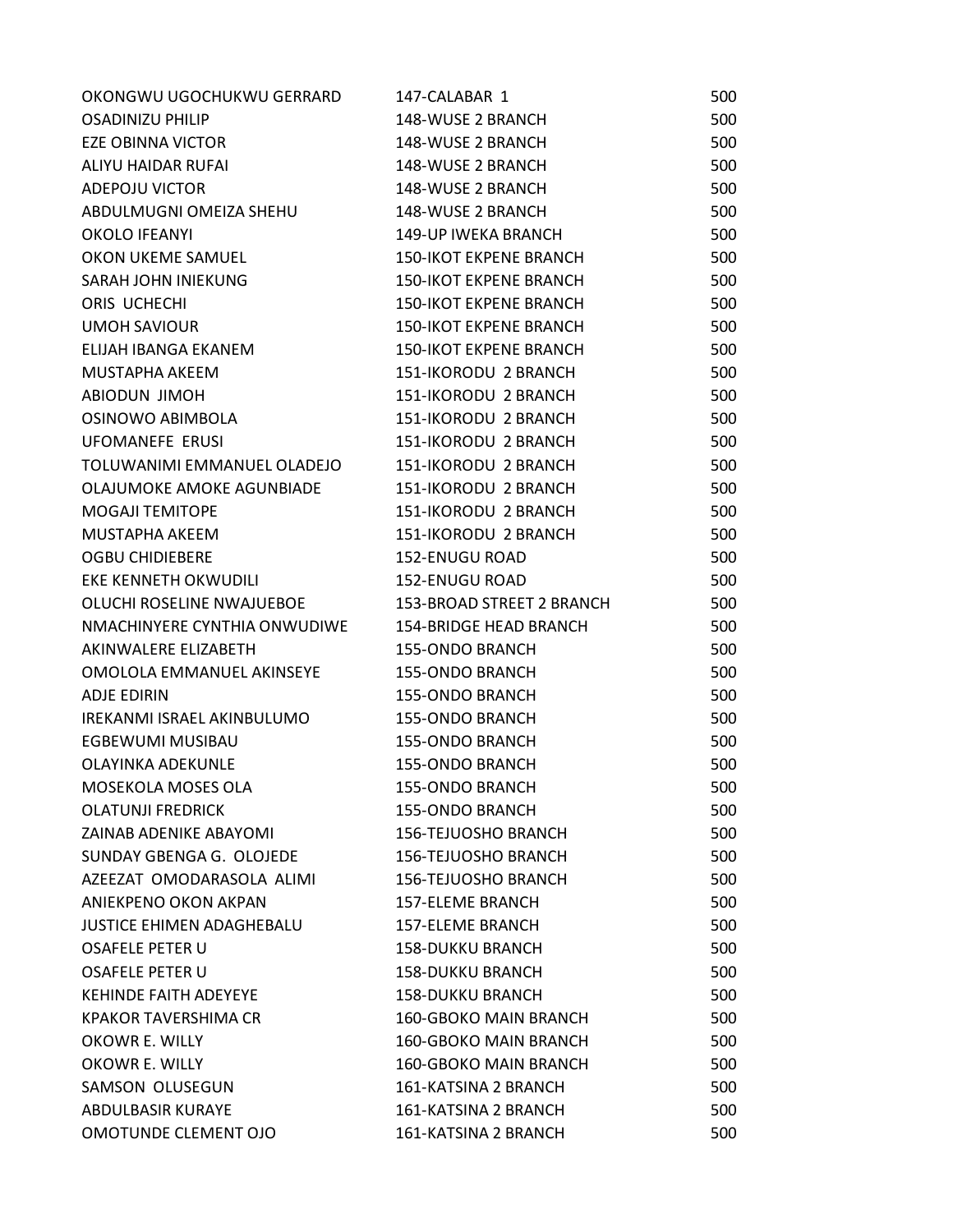| | | |
|---|---|---|
| OKONGWU UGOCHUKWU GERRARD | 147-CALABAR 1 | 500 |
| OSADINIZU PHILIP | 148-WUSE 2 BRANCH | 500 |
| EZE OBINNA VICTOR | 148-WUSE 2 BRANCH | 500 |
| ALIYU HAIDAR RUFAI | 148-WUSE 2 BRANCH | 500 |
| ADEPOJU VICTOR | 148-WUSE 2 BRANCH | 500 |
| ABDULMUGNI OMEIZA SHEHU | 148-WUSE 2 BRANCH | 500 |
| OKOLO IFEANYI | 149-UP IWEKA BRANCH | 500 |
| OKON UKEME SAMUEL | 150-IKOT EKPENE BRANCH | 500 |
| SARAH JOHN INIEKUNG | 150-IKOT EKPENE BRANCH | 500 |
| ORIS UCHECHI | 150-IKOT EKPENE BRANCH | 500 |
| UMOH SAVIOUR | 150-IKOT EKPENE BRANCH | 500 |
| ELIJAH IBANGA EKANEM | 150-IKOT EKPENE BRANCH | 500 |
| MUSTAPHA AKEEM | 151-IKORODU 2 BRANCH | 500 |
| ABIODUN JIMOH | 151-IKORODU 2 BRANCH | 500 |
| OSINOWO ABIMBOLA | 151-IKORODU 2 BRANCH | 500 |
| UFOMANEFE ERUSI | 151-IKORODU 2 BRANCH | 500 |
| TOLUWANIMI EMMANUEL OLADEJO | 151-IKORODU 2 BRANCH | 500 |
| OLAJUMOKE AMOKE AGUNBIADE | 151-IKORODU 2 BRANCH | 500 |
| MOGAJI TEMITOPE | 151-IKORODU 2 BRANCH | 500 |
| MUSTAPHA AKEEM | 151-IKORODU 2 BRANCH | 500 |
| OGBU CHIDIEBERE | 152-ENUGU ROAD | 500 |
| EKE KENNETH OKWUDILI | 152-ENUGU ROAD | 500 |
| OLUCHI ROSELINE NWAJUEBOE | 153-BROAD STREET 2 BRANCH | 500 |
| NMACHINYERE CYNTHIA ONWUDIWE | 154-BRIDGE HEAD BRANCH | 500 |
| AKINWALERE ELIZABETH | 155-ONDO BRANCH | 500 |
| OMOLOLA EMMANUEL AKINSEYE | 155-ONDO BRANCH | 500 |
| ADJE EDIRIN | 155-ONDO BRANCH | 500 |
| IREKANMI ISRAEL AKINBULUMO | 155-ONDO BRANCH | 500 |
| EGBEWUMI MUSIBAU | 155-ONDO BRANCH | 500 |
| OLAYINKA ADEKUNLE | 155-ONDO BRANCH | 500 |
| MOSEKOLA MOSES OLA | 155-ONDO BRANCH | 500 |
| OLATUNJI FREDRICK | 155-ONDO BRANCH | 500 |
| ZAINAB ADENIKE ABAYOMI | 156-TEJUOSHO BRANCH | 500 |
| SUNDAY GBENGA G. OLOJEDE | 156-TEJUOSHO BRANCH | 500 |
| AZEEZAT OMODARASOLA ALIMI | 156-TEJUOSHO BRANCH | 500 |
| ANIEKPENO OKON AKPAN | 157-ELEME BRANCH | 500 |
| JUSTICE EHIMEN ADAGHEBALU | 157-ELEME BRANCH | 500 |
| OSAFELE PETER U | 158-DUKKU BRANCH | 500 |
| OSAFELE PETER U | 158-DUKKU BRANCH | 500 |
| KEHINDE FAITH ADEYEYE | 158-DUKKU BRANCH | 500 |
| KPAKOR TAVERSHIMA CR | 160-GBOKO MAIN BRANCH | 500 |
| OKOWR E. WILLY | 160-GBOKO MAIN BRANCH | 500 |
| OKOWR E. WILLY | 160-GBOKO MAIN BRANCH | 500 |
| SAMSON OLUSEGUN | 161-KATSINA 2 BRANCH | 500 |
| ABDULBASIR KURAYE | 161-KATSINA 2 BRANCH | 500 |
| OMOTUNDE CLEMENT OJO | 161-KATSINA 2 BRANCH | 500 |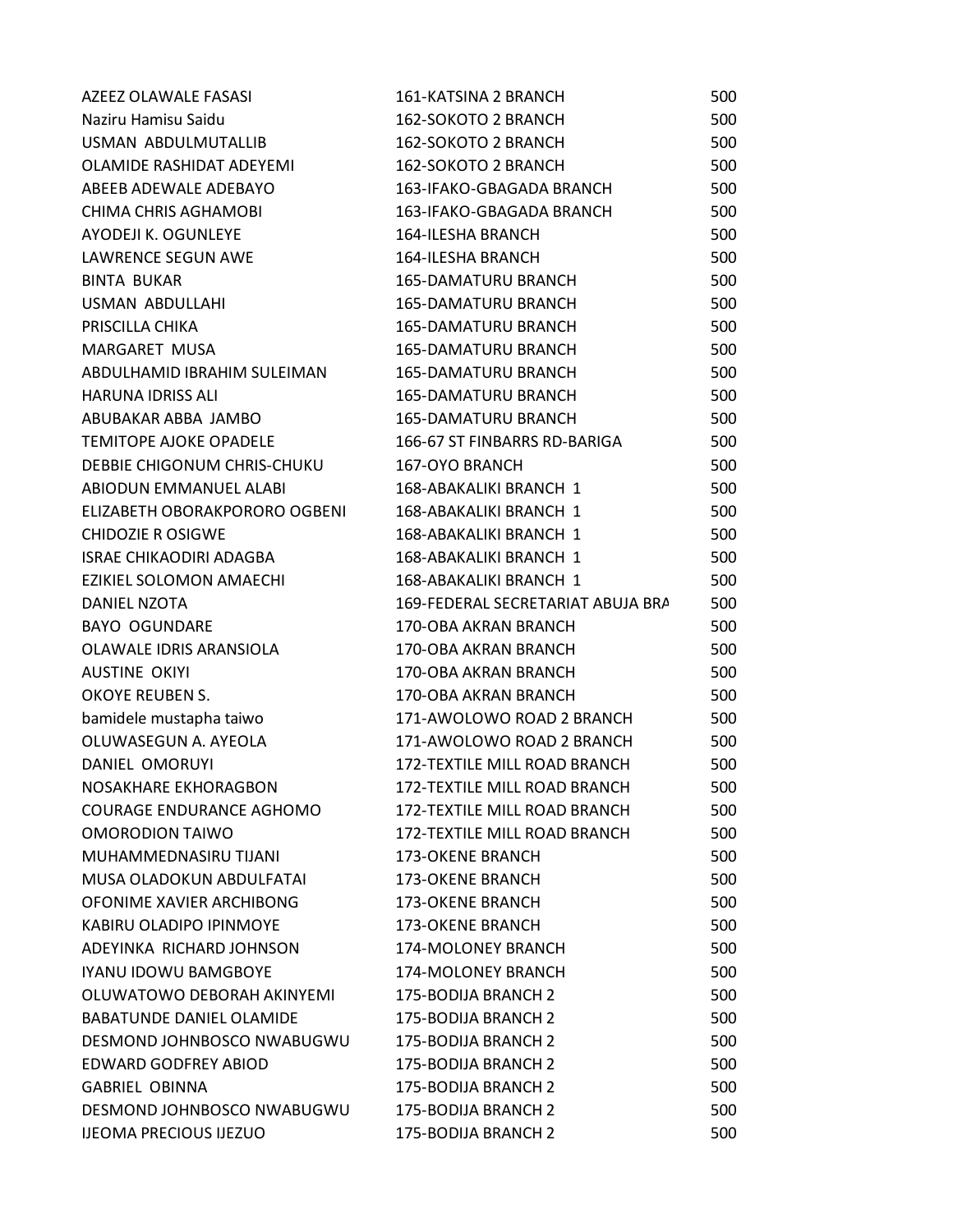| | | |
|---|---|---|
| AZEEZ OLAWALE FASASI | 161-KATSINA 2 BRANCH | 500 |
| Naziru Hamisu Saidu | 162-SOKOTO 2 BRANCH | 500 |
| USMAN ABDULMUTALLIB | 162-SOKOTO 2 BRANCH | 500 |
| OLAMIDE RASHIDAT ADEYEMI | 162-SOKOTO 2 BRANCH | 500 |
| ABEEB ADEWALE ADEBAYO | 163-IFAKO-GBAGADA BRANCH | 500 |
| CHIMA CHRIS AGHAMOBI | 163-IFAKO-GBAGADA BRANCH | 500 |
| AYODEJI K. OGUNLEYE | 164-ILESHA BRANCH | 500 |
| LAWRENCE SEGUN AWE | 164-ILESHA BRANCH | 500 |
| BINTA BUKAR | 165-DAMATURU BRANCH | 500 |
| USMAN ABDULLAHI | 165-DAMATURU BRANCH | 500 |
| PRISCILLA CHIKA | 165-DAMATURU BRANCH | 500 |
| MARGARET MUSA | 165-DAMATURU BRANCH | 500 |
| ABDULHAMID IBRAHIM SULEIMAN | 165-DAMATURU BRANCH | 500 |
| HARUNA IDRISS ALI | 165-DAMATURU BRANCH | 500 |
| ABUBAKAR ABBA JAMBO | 165-DAMATURU BRANCH | 500 |
| TEMITOPE AJOKE OPADELE | 166-67 ST FINBARRS RD-BARIGA | 500 |
| DEBBIE CHIGONUM CHRIS-CHUKU | 167-OYO BRANCH | 500 |
| ABIODUN EMMANUEL ALABI | 168-ABAKALIKI BRANCH 1 | 500 |
| ELIZABETH OBORAKPORORO OGBENI | 168-ABAKALIKI BRANCH 1 | 500 |
| CHIDOZIE R OSIGWE | 168-ABAKALIKI BRANCH 1 | 500 |
| ISRAE CHIKAODIRI ADAGBA | 168-ABAKALIKI BRANCH 1 | 500 |
| EZIKIEL SOLOMON AMAECHI | 168-ABAKALIKI BRANCH 1 | 500 |
| DANIEL NZOTA | 169-FEDERAL SECRETARIAT ABUJA BRA | 500 |
| BAYO OGUNDARE | 170-OBA AKRAN BRANCH | 500 |
| OLAWALE IDRIS ARANSIOLA | 170-OBA AKRAN BRANCH | 500 |
| AUSTINE OKIYI | 170-OBA AKRAN BRANCH | 500 |
| OKOYE REUBEN S. | 170-OBA AKRAN BRANCH | 500 |
| bamidele mustapha taiwo | 171-AWOLOWO ROAD 2 BRANCH | 500 |
| OLUWASEGUN A. AYEOLA | 171-AWOLOWO ROAD 2 BRANCH | 500 |
| DANIEL OMORUYI | 172-TEXTILE MILL ROAD BRANCH | 500 |
| NOSAKHARE EKHORAGBON | 172-TEXTILE MILL ROAD BRANCH | 500 |
| COURAGE ENDURANCE AGHOMO | 172-TEXTILE MILL ROAD BRANCH | 500 |
| OMORODION TAIWO | 172-TEXTILE MILL ROAD BRANCH | 500 |
| MUHAMMEDNASIRU TIJANI | 173-OKENE BRANCH | 500 |
| MUSA OLADOKUN ABDULFATAI | 173-OKENE BRANCH | 500 |
| OFONIME XAVIER ARCHIBONG | 173-OKENE BRANCH | 500 |
| KABIRU OLADIPO IPINMOYE | 173-OKENE BRANCH | 500 |
| ADEYINKA RICHARD JOHNSON | 174-MOLONEY BRANCH | 500 |
| IYANU IDOWU BAMGBOYE | 174-MOLONEY BRANCH | 500 |
| OLUWATOWO DEBORAH AKINYEMI | 175-BODIJA BRANCH 2 | 500 |
| BABATUNDE DANIEL OLAMIDE | 175-BODIJA BRANCH 2 | 500 |
| DESMOND JOHNBOSCO NWABUGWU | 175-BODIJA BRANCH 2 | 500 |
| EDWARD GODFREY ABIOD | 175-BODIJA BRANCH 2 | 500 |
| GABRIEL OBINNA | 175-BODIJA BRANCH 2 | 500 |
| DESMOND JOHNBOSCO NWABUGWU | 175-BODIJA BRANCH 2 | 500 |
| IJEOMA PRECIOUS IJEZUO | 175-BODIJA BRANCH 2 | 500 |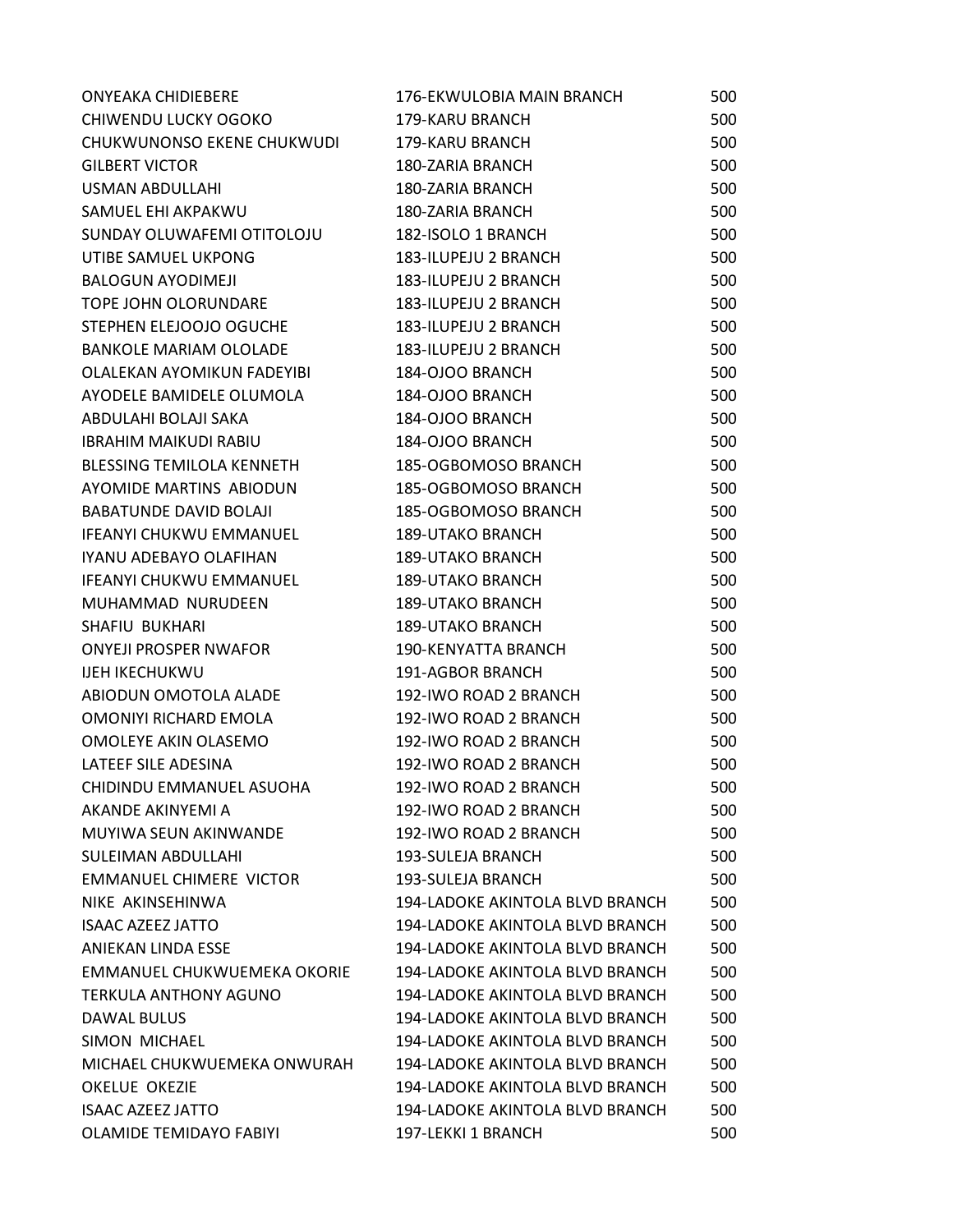| | | |
|---|---|---|
| ONYEAKA CHIDIEBERE | 176-EKWULOBIA MAIN BRANCH | 500 |
| CHIWENDU LUCKY OGOKO | 179-KARU BRANCH | 500 |
| CHUKWUNONSO EKENE CHUKWUDI | 179-KARU BRANCH | 500 |
| GILBERT VICTOR | 180-ZARIA BRANCH | 500 |
| USMAN ABDULLAHI | 180-ZARIA BRANCH | 500 |
| SAMUEL EHI AKPAKWU | 180-ZARIA BRANCH | 500 |
| SUNDAY OLUWAFEMI OTITOLOJU | 182-ISOLO 1 BRANCH | 500 |
| UTIBE SAMUEL UKPONG | 183-ILUPEJU 2 BRANCH | 500 |
| BALOGUN AYODIMEJI | 183-ILUPEJU 2 BRANCH | 500 |
| TOPE JOHN OLORUNDARE | 183-ILUPEJU 2 BRANCH | 500 |
| STEPHEN ELEJOOJO OGUCHE | 183-ILUPEJU 2 BRANCH | 500 |
| BANKOLE MARIAM OLOLADE | 183-ILUPEJU 2 BRANCH | 500 |
| OLALEKAN AYOMIKUN FADEYIBI | 184-OJOO BRANCH | 500 |
| AYODELE BAMIDELE OLUMOLA | 184-OJOO BRANCH | 500 |
| ABDULAHI BOLAJI SAKA | 184-OJOO BRANCH | 500 |
| IBRAHIM MAIKUDI RABIU | 184-OJOO BRANCH | 500 |
| BLESSING TEMILOLA KENNETH | 185-OGBOMOSO BRANCH | 500 |
| AYOMIDE MARTINS ABIODUN | 185-OGBOMOSO BRANCH | 500 |
| BABATUNDE DAVID BOLAJI | 185-OGBOMOSO BRANCH | 500 |
| IFEANYI CHUKWU EMMANUEL | 189-UTAKO BRANCH | 500 |
| IYANU ADEBAYO OLAFIHAN | 189-UTAKO BRANCH | 500 |
| IFEANYI CHUKWU EMMANUEL | 189-UTAKO BRANCH | 500 |
| MUHAMMAD NURUDEEN | 189-UTAKO BRANCH | 500 |
| SHAFIU BUKHARI | 189-UTAKO BRANCH | 500 |
| ONYEJI PROSPER NWAFOR | 190-KENYATTA BRANCH | 500 |
| IJEH IKECHUKWU | 191-AGBOR BRANCH | 500 |
| ABIODUN OMOTOLA ALADE | 192-IWO ROAD 2 BRANCH | 500 |
| OMONIYI RICHARD EMOLA | 192-IWO ROAD 2 BRANCH | 500 |
| OMOLEYE AKIN OLASEMO | 192-IWO ROAD 2 BRANCH | 500 |
| LATEEF SILE ADESINA | 192-IWO ROAD 2 BRANCH | 500 |
| CHIDINDU EMMANUEL ASUOHA | 192-IWO ROAD 2 BRANCH | 500 |
| AKANDE AKINYEMI A | 192-IWO ROAD 2 BRANCH | 500 |
| MUYIWA SEUN AKINWANDE | 192-IWO ROAD 2 BRANCH | 500 |
| SULEIMAN ABDULLAHI | 193-SULEJA BRANCH | 500 |
| EMMANUEL CHIMERE VICTOR | 193-SULEJA BRANCH | 500 |
| NIKE AKINSEHINWA | 194-LADOKE AKINTOLA BLVD BRANCH | 500 |
| ISAAC AZEEZ JATTO | 194-LADOKE AKINTOLA BLVD BRANCH | 500 |
| ANIEKAN LINDA ESSE | 194-LADOKE AKINTOLA BLVD BRANCH | 500 |
| EMMANUEL CHUKWUEMEKA OKORIE | 194-LADOKE AKINTOLA BLVD BRANCH | 500 |
| TERKULA ANTHONY AGUNO | 194-LADOKE AKINTOLA BLVD BRANCH | 500 |
| DAWAL BULUS | 194-LADOKE AKINTOLA BLVD BRANCH | 500 |
| SIMON MICHAEL | 194-LADOKE AKINTOLA BLVD BRANCH | 500 |
| MICHAEL CHUKWUEMEKA ONWURAH | 194-LADOKE AKINTOLA BLVD BRANCH | 500 |
| OKELUE OKEZIE | 194-LADOKE AKINTOLA BLVD BRANCH | 500 |
| ISAAC AZEEZ JATTO | 194-LADOKE AKINTOLA BLVD BRANCH | 500 |
| OLAMIDE TEMIDAYO FABIYI | 197-LEKKI 1 BRANCH | 500 |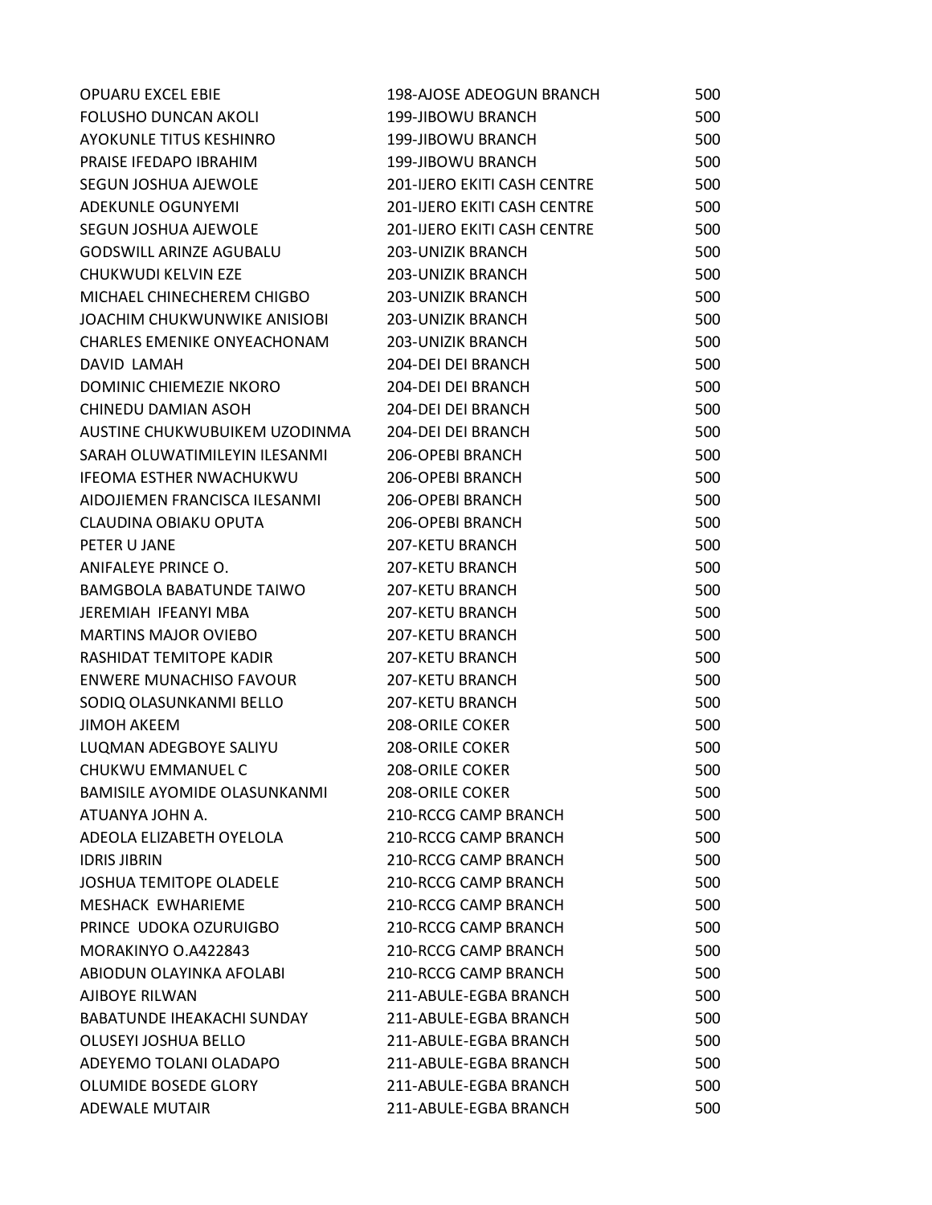| | | |
|---|---|---|
| OPUARU EXCEL EBIE | 198-AJOSE ADEOGUN BRANCH | 500 |
| FOLUSHO DUNCAN AKOLI | 199-JIBOWU BRANCH | 500 |
| AYOKUNLE TITUS KESHINRO | 199-JIBOWU BRANCH | 500 |
| PRAISE IFEDAPO IBRAHIM | 199-JIBOWU BRANCH | 500 |
| SEGUN JOSHUA AJEWOLE | 201-IJERO EKITI CASH CENTRE | 500 |
| ADEKUNLE OGUNYEMI | 201-IJERO EKITI CASH CENTRE | 500 |
| SEGUN JOSHUA AJEWOLE | 201-IJERO EKITI CASH CENTRE | 500 |
| GODSWILL ARINZE AGUBALU | 203-UNIZIK BRANCH | 500 |
| CHUKWUDI KELVIN EZE | 203-UNIZIK BRANCH | 500 |
| MICHAEL CHINECHEREM CHIGBO | 203-UNIZIK BRANCH | 500 |
| JOACHIM CHUKWUNWIKE ANISIOBI | 203-UNIZIK BRANCH | 500 |
| CHARLES EMENIKE ONYEACHONAM | 203-UNIZIK BRANCH | 500 |
| DAVID LAMAH | 204-DEI DEI BRANCH | 500 |
| DOMINIC CHIEMEZIE NKORO | 204-DEI DEI BRANCH | 500 |
| CHINEDU DAMIAN ASOH | 204-DEI DEI BRANCH | 500 |
| AUSTINE CHUKWUBUIKEM UZODINMA | 204-DEI DEI BRANCH | 500 |
| SARAH OLUWATIMILEYIN ILESANMI | 206-OPEBI BRANCH | 500 |
| IFEOMA ESTHER NWACHUKWU | 206-OPEBI BRANCH | 500 |
| AIDOJIEMEN FRANCISCA ILESANMI | 206-OPEBI BRANCH | 500 |
| CLAUDINA OBIAKU OPUTA | 206-OPEBI BRANCH | 500 |
| PETER U JANE | 207-KETU BRANCH | 500 |
| ANIFALEYE PRINCE O. | 207-KETU BRANCH | 500 |
| BAMGBOLA BABATUNDE TAIWO | 207-KETU BRANCH | 500 |
| JEREMIAH IFEANYI MBA | 207-KETU BRANCH | 500 |
| MARTINS MAJOR OVIEBO | 207-KETU BRANCH | 500 |
| RASHIDAT TEMITOPE KADIR | 207-KETU BRANCH | 500 |
| ENWERE MUNACHISO FAVOUR | 207-KETU BRANCH | 500 |
| SODIQ OLASUNKANMI BELLO | 207-KETU BRANCH | 500 |
| JIMOH AKEEM | 208-ORILE COKER | 500 |
| LUQMAN ADEGBOYE SALIYU | 208-ORILE COKER | 500 |
| CHUKWU EMMANUEL C | 208-ORILE COKER | 500 |
| BAMISILE AYOMIDE OLASUNKANMI | 208-ORILE COKER | 500 |
| ATUANYA JOHN A. | 210-RCCG CAMP BRANCH | 500 |
| ADEOLA ELIZABETH OYELOLA | 210-RCCG CAMP BRANCH | 500 |
| IDRIS JIBRIN | 210-RCCG CAMP BRANCH | 500 |
| JOSHUA TEMITOPE OLADELE | 210-RCCG CAMP BRANCH | 500 |
| MESHACK EWHARIEME | 210-RCCG CAMP BRANCH | 500 |
| PRINCE UDOKA OZURUIGBO | 210-RCCG CAMP BRANCH | 500 |
| MORAKINYO O.A422843 | 210-RCCG CAMP BRANCH | 500 |
| ABIODUN OLAYINKA AFOLABI | 210-RCCG CAMP BRANCH | 500 |
| AJIBOYE RILWAN | 211-ABULE-EGBA BRANCH | 500 |
| BABATUNDE IHEAKACHI SUNDAY | 211-ABULE-EGBA BRANCH | 500 |
| OLUSEYI JOSHUA BELLO | 211-ABULE-EGBA BRANCH | 500 |
| ADEYEMO TOLANI OLADAPO | 211-ABULE-EGBA BRANCH | 500 |
| OLUMIDE BOSEDE GLORY | 211-ABULE-EGBA BRANCH | 500 |
| ADEWALE MUTAIR | 211-ABULE-EGBA BRANCH | 500 |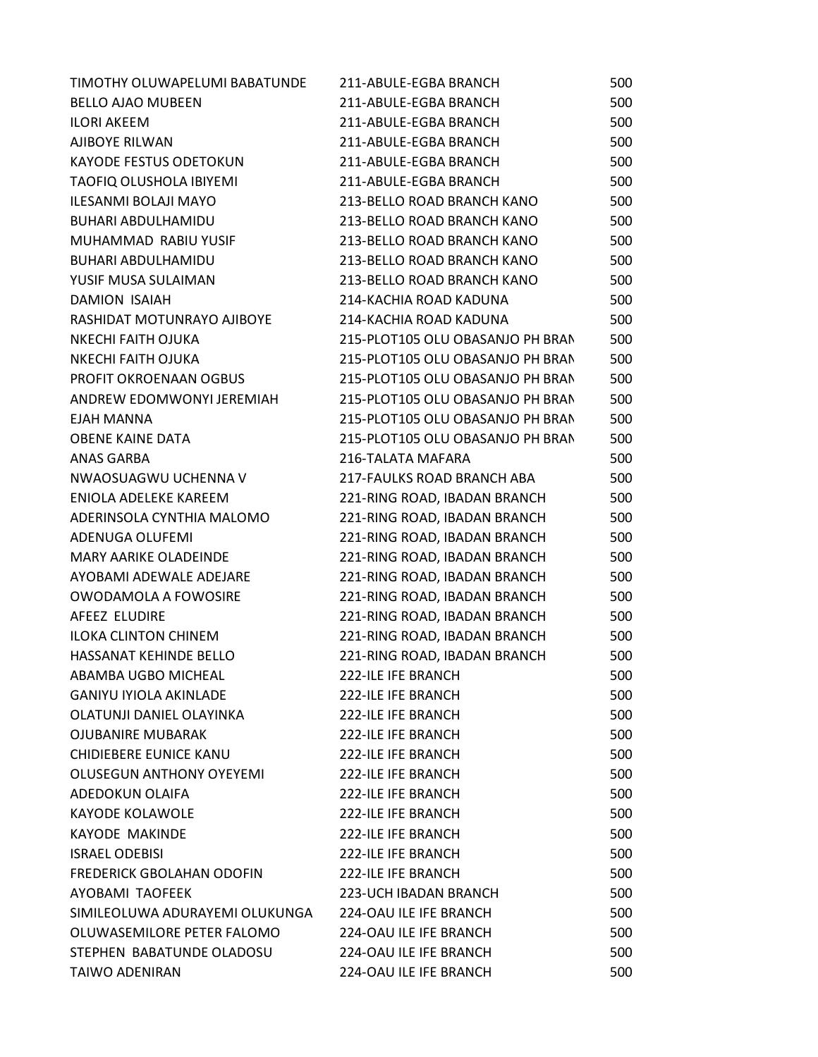| | | |
|---|---|---|
| TIMOTHY OLUWAPELUMI BABATUNDE | 211-ABULE-EGBA BRANCH | 500 |
| BELLO AJAO MUBEEN | 211-ABULE-EGBA BRANCH | 500 |
| ILORI AKEEM | 211-ABULE-EGBA BRANCH | 500 |
| AJIBOYE RILWAN | 211-ABULE-EGBA BRANCH | 500 |
| KAYODE FESTUS ODETOKUN | 211-ABULE-EGBA BRANCH | 500 |
| TAOFIQ OLUSHOLA IBIYEMI | 211-ABULE-EGBA BRANCH | 500 |
| ILESANMI BOLAJI MAYO | 213-BELLO ROAD BRANCH KANO | 500 |
| BUHARI ABDULHAMIDU | 213-BELLO ROAD BRANCH KANO | 500 |
| MUHAMMAD RABIU YUSIF | 213-BELLO ROAD BRANCH KANO | 500 |
| BUHARI ABDULHAMIDU | 213-BELLO ROAD BRANCH KANO | 500 |
| YUSIF MUSA SULAIMAN | 213-BELLO ROAD BRANCH KANO | 500 |
| DAMION ISAIAH | 214-KACHIA ROAD KADUNA | 500 |
| RASHIDAT MOTUNRAYO AJIBOYE | 214-KACHIA ROAD KADUNA | 500 |
| NKECHI FAITH OJUKA | 215-PLOT105 OLU OBASANJO PH BRAN | 500 |
| NKECHI FAITH OJUKA | 215-PLOT105 OLU OBASANJO PH BRAN | 500 |
| PROFIT OKROENAAN OGBUS | 215-PLOT105 OLU OBASANJO PH BRAN | 500 |
| ANDREW EDOMWONYI JEREMIAH | 215-PLOT105 OLU OBASANJO PH BRAN | 500 |
| EJAH MANNA | 215-PLOT105 OLU OBASANJO PH BRAN | 500 |
| OBENE KAINE DATA | 215-PLOT105 OLU OBASANJO PH BRAN | 500 |
| ANAS GARBA | 216-TALATA MAFARA | 500 |
| NWAOSUAGWU UCHENNA V | 217-FAULKS ROAD BRANCH ABA | 500 |
| ENIOLA ADELEKE KAREEM | 221-RING ROAD, IBADAN BRANCH | 500 |
| ADERINSOLA CYNTHIA MALOMO | 221-RING ROAD, IBADAN BRANCH | 500 |
| ADENUGA OLUFEMI | 221-RING ROAD, IBADAN BRANCH | 500 |
| MARY AARIKE OLADEINDE | 221-RING ROAD, IBADAN BRANCH | 500 |
| AYOBAMI ADEWALE ADEJARE | 221-RING ROAD, IBADAN BRANCH | 500 |
| OWODAMOLA A FOWOSIRE | 221-RING ROAD, IBADAN BRANCH | 500 |
| AFEEZ ELUDIRE | 221-RING ROAD, IBADAN BRANCH | 500 |
| ILOKA CLINTON CHINEM | 221-RING ROAD, IBADAN BRANCH | 500 |
| HASSANAT KEHINDE BELLO | 221-RING ROAD, IBADAN BRANCH | 500 |
| ABAMBA UGBO MICHEAL | 222-ILE IFE BRANCH | 500 |
| GANIYU IYIOLA AKINLADE | 222-ILE IFE BRANCH | 500 |
| OLATUNJI DANIEL OLAYINKA | 222-ILE IFE BRANCH | 500 |
| OJUBANIRE MUBARAK | 222-ILE IFE BRANCH | 500 |
| CHIDIEBERE EUNICE KANU | 222-ILE IFE BRANCH | 500 |
| OLUSEGUN ANTHONY OYEYEMI | 222-ILE IFE BRANCH | 500 |
| ADEDOKUN OLAIFA | 222-ILE IFE BRANCH | 500 |
| KAYODE KOLAWOLE | 222-ILE IFE BRANCH | 500 |
| KAYODE MAKINDE | 222-ILE IFE BRANCH | 500 |
| ISRAEL ODEBISI | 222-ILE IFE BRANCH | 500 |
| FREDERICK GBOLAHAN ODOFIN | 222-ILE IFE BRANCH | 500 |
| AYOBAMI TAOFEEK | 223-UCH IBADAN BRANCH | 500 |
| SIMILEOLUWA ADURAYEMI OLUKUNGA | 224-OAU ILE IFE BRANCH | 500 |
| OLUWASEMILORE PETER FALOMO | 224-OAU ILE IFE BRANCH | 500 |
| STEPHEN BABATUNDE OLADOSU | 224-OAU ILE IFE BRANCH | 500 |
| TAIWO ADENIRAN | 224-OAU ILE IFE BRANCH | 500 |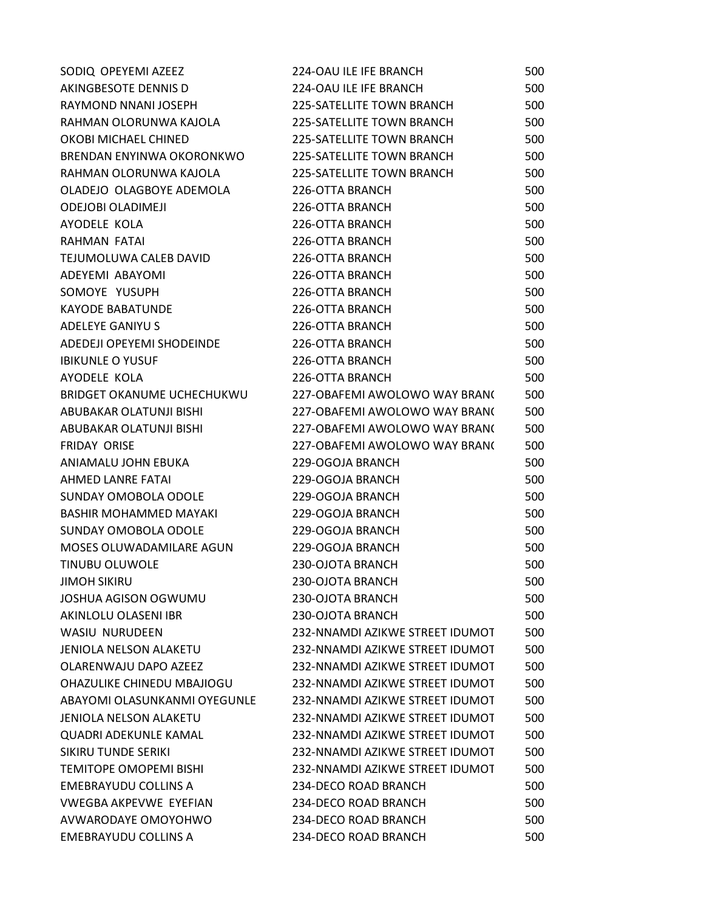| | | |
|---|---|---|
| SODIQ OPEYEMI AZEEZ | 224-OAU ILE IFE BRANCH | 500 |
| AKINGBESOTE DENNIS D | 224-OAU ILE IFE BRANCH | 500 |
| RAYMOND NNANI JOSEPH | 225-SATELLITE TOWN BRANCH | 500 |
| RAHMAN OLORUNWA KAJOLA | 225-SATELLITE TOWN BRANCH | 500 |
| OKOBI MICHAEL CHINED | 225-SATELLITE TOWN BRANCH | 500 |
| BRENDAN ENYINWA OKORONKWO | 225-SATELLITE TOWN BRANCH | 500 |
| RAHMAN OLORUNWA KAJOLA | 225-SATELLITE TOWN BRANCH | 500 |
| OLADEJO OLAGBOYE ADEMOLA | 226-OTTA BRANCH | 500 |
| ODEJOBI OLADIMEJI | 226-OTTA BRANCH | 500 |
| AYODELE KOLA | 226-OTTA BRANCH | 500 |
| RAHMAN FATAI | 226-OTTA BRANCH | 500 |
| TEJUMOLUWA CALEB DAVID | 226-OTTA BRANCH | 500 |
| ADEYEMI ABAYOMI | 226-OTTA BRANCH | 500 |
| SOMOYE YUSUPH | 226-OTTA BRANCH | 500 |
| KAYODE BABATUNDE | 226-OTTA BRANCH | 500 |
| ADELEYE GANIYU S | 226-OTTA BRANCH | 500 |
| ADEDEJI OPEYEMI SHODEINDE | 226-OTTA BRANCH | 500 |
| IBIKUNLE O YUSUF | 226-OTTA BRANCH | 500 |
| AYODELE KOLA | 226-OTTA BRANCH | 500 |
| BRIDGET OKANUME UCHECHUKWU | 227-OBAFEMI AWOLOWO WAY BRANC | 500 |
| ABUBAKAR OLATUNJI BISHI | 227-OBAFEMI AWOLOWO WAY BRANC | 500 |
| ABUBAKAR OLATUNJI BISHI | 227-OBAFEMI AWOLOWO WAY BRANC | 500 |
| FRIDAY ORISE | 227-OBAFEMI AWOLOWO WAY BRANC | 500 |
| ANIAMALU JOHN EBUKA | 229-OGOJA BRANCH | 500 |
| AHMED LANRE FATAI | 229-OGOJA BRANCH | 500 |
| SUNDAY OMOBOLA ODOLE | 229-OGOJA BRANCH | 500 |
| BASHIR MOHAMMED MAYAKI | 229-OGOJA BRANCH | 500 |
| SUNDAY OMOBOLA ODOLE | 229-OGOJA BRANCH | 500 |
| MOSES OLUWADAMILARE AGUN | 229-OGOJA BRANCH | 500 |
| TINUBU OLUWOLE | 230-OJOTA BRANCH | 500 |
| JIMOH SIKIRU | 230-OJOTA BRANCH | 500 |
| JOSHUA AGISON OGWUMU | 230-OJOTA BRANCH | 500 |
| AKINLOLU OLASENI IBR | 230-OJOTA BRANCH | 500 |
| WASIU NURUDEEN | 232-NNAMDI AZIKWE STREET IDUMOT | 500 |
| JENIOLA NELSON ALAKETU | 232-NNAMDI AZIKWE STREET IDUMOT | 500 |
| OLARENWAJU DAPO AZEEZ | 232-NNAMDI AZIKWE STREET IDUMOT | 500 |
| OHAZULIKE CHINEDU MBAJIOGU | 232-NNAMDI AZIKWE STREET IDUMOT | 500 |
| ABAYOMI OLASUNKANMI OYEGUNLE | 232-NNAMDI AZIKWE STREET IDUMOT | 500 |
| JENIOLA NELSON ALAKETU | 232-NNAMDI AZIKWE STREET IDUMOT | 500 |
| QUADRI ADEKUNLE KAMAL | 232-NNAMDI AZIKWE STREET IDUMOT | 500 |
| SIKIRU TUNDE SERIKI | 232-NNAMDI AZIKWE STREET IDUMOT | 500 |
| TEMITOPE OMOPEMI BISHI | 232-NNAMDI AZIKWE STREET IDUMOT | 500 |
| EMEBRAYUDU COLLINS A | 234-DECO ROAD BRANCH | 500 |
| VWEGBA AKPEVWE EYEFIAN | 234-DECO ROAD BRANCH | 500 |
| AVWARODAYE OMOYOHWO | 234-DECO ROAD BRANCH | 500 |
| EMEBRAYUDU COLLINS A | 234-DECO ROAD BRANCH | 500 |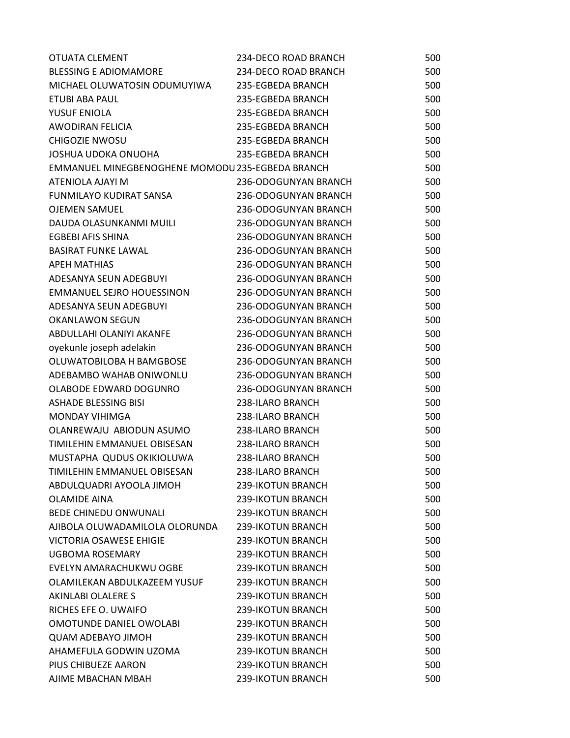| | | |
|---|---|---|
| OTUATA CLEMENT | 234-DECO ROAD BRANCH | 500 |
| BLESSING E ADIOMAMORE | 234-DECO ROAD BRANCH | 500 |
| MICHAEL OLUWATOSIN ODUMUYIWA | 235-EGBEDA BRANCH | 500 |
| ETUBI ABA PAUL | 235-EGBEDA BRANCH | 500 |
| YUSUF ENIOLA | 235-EGBEDA BRANCH | 500 |
| AWODIRAN FELICIA | 235-EGBEDA BRANCH | 500 |
| CHIGOZIE NWOSU | 235-EGBEDA BRANCH | 500 |
| JOSHUA UDOKA ONUOHA | 235-EGBEDA BRANCH | 500 |
| EMMANUEL MINEGBENOGHENE MOMODU | 235-EGBEDA BRANCH | 500 |
| ATENIOLA AJAYI M | 236-ODOGUNYAN BRANCH | 500 |
| FUNMILAYO KUDIRAT SANSA | 236-ODOGUNYAN BRANCH | 500 |
| OJEMEN SAMUEL | 236-ODOGUNYAN BRANCH | 500 |
| DAUDA OLASUNKANMI MUILI | 236-ODOGUNYAN BRANCH | 500 |
| EGBEBI AFIS SHINA | 236-ODOGUNYAN BRANCH | 500 |
| BASIRAT FUNKE LAWAL | 236-ODOGUNYAN BRANCH | 500 |
| APEH MATHIAS | 236-ODOGUNYAN BRANCH | 500 |
| ADESANYA SEUN ADEGBUYI | 236-ODOGUNYAN BRANCH | 500 |
| EMMANUEL SEJRO HOUESSINON | 236-ODOGUNYAN BRANCH | 500 |
| ADESANYA SEUN ADEGBUYI | 236-ODOGUNYAN BRANCH | 500 |
| OKANLAWON SEGUN | 236-ODOGUNYAN BRANCH | 500 |
| ABDULLAHI OLANIYI AKANFE | 236-ODOGUNYAN BRANCH | 500 |
| oyekunle joseph adelakin | 236-ODOGUNYAN BRANCH | 500 |
| OLUWATOBILOBA H BAMGBOSE | 236-ODOGUNYAN BRANCH | 500 |
| ADEBAMBO WAHAB ONIWONLU | 236-ODOGUNYAN BRANCH | 500 |
| OLABODE EDWARD DOGUNRO | 236-ODOGUNYAN BRANCH | 500 |
| ASHADE BLESSING BISI | 238-ILARO BRANCH | 500 |
| MONDAY VIHIMGA | 238-ILARO BRANCH | 500 |
| OLANREWAJU ABIODUN ASUMO | 238-ILARO BRANCH | 500 |
| TIMILEHIN EMMANUEL OBISESAN | 238-ILARO BRANCH | 500 |
| MUSTAPHA QUDUS OKIKIOLUWA | 238-ILARO BRANCH | 500 |
| TIMILEHIN EMMANUEL OBISESAN | 238-ILARO BRANCH | 500 |
| ABDULQUADRI AYOOLA JIMOH | 239-IKOTUN BRANCH | 500 |
| OLAMIDE AINA | 239-IKOTUN BRANCH | 500 |
| BEDE CHINEDU ONWUNALI | 239-IKOTUN BRANCH | 500 |
| AJIBOLA OLUWADAMILOLA OLORUNDA | 239-IKOTUN BRANCH | 500 |
| VICTORIA OSAWESE EHIGIE | 239-IKOTUN BRANCH | 500 |
| UGBOMA ROSEMARY | 239-IKOTUN BRANCH | 500 |
| EVELYN AMARACHUKWU OGBE | 239-IKOTUN BRANCH | 500 |
| OLAMILEKAN ABDULKAZEEM YUSUF | 239-IKOTUN BRANCH | 500 |
| AKINLABI OLALERE S | 239-IKOTUN BRANCH | 500 |
| RICHES EFE O. UWAIFO | 239-IKOTUN BRANCH | 500 |
| OMOTUNDE DANIEL OWOLABI | 239-IKOTUN BRANCH | 500 |
| QUAM ADEBAYO JIMOH | 239-IKOTUN BRANCH | 500 |
| AHAMEFULA GODWIN UZOMA | 239-IKOTUN BRANCH | 500 |
| PIUS CHIBUEZE AARON | 239-IKOTUN BRANCH | 500 |
| AJIME MBACHAN MBAH | 239-IKOTUN BRANCH | 500 |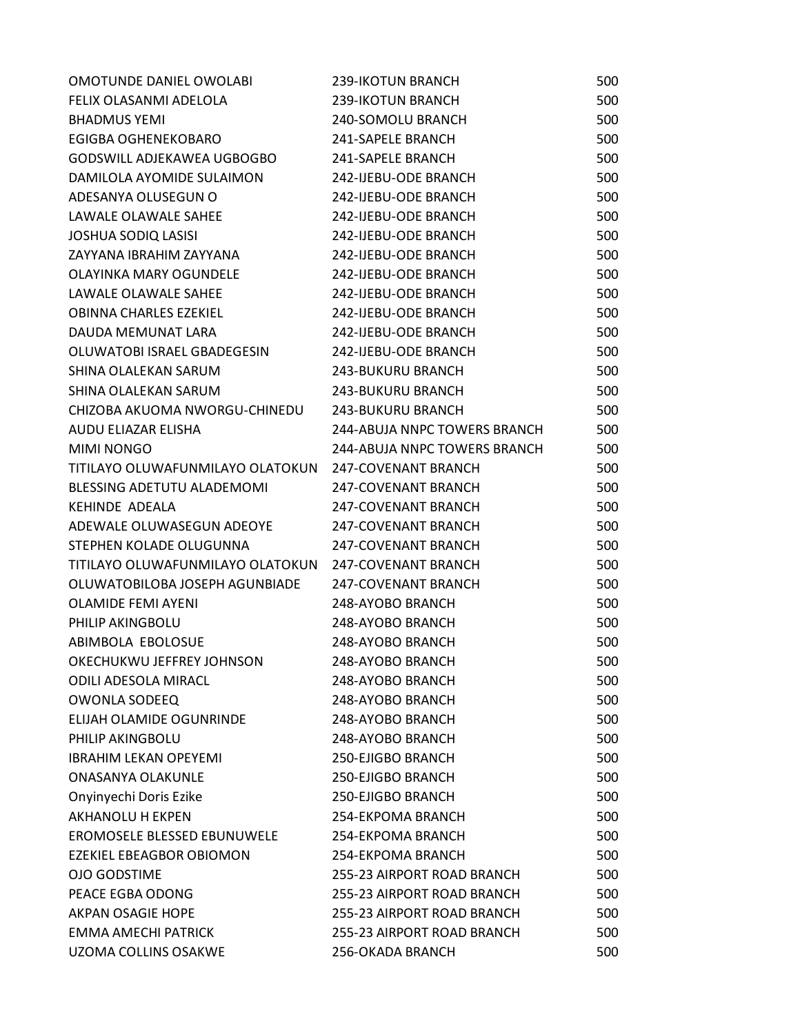| | | |
|---|---|---|
| OMOTUNDE DANIEL OWOLABI | 239-IKOTUN BRANCH | 500 |
| FELIX OLASANMI ADELOLA | 239-IKOTUN BRANCH | 500 |
| BHADMUS YEMI | 240-SOMOLU BRANCH | 500 |
| EGIGBA OGHENEKOBARO | 241-SAPELE BRANCH | 500 |
| GODSWILL ADJEKAWEA UGBOGBO | 241-SAPELE BRANCH | 500 |
| DAMILOLA AYOMIDE SULAIMON | 242-IJEBU-ODE BRANCH | 500 |
| ADESANYA OLUSEGUN O | 242-IJEBU-ODE BRANCH | 500 |
| LAWALE OLAWALE SAHEE | 242-IJEBU-ODE BRANCH | 500 |
| JOSHUA SODIQ LASISI | 242-IJEBU-ODE BRANCH | 500 |
| ZAYYANA IBRAHIM ZAYYANA | 242-IJEBU-ODE BRANCH | 500 |
| OLAYINKA MARY OGUNDELE | 242-IJEBU-ODE BRANCH | 500 |
| LAWALE OLAWALE SAHEE | 242-IJEBU-ODE BRANCH | 500 |
| OBINNA CHARLES EZEKIEL | 242-IJEBU-ODE BRANCH | 500 |
| DAUDA MEMUNAT LARA | 242-IJEBU-ODE BRANCH | 500 |
| OLUWATOBI ISRAEL GBADEGESIN | 242-IJEBU-ODE BRANCH | 500 |
| SHINA OLALEKAN SARUM | 243-BUKURU BRANCH | 500 |
| SHINA OLALEKAN SARUM | 243-BUKURU BRANCH | 500 |
| CHIZOBA AKUOMA NWORGU-CHINEDU | 243-BUKURU BRANCH | 500 |
| AUDU ELIAZAR ELISHA | 244-ABUJA NNPC TOWERS BRANCH | 500 |
| MIMI NONGO | 244-ABUJA NNPC TOWERS BRANCH | 500 |
| TITILAYO OLUWAFUNMILAYO OLATOKUN | 247-COVENANT BRANCH | 500 |
| BLESSING ADETUTU ALADEMOMI | 247-COVENANT BRANCH | 500 |
| KEHINDE ADEALA | 247-COVENANT BRANCH | 500 |
| ADEWALE OLUWASEGUN ADEOYE | 247-COVENANT BRANCH | 500 |
| STEPHEN KOLADE OLUGUNNA | 247-COVENANT BRANCH | 500 |
| TITILAYO OLUWAFUNMILAYO OLATOKUN | 247-COVENANT BRANCH | 500 |
| OLUWATOBILOBA JOSEPH AGUNBIADE | 247-COVENANT BRANCH | 500 |
| OLAMIDE FEMI AYENI | 248-AYOBO BRANCH | 500 |
| PHILIP AKINGBOLU | 248-AYOBO BRANCH | 500 |
| ABIMBOLA EBOLOSUE | 248-AYOBO BRANCH | 500 |
| OKECHUKWU JEFFREY JOHNSON | 248-AYOBO BRANCH | 500 |
| ODILI ADESOLA MIRACL | 248-AYOBO BRANCH | 500 |
| OWONLA SODEEQ | 248-AYOBO BRANCH | 500 |
| ELIJAH OLAMIDE OGUNRINDE | 248-AYOBO BRANCH | 500 |
| PHILIP AKINGBOLU | 248-AYOBO BRANCH | 500 |
| IBRAHIM LEKAN OPEYEMI | 250-EJIGBO BRANCH | 500 |
| ONASANYA OLAKUNLE | 250-EJIGBO BRANCH | 500 |
| Onyinyechi Doris Ezike | 250-EJIGBO BRANCH | 500 |
| AKHANOLU H EKPEN | 254-EKPOMA BRANCH | 500 |
| EROMOSELE BLESSED EBUNUWELE | 254-EKPOMA BRANCH | 500 |
| EZEKIEL EBEAGBOR OBIOMON | 254-EKPOMA BRANCH | 500 |
| OJO GODSTIME | 255-23 AIRPORT ROAD BRANCH | 500 |
| PEACE EGBA ODONG | 255-23 AIRPORT ROAD BRANCH | 500 |
| AKPAN OSAGIE HOPE | 255-23 AIRPORT ROAD BRANCH | 500 |
| EMMA AMECHI PATRICK | 255-23 AIRPORT ROAD BRANCH | 500 |
| UZOMA COLLINS OSAKWE | 256-OKADA BRANCH | 500 |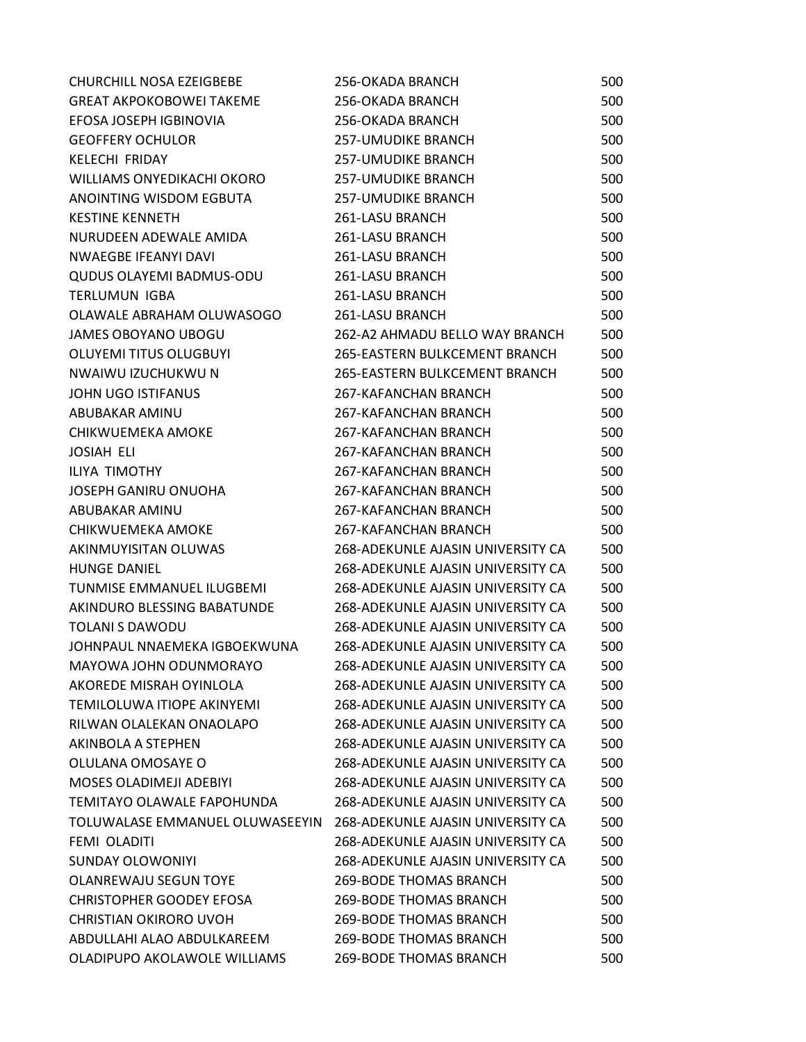| | | |
|---|---|---|
| CHURCHILL NOSA EZEIGBEBE | 256-OKADA BRANCH | 500 |
| GREAT AKPOKOBOWEI TAKEME | 256-OKADA BRANCH | 500 |
| EFOSA JOSEPH IGBINOVIA | 256-OKADA BRANCH | 500 |
| GEOFFERY OCHULOR | 257-UMUDIKE BRANCH | 500 |
| KELECHI FRIDAY | 257-UMUDIKE BRANCH | 500 |
| WILLIAMS ONYEDIKACHI OKORO | 257-UMUDIKE BRANCH | 500 |
| ANOINTING WISDOM EGBUTA | 257-UMUDIKE BRANCH | 500 |
| KESTINE KENNETH | 261-LASU BRANCH | 500 |
| NURUDEEN ADEWALE AMIDA | 261-LASU BRANCH | 500 |
| NWAEGBE IFEANYI DAVI | 261-LASU BRANCH | 500 |
| QUDUS OLAYEMI BADMUS-ODU | 261-LASU BRANCH | 500 |
| TERLUMUN IGBA | 261-LASU BRANCH | 500 |
| OLAWALE ABRAHAM OLUWASOGO | 261-LASU BRANCH | 500 |
| JAMES OBOYANO UBOGU | 262-A2 AHMADU BELLO WAY BRANCH | 500 |
| OLUYEMI TITUS OLUGBUYI | 265-EASTERN BULKCEMENT BRANCH | 500 |
| NWAIWU IZUCHUKWU N | 265-EASTERN BULKCEMENT BRANCH | 500 |
| JOHN UGO ISTIFANUS | 267-KAFANCHAN BRANCH | 500 |
| ABUBAKAR AMINU | 267-KAFANCHAN BRANCH | 500 |
| CHIKWUEMEKA AMOKE | 267-KAFANCHAN BRANCH | 500 |
| JOSIAH ELI | 267-KAFANCHAN BRANCH | 500 |
| ILIYA TIMOTHY | 267-KAFANCHAN BRANCH | 500 |
| JOSEPH GANIRU ONUOHA | 267-KAFANCHAN BRANCH | 500 |
| ABUBAKAR AMINU | 267-KAFANCHAN BRANCH | 500 |
| CHIKWUEMEKA AMOKE | 267-KAFANCHAN BRANCH | 500 |
| AKINMUYISITAN OLUWAS | 268-ADEKUNLE AJASIN UNIVERSITY CA | 500 |
| HUNGE DANIEL | 268-ADEKUNLE AJASIN UNIVERSITY CA | 500 |
| TUNMISE EMMANUEL ILUGBEMI | 268-ADEKUNLE AJASIN UNIVERSITY CA | 500 |
| AKINDURO BLESSING BABATUNDE | 268-ADEKUNLE AJASIN UNIVERSITY CA | 500 |
| TOLANI S DAWODU | 268-ADEKUNLE AJASIN UNIVERSITY CA | 500 |
| JOHNPAUL NNAEMEKA IGBOEKWUNA | 268-ADEKUNLE AJASIN UNIVERSITY CA | 500 |
| MAYOWA JOHN ODUNMORAYO | 268-ADEKUNLE AJASIN UNIVERSITY CA | 500 |
| AKOREDE MISRAH OYINLOLA | 268-ADEKUNLE AJASIN UNIVERSITY CA | 500 |
| TEMILOLUWA ITIOPE AKINYEMI | 268-ADEKUNLE AJASIN UNIVERSITY CA | 500 |
| RILWAN OLALEKAN ONAOLAPO | 268-ADEKUNLE AJASIN UNIVERSITY CA | 500 |
| AKINBOLA A STEPHEN | 268-ADEKUNLE AJASIN UNIVERSITY CA | 500 |
| OLULANA OMOSAYE O | 268-ADEKUNLE AJASIN UNIVERSITY CA | 500 |
| MOSES OLADIMEJI ADEBIYI | 268-ADEKUNLE AJASIN UNIVERSITY CA | 500 |
| TEMITAYO OLAWALE FAPOHUNDA | 268-ADEKUNLE AJASIN UNIVERSITY CA | 500 |
| TOLUWALASE EMMANUEL OLUWASEEYIN | 268-ADEKUNLE AJASIN UNIVERSITY CA | 500 |
| FEMI OLADITI | 268-ADEKUNLE AJASIN UNIVERSITY CA | 500 |
| SUNDAY OLOWONIYI | 268-ADEKUNLE AJASIN UNIVERSITY CA | 500 |
| OLANREWAJU SEGUN TOYE | 269-BODE THOMAS BRANCH | 500 |
| CHRISTOPHER GOODEY EFOSA | 269-BODE THOMAS BRANCH | 500 |
| CHRISTIAN OKIRORO UVOH | 269-BODE THOMAS BRANCH | 500 |
| ABDULLAHI ALAO ABDULKAREEM | 269-BODE THOMAS BRANCH | 500 |
| OLADIPUPO AKOLAWOLE WILLIAMS | 269-BODE THOMAS BRANCH | 500 |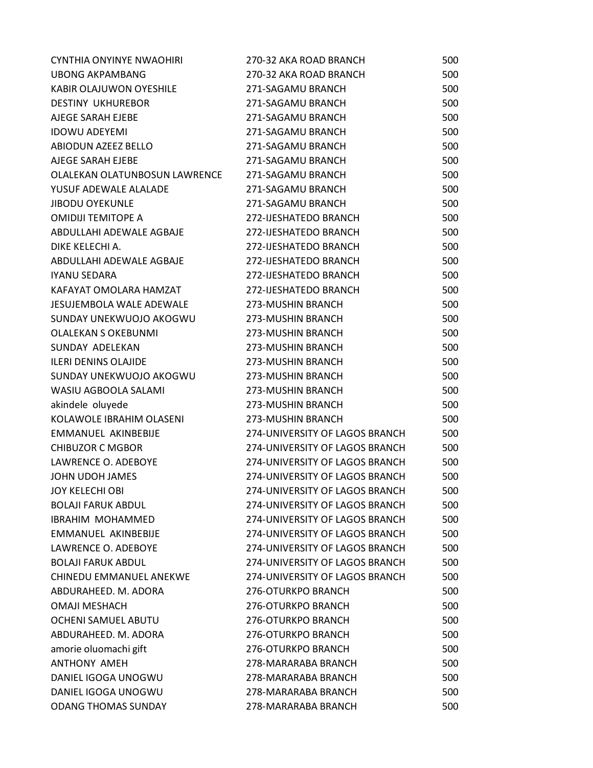| | | |
|---|---|---|
| CYNTHIA ONYINYE NWAOHIRI | 270-32 AKA ROAD BRANCH | 500 |
| UBONG AKPAMBANG | 270-32 AKA ROAD BRANCH | 500 |
| KABIR OLAJUWON OYESHILE | 271-SAGAMU BRANCH | 500 |
| DESTINY UKHUREBOR | 271-SAGAMU BRANCH | 500 |
| AJEGE SARAH EJEBE | 271-SAGAMU BRANCH | 500 |
| IDOWU ADEYEMI | 271-SAGAMU BRANCH | 500 |
| ABIODUN AZEEZ BELLO | 271-SAGAMU BRANCH | 500 |
| AJEGE SARAH EJEBE | 271-SAGAMU BRANCH | 500 |
| OLALEKAN OLATUNBOSUN LAWRENCE | 271-SAGAMU BRANCH | 500 |
| YUSUF ADEWALE ALALADE | 271-SAGAMU BRANCH | 500 |
| JIBODU OYEKUNLE | 271-SAGAMU BRANCH | 500 |
| OMIDIJI TEMITOPE A | 272-IJESHATEDO BRANCH | 500 |
| ABDULLAHI ADEWALE AGBAJE | 272-IJESHATEDO BRANCH | 500 |
| DIKE KELECHI A. | 272-IJESHATEDO BRANCH | 500 |
| ABDULLAHI ADEWALE AGBAJE | 272-IJESHATEDO BRANCH | 500 |
| IYANU SEDARA | 272-IJESHATEDO BRANCH | 500 |
| KAFAYAT OMOLARA HAMZAT | 272-IJESHATEDO BRANCH | 500 |
| JESUJEMBOLA WALE ADEWALE | 273-MUSHIN BRANCH | 500 |
| SUNDAY UNEKWUOJO AKOGWU | 273-MUSHIN BRANCH | 500 |
| OLALEKAN S OKEBUNMI | 273-MUSHIN BRANCH | 500 |
| SUNDAY ADELEKAN | 273-MUSHIN BRANCH | 500 |
| ILERI DENINS OLAJIDE | 273-MUSHIN BRANCH | 500 |
| SUNDAY UNEKWUOJO AKOGWU | 273-MUSHIN BRANCH | 500 |
| WASIU AGBOOLA SALAMI | 273-MUSHIN BRANCH | 500 |
| akindele oluyede | 273-MUSHIN BRANCH | 500 |
| KOLAWOLE IBRAHIM OLASENI | 273-MUSHIN BRANCH | 500 |
| EMMANUEL AKINBEBIJE | 274-UNIVERSITY OF LAGOS BRANCH | 500 |
| CHIBUZOR C MGBOR | 274-UNIVERSITY OF LAGOS BRANCH | 500 |
| LAWRENCE O. ADEBOYE | 274-UNIVERSITY OF LAGOS BRANCH | 500 |
| JOHN UDOH JAMES | 274-UNIVERSITY OF LAGOS BRANCH | 500 |
| JOY KELECHI OBI | 274-UNIVERSITY OF LAGOS BRANCH | 500 |
| BOLAJI FARUK ABDUL | 274-UNIVERSITY OF LAGOS BRANCH | 500 |
| IBRAHIM MOHAMMED | 274-UNIVERSITY OF LAGOS BRANCH | 500 |
| EMMANUEL AKINBEBIJE | 274-UNIVERSITY OF LAGOS BRANCH | 500 |
| LAWRENCE O. ADEBOYE | 274-UNIVERSITY OF LAGOS BRANCH | 500 |
| BOLAJI FARUK ABDUL | 274-UNIVERSITY OF LAGOS BRANCH | 500 |
| CHINEDU EMMANUEL ANEKWE | 274-UNIVERSITY OF LAGOS BRANCH | 500 |
| ABDURAHEED. M. ADORA | 276-OTURKPO BRANCH | 500 |
| OMAJI MESHACH | 276-OTURKPO BRANCH | 500 |
| OCHENI SAMUEL ABUTU | 276-OTURKPO BRANCH | 500 |
| ABDURAHEED. M. ADORA | 276-OTURKPO BRANCH | 500 |
| amorie oluomachi gift | 276-OTURKPO BRANCH | 500 |
| ANTHONY AMEH | 278-MARARABA BRANCH | 500 |
| DANIEL IGOGA UNOGWU | 278-MARARABA BRANCH | 500 |
| DANIEL IGOGA UNOGWU | 278-MARARABA BRANCH | 500 |
| ODANG THOMAS SUNDAY | 278-MARARABA BRANCH | 500 |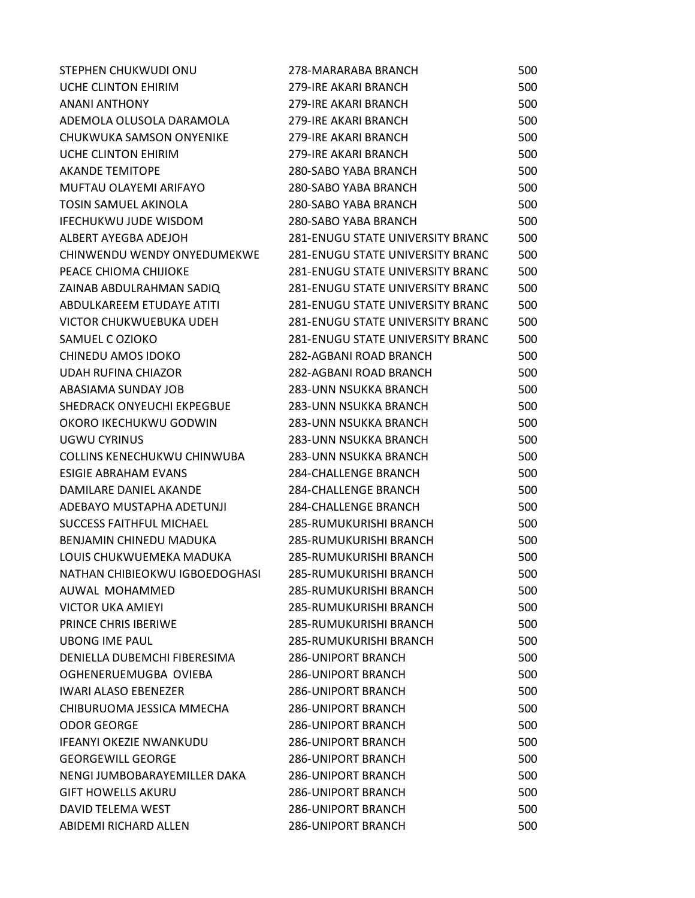| | | |
|---|---|---|
| STEPHEN CHUKWUDI ONU | 278-MARARABA BRANCH | 500 |
| UCHE CLINTON EHIRIM | 279-IRE AKARI BRANCH | 500 |
| ANANI ANTHONY | 279-IRE AKARI BRANCH | 500 |
| ADEMOLA OLUSOLA DARAMOLA | 279-IRE AKARI BRANCH | 500 |
| CHUKWUKA SAMSON ONYENIKE | 279-IRE AKARI BRANCH | 500 |
| UCHE CLINTON EHIRIM | 279-IRE AKARI BRANCH | 500 |
| AKANDE TEMITOPE | 280-SABO YABA BRANCH | 500 |
| MUFTAU OLAYEMI ARIFAYO | 280-SABO YABA BRANCH | 500 |
| TOSIN SAMUEL AKINOLA | 280-SABO YABA BRANCH | 500 |
| IFECHUKWU JUDE WISDOM | 280-SABO YABA BRANCH | 500 |
| ALBERT AYEGBA ADEJOH | 281-ENUGU STATE UNIVERSITY BRANC | 500 |
| CHINWENDU WENDY ONYEDUMEKWE | 281-ENUGU STATE UNIVERSITY BRANC | 500 |
| PEACE CHIOMA CHIJIOKE | 281-ENUGU STATE UNIVERSITY BRANC | 500 |
| ZAINAB ABDULRAHMAN SADIQ | 281-ENUGU STATE UNIVERSITY BRANC | 500 |
| ABDULKAREEM ETUDAYE ATITI | 281-ENUGU STATE UNIVERSITY BRANC | 500 |
| VICTOR CHUKWUEBUKA UDEH | 281-ENUGU STATE UNIVERSITY BRANC | 500 |
| SAMUEL C OZIOKO | 281-ENUGU STATE UNIVERSITY BRANC | 500 |
| CHINEDU AMOS IDOKO | 282-AGBANI ROAD BRANCH | 500 |
| UDAH RUFINA CHIAZOR | 282-AGBANI ROAD BRANCH | 500 |
| ABASIAMA SUNDAY JOB | 283-UNN NSUKKA BRANCH | 500 |
| SHEDRACK ONYEUCHI EKPEGBUE | 283-UNN NSUKKA BRANCH | 500 |
| OKORO IKECHUKWU GODWIN | 283-UNN NSUKKA BRANCH | 500 |
| UGWU CYRINUS | 283-UNN NSUKKA BRANCH | 500 |
| COLLINS KENECHUKWU CHINWUBA | 283-UNN NSUKKA BRANCH | 500 |
| ESIGIE ABRAHAM EVANS | 284-CHALLENGE BRANCH | 500 |
| DAMILARE DANIEL AKANDE | 284-CHALLENGE BRANCH | 500 |
| ADEBAYO MUSTAPHA ADETUNJI | 284-CHALLENGE BRANCH | 500 |
| SUCCESS FAITHFUL MICHAEL | 285-RUMUKURISHI BRANCH | 500 |
| BENJAMIN CHINEDU MADUKA | 285-RUMUKURISHI BRANCH | 500 |
| LOUIS CHUKWUEMEKA MADUKA | 285-RUMUKURISHI BRANCH | 500 |
| NATHAN CHIBIEOKWU IGBOEDOGHASI | 285-RUMUKURISHI BRANCH | 500 |
| AUWAL  MOHAMMED | 285-RUMUKURISHI BRANCH | 500 |
| VICTOR UKA AMIEYI | 285-RUMUKURISHI BRANCH | 500 |
| PRINCE CHRIS IBERIWE | 285-RUMUKURISHI BRANCH | 500 |
| UBONG IME PAUL | 285-RUMUKURISHI BRANCH | 500 |
| DENIELLA DUBEMCHI FIBERESIMA | 286-UNIPORT BRANCH | 500 |
| OGHENERUEMUGBA  OVIEBA | 286-UNIPORT BRANCH | 500 |
| IWARI ALASO EBENEZER | 286-UNIPORT BRANCH | 500 |
| CHIBURUOMA JESSICA MMECHA | 286-UNIPORT BRANCH | 500 |
| ODOR GEORGE | 286-UNIPORT BRANCH | 500 |
| IFEANYI OKEZIE NWANKUDU | 286-UNIPORT BRANCH | 500 |
| GEORGEWILL GEORGE | 286-UNIPORT BRANCH | 500 |
| NENGI JUMBOBARAYEMILLER DAKA | 286-UNIPORT BRANCH | 500 |
| GIFT HOWELLS AKURU | 286-UNIPORT BRANCH | 500 |
| DAVID TELEMA WEST | 286-UNIPORT BRANCH | 500 |
| ABIDEMI RICHARD ALLEN | 286-UNIPORT BRANCH | 500 |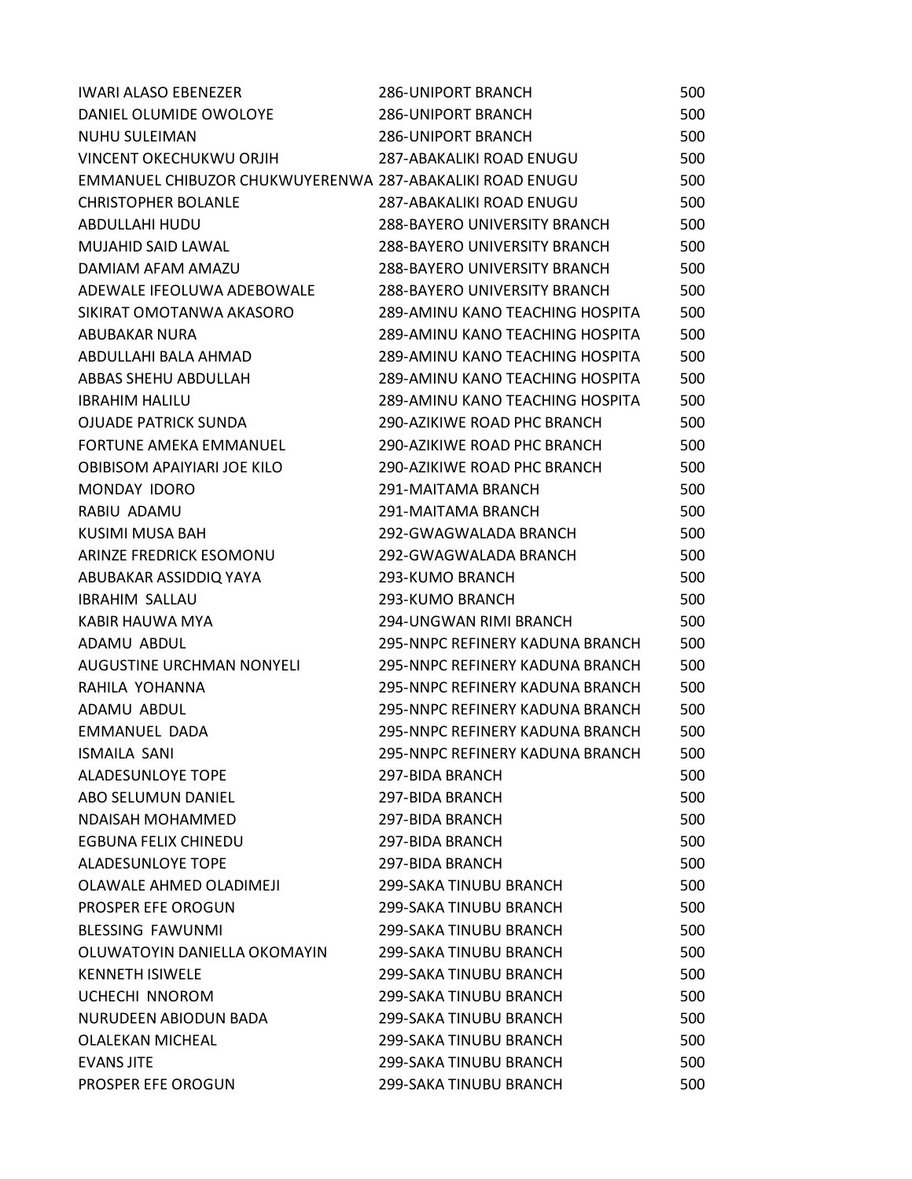| | | |
|---|---|---|
| IWARI ALASO EBENEZER | 286-UNIPORT BRANCH | 500 |
| DANIEL OLUMIDE OWOLOYE | 286-UNIPORT BRANCH | 500 |
| NUHU SULEIMAN | 286-UNIPORT BRANCH | 500 |
| VINCENT OKECHUKWU ORJIH | 287-ABAKALIKI ROAD ENUGU | 500 |
| EMMANUEL CHIBUZOR CHUKWUYERENWA | 287-ABAKALIKI ROAD ENUGU | 500 |
| CHRISTOPHER BOLANLE | 287-ABAKALIKI ROAD ENUGU | 500 |
| ABDULLAHI HUDU | 288-BAYERO UNIVERSITY BRANCH | 500 |
| MUJAHID SAID LAWAL | 288-BAYERO UNIVERSITY BRANCH | 500 |
| DAMIAM AFAM AMAZU | 288-BAYERO UNIVERSITY BRANCH | 500 |
| ADEWALE IFEOLUWA ADEBOWALE | 288-BAYERO UNIVERSITY BRANCH | 500 |
| SIKIRAT OMOTANWA AKASORO | 289-AMINU KANO TEACHING HOSPITA | 500 |
| ABUBAKAR NURA | 289-AMINU KANO TEACHING HOSPITA | 500 |
| ABDULLAHI BALA AHMAD | 289-AMINU KANO TEACHING HOSPITA | 500 |
| ABBAS SHEHU ABDULLAH | 289-AMINU KANO TEACHING HOSPITA | 500 |
| IBRAHIM HALILU | 289-AMINU KANO TEACHING HOSPITA | 500 |
| OJUADE PATRICK SUNDA | 290-AZIKIWE ROAD PHC BRANCH | 500 |
| FORTUNE AMEKA EMMANUEL | 290-AZIKIWE ROAD PHC BRANCH | 500 |
| OBIBISOM APAIYIARI JOE KILO | 290-AZIKIWE ROAD PHC BRANCH | 500 |
| MONDAY IDORO | 291-MAITAMA BRANCH | 500 |
| RABIU ADAMU | 291-MAITAMA BRANCH | 500 |
| KUSIMI MUSA BAH | 292-GWAGWALADA BRANCH | 500 |
| ARINZE FREDRICK ESOMONU | 292-GWAGWALADA BRANCH | 500 |
| ABUBAKAR ASSIDDIQ YAYA | 293-KUMO BRANCH | 500 |
| IBRAHIM SALLAU | 293-KUMO BRANCH | 500 |
| KABIR HAUWA MYA | 294-UNGWAN RIMI BRANCH | 500 |
| ADAMU ABDUL | 295-NNPC REFINERY KADUNA BRANCH | 500 |
| AUGUSTINE URCHMAN NONYELI | 295-NNPC REFINERY KADUNA BRANCH | 500 |
| RAHILA YOHANNA | 295-NNPC REFINERY KADUNA BRANCH | 500 |
| ADAMU ABDUL | 295-NNPC REFINERY KADUNA BRANCH | 500 |
| EMMANUEL DADA | 295-NNPC REFINERY KADUNA BRANCH | 500 |
| ISMAILA SANI | 295-NNPC REFINERY KADUNA BRANCH | 500 |
| ALADESUNLOYE TOPE | 297-BIDA BRANCH | 500 |
| ABO SELUMUN DANIEL | 297-BIDA BRANCH | 500 |
| NDAISAH MOHAMMED | 297-BIDA BRANCH | 500 |
| EGBUNA FELIX CHINEDU | 297-BIDA BRANCH | 500 |
| ALADESUNLOYE TOPE | 297-BIDA BRANCH | 500 |
| OLAWALE AHMED OLADIMEJI | 299-SAKA TINUBU BRANCH | 500 |
| PROSPER EFE OROGUN | 299-SAKA TINUBU BRANCH | 500 |
| BLESSING FAWUNMI | 299-SAKA TINUBU BRANCH | 500 |
| OLUWATOYIN DANIELLA OKOMAYIN | 299-SAKA TINUBU BRANCH | 500 |
| KENNETH ISIWELE | 299-SAKA TINUBU BRANCH | 500 |
| UCHECHI NNOROM | 299-SAKA TINUBU BRANCH | 500 |
| NURUDEEN ABIODUN BADA | 299-SAKA TINUBU BRANCH | 500 |
| OLALEKAN MICHEAL | 299-SAKA TINUBU BRANCH | 500 |
| EVANS JITE | 299-SAKA TINUBU BRANCH | 500 |
| PROSPER EFE OROGUN | 299-SAKA TINUBU BRANCH | 500 |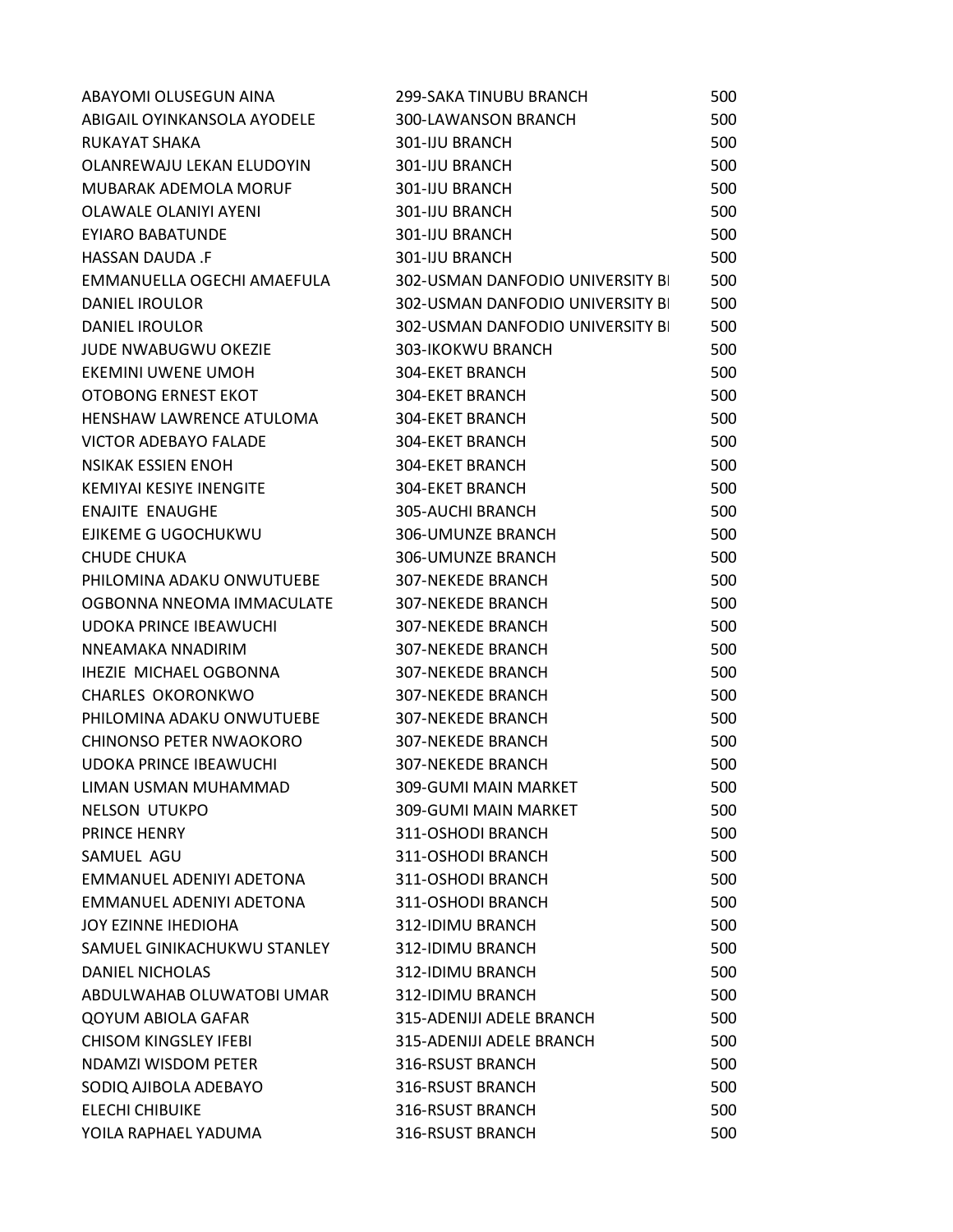| | | |
|---|---|---|
| ABAYOMI OLUSEGUN AINA | 299-SAKA TINUBU BRANCH | 500 |
| ABIGAIL OYINKANSOLA AYODELE | 300-LAWANSON BRANCH | 500 |
| RUKAYAT SHAKA | 301-IJU BRANCH | 500 |
| OLANREWAJU LEKAN ELUDOYIN | 301-IJU BRANCH | 500 |
| MUBARAK ADEMOLA MORUF | 301-IJU BRANCH | 500 |
| OLAWALE OLANIYI AYENI | 301-IJU BRANCH | 500 |
| EYIARO BABATUNDE | 301-IJU BRANCH | 500 |
| HASSAN DAUDA .F | 301-IJU BRANCH | 500 |
| EMMANUELLA OGECHI AMAEFULA | 302-USMAN DANFODIO UNIVERSITY BI | 500 |
| DANIEL IROULOR | 302-USMAN DANFODIO UNIVERSITY BI | 500 |
| DANIEL IROULOR | 302-USMAN DANFODIO UNIVERSITY BI | 500 |
| JUDE NWABUGWU OKEZIE | 303-IKOKWU BRANCH | 500 |
| EKEMINI UWENE UMOH | 304-EKET BRANCH | 500 |
| OTOBONG ERNEST EKOT | 304-EKET BRANCH | 500 |
| HENSHAW LAWRENCE ATULOMA | 304-EKET BRANCH | 500 |
| VICTOR ADEBAYO FALADE | 304-EKET BRANCH | 500 |
| NSIKAK ESSIEN ENOH | 304-EKET BRANCH | 500 |
| KEMIYAI KESIYE INENGITE | 304-EKET BRANCH | 500 |
| ENAJITE ENAUGHE | 305-AUCHI BRANCH | 500 |
| EJIKEME G UGOCHUKWU | 306-UMUNZE BRANCH | 500 |
| CHUDE CHUKA | 306-UMUNZE BRANCH | 500 |
| PHILOMINA ADAKU ONWUTUEBE | 307-NEKEDE BRANCH | 500 |
| OGBONNA NNEOMA IMMACULATE | 307-NEKEDE BRANCH | 500 |
| UDOKA PRINCE IBEAWUCHI | 307-NEKEDE BRANCH | 500 |
| NNEAMAKA NNADIRIM | 307-NEKEDE BRANCH | 500 |
| IHEZIE MICHAEL OGBONNA | 307-NEKEDE BRANCH | 500 |
| CHARLES OKORONKWO | 307-NEKEDE BRANCH | 500 |
| PHILOMINA ADAKU ONWUTUEBE | 307-NEKEDE BRANCH | 500 |
| CHINONSO PETER NWAOKORO | 307-NEKEDE BRANCH | 500 |
| UDOKA PRINCE IBEAWUCHI | 307-NEKEDE BRANCH | 500 |
| LIMAN USMAN MUHAMMAD | 309-GUMI MAIN MARKET | 500 |
| NELSON UTUKPO | 309-GUMI MAIN MARKET | 500 |
| PRINCE HENRY | 311-OSHODI BRANCH | 500 |
| SAMUEL AGU | 311-OSHODI BRANCH | 500 |
| EMMANUEL ADENIYI ADETONA | 311-OSHODI BRANCH | 500 |
| EMMANUEL ADENIYI ADETONA | 311-OSHODI BRANCH | 500 |
| JOY EZINNE IHEDIOHA | 312-IDIMU BRANCH | 500 |
| SAMUEL GINIKACHUKWU STANLEY | 312-IDIMU BRANCH | 500 |
| DANIEL NICHOLAS | 312-IDIMU BRANCH | 500 |
| ABDULWAHAB OLUWATOBI UMAR | 312-IDIMU BRANCH | 500 |
| QOYUM ABIOLA GAFAR | 315-ADENIJI ADELE BRANCH | 500 |
| CHISOM KINGSLEY IFEBI | 315-ADENIJI ADELE BRANCH | 500 |
| NDAMZI WISDOM PETER | 316-RSUST BRANCH | 500 |
| SODIQ AJIBOLA ADEBAYO | 316-RSUST BRANCH | 500 |
| ELECHI CHIBUIKE | 316-RSUST BRANCH | 500 |
| YOILA RAPHAEL YADUMA | 316-RSUST BRANCH | 500 |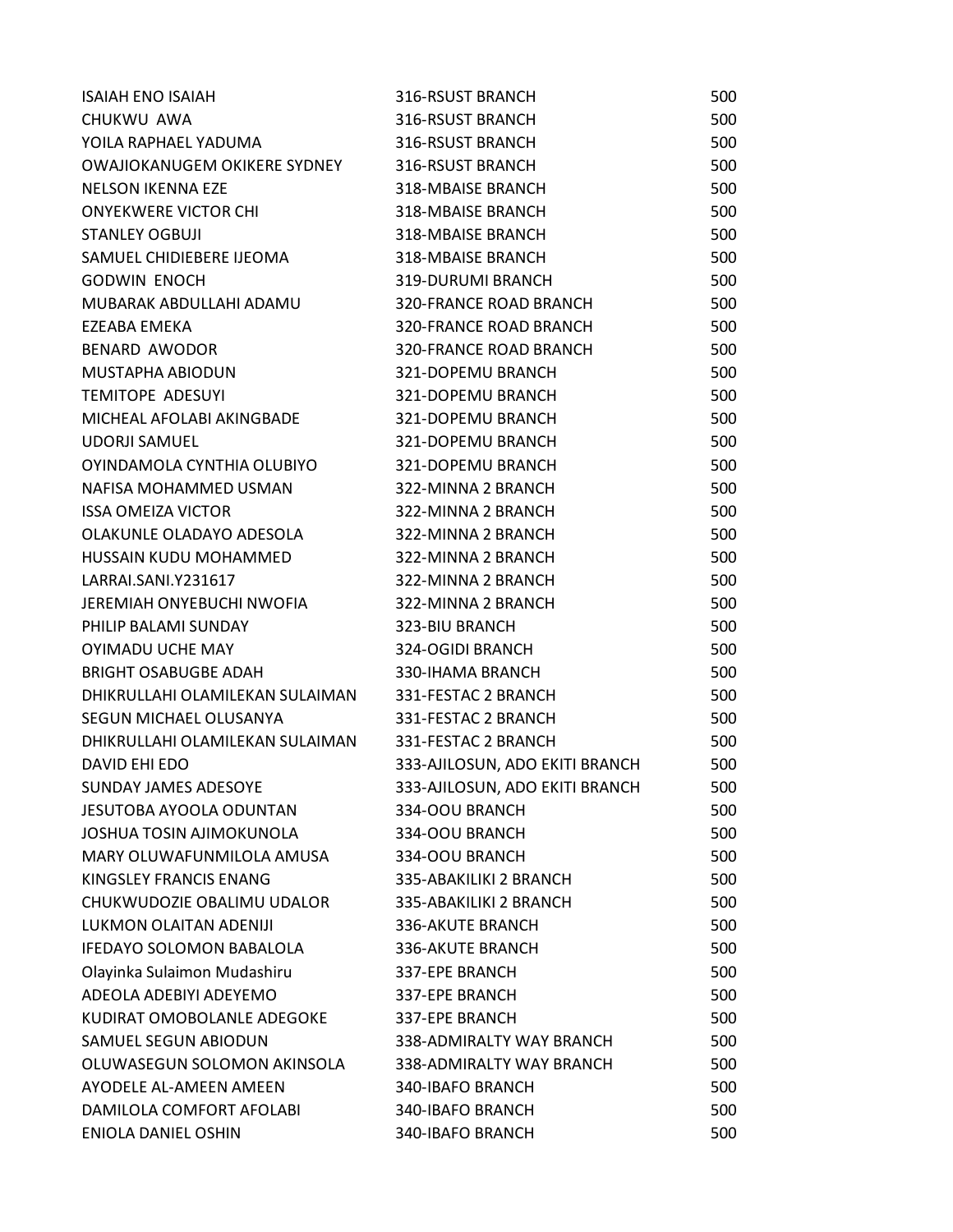| | | |
|---|---|---|
| ISAIAH ENO ISAIAH | 316-RSUST BRANCH | 500 |
| CHUKWU AWA | 316-RSUST BRANCH | 500 |
| YOILA RAPHAEL YADUMA | 316-RSUST BRANCH | 500 |
| OWAJIOKANUGEM OKIKERE SYDNEY | 316-RSUST BRANCH | 500 |
| NELSON IKENNA EZE | 318-MBAISE BRANCH | 500 |
| ONYEKWERE VICTOR CHI | 318-MBAISE BRANCH | 500 |
| STANLEY OGBUJI | 318-MBAISE BRANCH | 500 |
| SAMUEL CHIDIEBERE IJEOMA | 318-MBAISE BRANCH | 500 |
| GODWIN ENOCH | 319-DURUMI BRANCH | 500 |
| MUBARAK ABDULLAHI ADAMU | 320-FRANCE ROAD BRANCH | 500 |
| EZEABA EMEKA | 320-FRANCE ROAD BRANCH | 500 |
| BENARD AWODOR | 320-FRANCE ROAD BRANCH | 500 |
| MUSTAPHA ABIODUN | 321-DOPEMU BRANCH | 500 |
| TEMITOPE ADESUYI | 321-DOPEMU BRANCH | 500 |
| MICHEAL AFOLABI AKINGBADE | 321-DOPEMU BRANCH | 500 |
| UDORJI SAMUEL | 321-DOPEMU BRANCH | 500 |
| OYINDAMOLA CYNTHIA OLUBIYO | 321-DOPEMU BRANCH | 500 |
| NAFISA MOHAMMED USMAN | 322-MINNA 2 BRANCH | 500 |
| ISSA OMEIZA VICTOR | 322-MINNA 2 BRANCH | 500 |
| OLAKUNLE OLADAYO ADESOLA | 322-MINNA 2 BRANCH | 500 |
| HUSSAIN KUDU MOHAMMED | 322-MINNA 2 BRANCH | 500 |
| LARRAI.SANI.Y231617 | 322-MINNA 2 BRANCH | 500 |
| JEREMIAH ONYEBUCHI NWOFIA | 322-MINNA 2 BRANCH | 500 |
| PHILIP BALAMI SUNDAY | 323-BIU BRANCH | 500 |
| OYIMADU UCHE MAY | 324-OGIDI BRANCH | 500 |
| BRIGHT OSABUGBE ADAH | 330-IHAMA BRANCH | 500 |
| DHIKRULLAHI OLAMILEKAN SULAIMAN | 331-FESTAC 2 BRANCH | 500 |
| SEGUN MICHAEL OLUSANYA | 331-FESTAC 2 BRANCH | 500 |
| DHIKRULLAHI OLAMILEKAN SULAIMAN | 331-FESTAC 2 BRANCH | 500 |
| DAVID EHI EDO | 333-AJILOSUN, ADO EKITI BRANCH | 500 |
| SUNDAY JAMES ADESOYE | 333-AJILOSUN, ADO EKITI BRANCH | 500 |
| JESUTOBA AYOOLA ODUNTAN | 334-OOU BRANCH | 500 |
| JOSHUA TOSIN AJIMOKUNOLA | 334-OOU BRANCH | 500 |
| MARY OLUWAFUNMILOLA AMUSA | 334-OOU BRANCH | 500 |
| KINGSLEY FRANCIS ENANG | 335-ABAKILIKI 2 BRANCH | 500 |
| CHUKWUDOZIE OBALIMU UDALOR | 335-ABAKILIKI 2 BRANCH | 500 |
| LUKMON OLAITAN ADENIJI | 336-AKUTE BRANCH | 500 |
| IFEDAYO SOLOMON BABALOLA | 336-AKUTE BRANCH | 500 |
| Olayinka Sulaimon Mudashiru | 337-EPE BRANCH | 500 |
| ADEOLA ADEBIYI ADEYEMO | 337-EPE BRANCH | 500 |
| KUDIRAT OMOBOLANLE ADEGOKE | 337-EPE BRANCH | 500 |
| SAMUEL SEGUN ABIODUN | 338-ADMIRALTY WAY BRANCH | 500 |
| OLUWASEGUN SOLOMON AKINSOLA | 338-ADMIRALTY WAY BRANCH | 500 |
| AYODELE AL-AMEEN AMEEN | 340-IBAFO BRANCH | 500 |
| DAMILOLA COMFORT AFOLABI | 340-IBAFO BRANCH | 500 |
| ENIOLA DANIEL OSHIN | 340-IBAFO BRANCH | 500 |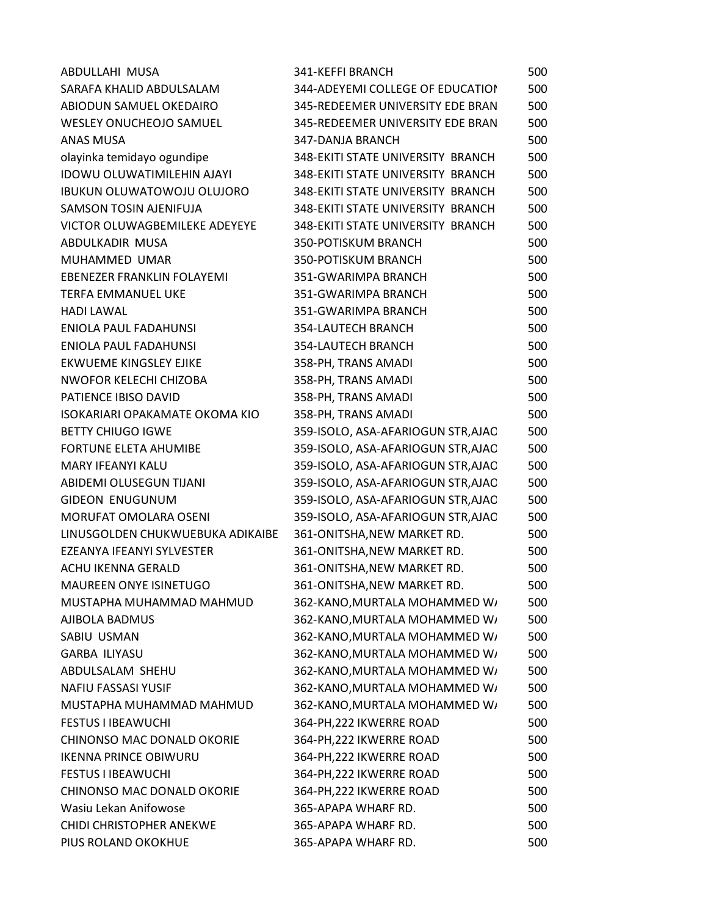| | | |
|---|---|---|
| ABDULLAHI MUSA | 341-KEFFI BRANCH | 500 |
| SARAFA KHALID ABDULSALAM | 344-ADEYEMI COLLEGE OF EDUCATION | 500 |
| ABIODUN SAMUEL OKEDAIRO | 345-REDEEMER UNIVERSITY EDE BRAN | 500 |
| WESLEY ONUCHEOJO SAMUEL | 345-REDEEMER UNIVERSITY EDE BRAN | 500 |
| ANAS MUSA | 347-DANJA BRANCH | 500 |
| olayinka temidayo ogundipe | 348-EKITI STATE UNIVERSITY BRANCH | 500 |
| IDOWU OLUWATIMILEHIN AJAYI | 348-EKITI STATE UNIVERSITY BRANCH | 500 |
| IBUKUN OLUWATOWOJU OLUJORO | 348-EKITI STATE UNIVERSITY BRANCH | 500 |
| SAMSON TOSIN AJENIFUJA | 348-EKITI STATE UNIVERSITY BRANCH | 500 |
| VICTOR OLUWAGBEMILEKE ADEYEYE | 348-EKITI STATE UNIVERSITY BRANCH | 500 |
| ABDULKADIR MUSA | 350-POTISKUM BRANCH | 500 |
| MUHAMMED UMAR | 350-POTISKUM BRANCH | 500 |
| EBENEZER FRANKLIN FOLAYEMI | 351-GWARIMPA BRANCH | 500 |
| TERFA EMMANUEL UKE | 351-GWARIMPA BRANCH | 500 |
| HADI LAWAL | 351-GWARIMPA BRANCH | 500 |
| ENIOLA PAUL FADAHUNSI | 354-LAUTECH BRANCH | 500 |
| ENIOLA PAUL FADAHUNSI | 354-LAUTECH BRANCH | 500 |
| EKWUEME KINGSLEY EJIKE | 358-PH, TRANS AMADI | 500 |
| NWOFOR KELECHI CHIZOBA | 358-PH, TRANS AMADI | 500 |
| PATIENCE IBISO DAVID | 358-PH, TRANS AMADI | 500 |
| ISOKARIARI OPAKAMATE OKOMA KIO | 358-PH, TRANS AMADI | 500 |
| BETTY CHIUGO IGWE | 359-ISOLO, ASA-AFARIOGUN STR,AJAO | 500 |
| FORTUNE ELETA AHUMIBE | 359-ISOLO, ASA-AFARIOGUN STR,AJAO | 500 |
| MARY IFEANYI KALU | 359-ISOLO, ASA-AFARIOGUN STR,AJAO | 500 |
| ABIDEMI OLUSEGUN TIJANI | 359-ISOLO, ASA-AFARIOGUN STR,AJAO | 500 |
| GIDEON ENUGUNUM | 359-ISOLO, ASA-AFARIOGUN STR,AJAO | 500 |
| MORUFAT OMOLARA OSENI | 359-ISOLO, ASA-AFARIOGUN STR,AJAO | 500 |
| LINUSGOLDEN CHUKWUEBUKA ADIKAIBE | 361-ONITSHA,NEW MARKET RD. | 500 |
| EZEANYA IFEANYI SYLVESTER | 361-ONITSHA,NEW MARKET RD. | 500 |
| ACHU IKENNA GERALD | 361-ONITSHA,NEW MARKET RD. | 500 |
| MAUREEN ONYE ISINETUGO | 361-ONITSHA,NEW MARKET RD. | 500 |
| MUSTAPHA MUHAMMAD MAHMUD | 362-KANO,MURTALA MOHAMMED WA | 500 |
| AJIBOLA BADMUS | 362-KANO,MURTALA MOHAMMED WA | 500 |
| SABIU USMAN | 362-KANO,MURTALA MOHAMMED WA | 500 |
| GARBA ILIYASU | 362-KANO,MURTALA MOHAMMED WA | 500 |
| ABDULSALAM SHEHU | 362-KANO,MURTALA MOHAMMED WA | 500 |
| NAFIU FASSASI YUSIF | 362-KANO,MURTALA MOHAMMED WA | 500 |
| MUSTAPHA MUHAMMAD MAHMUD | 362-KANO,MURTALA MOHAMMED WA | 500 |
| FESTUS I IBEAWUCHI | 364-PH,222 IKWERRE ROAD | 500 |
| CHINONSO MAC DONALD OKORIE | 364-PH,222 IKWERRE ROAD | 500 |
| IKENNA PRINCE OBIWURU | 364-PH,222 IKWERRE ROAD | 500 |
| FESTUS I IBEAWUCHI | 364-PH,222 IKWERRE ROAD | 500 |
| CHINONSO MAC DONALD OKORIE | 364-PH,222 IKWERRE ROAD | 500 |
| Wasiu Lekan Anifowose | 365-APAPA WHARF RD. | 500 |
| CHIDI CHRISTOPHER ANEKWE | 365-APAPA WHARF RD. | 500 |
| PIUS ROLAND OKOKHUE | 365-APAPA WHARF RD. | 500 |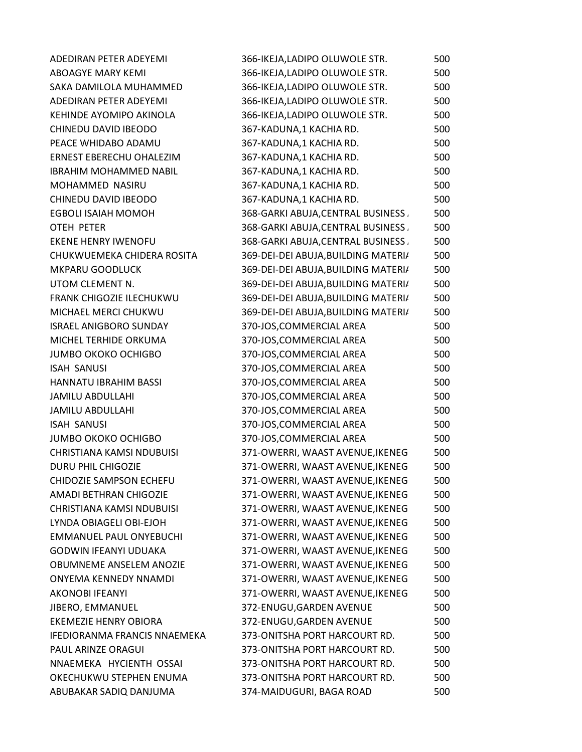| | | |
|---|---|---|
| ADEDIRAN PETER ADEYEMI | 366-IKEJA,LADIPO OLUWOLE STR. | 500 |
| ABOAGYE MARY KEMI | 366-IKEJA,LADIPO OLUWOLE STR. | 500 |
| SAKA DAMILOLA MUHAMMED | 366-IKEJA,LADIPO OLUWOLE STR. | 500 |
| ADEDIRAN PETER ADEYEMI | 366-IKEJA,LADIPO OLUWOLE STR. | 500 |
| KEHINDE AYOMIPO AKINOLA | 366-IKEJA,LADIPO OLUWOLE STR. | 500 |
| CHINEDU DAVID IBEODO | 367-KADUNA,1 KACHIA RD. | 500 |
| PEACE WHIDABO ADAMU | 367-KADUNA,1 KACHIA RD. | 500 |
| ERNEST EBERECHU OHALEZIM | 367-KADUNA,1 KACHIA RD. | 500 |
| IBRAHIM MOHAMMED NABIL | 367-KADUNA,1 KACHIA RD. | 500 |
| MOHAMMED NASIRU | 367-KADUNA,1 KACHIA RD. | 500 |
| CHINEDU DAVID IBEODO | 367-KADUNA,1 KACHIA RD. | 500 |
| EGBOLI ISAIAH MOMOH | 368-GARKI ABUJA,CENTRAL BUSINESS | 500 |
| OTEH PETER | 368-GARKI ABUJA,CENTRAL BUSINESS | 500 |
| EKENE HENRY IWENOFU | 368-GARKI ABUJA,CENTRAL BUSINESS | 500 |
| CHUKWUEMEKA CHIDERA ROSITA | 369-DEI-DEI ABUJA,BUILDING MATERIA | 500 |
| MKPARU GOODLUCK | 369-DEI-DEI ABUJA,BUILDING MATERIA | 500 |
| UTOM CLEMENT N. | 369-DEI-DEI ABUJA,BUILDING MATERIA | 500 |
| FRANK CHIGOZIE ILECHUKWU | 369-DEI-DEI ABUJA,BUILDING MATERIA | 500 |
| MICHAEL MERCI CHUKWU | 369-DEI-DEI ABUJA,BUILDING MATERIA | 500 |
| ISRAEL ANIGBORO SUNDAY | 370-JOS,COMMERCIAL AREA | 500 |
| MICHEL TERHIDE ORKUMA | 370-JOS,COMMERCIAL AREA | 500 |
| JUMBO OKOKO OCHIGBO | 370-JOS,COMMERCIAL AREA | 500 |
| ISAH SANUSI | 370-JOS,COMMERCIAL AREA | 500 |
| HANNATU IBRAHIM BASSI | 370-JOS,COMMERCIAL AREA | 500 |
| JAMILU ABDULLAHI | 370-JOS,COMMERCIAL AREA | 500 |
| JAMILU ABDULLAHI | 370-JOS,COMMERCIAL AREA | 500 |
| ISAH SANUSI | 370-JOS,COMMERCIAL AREA | 500 |
| JUMBO OKOKO OCHIGBO | 370-JOS,COMMERCIAL AREA | 500 |
| CHRISTIANA KAMSI NDUBUISI | 371-OWERRI, WAAST AVENUE,IKENEG | 500 |
| DURU PHIL CHIGOZIE | 371-OWERRI, WAAST AVENUE,IKENEG | 500 |
| CHIDOZIE SAMPSON ECHEFU | 371-OWERRI, WAAST AVENUE,IKENEG | 500 |
| AMADI BETHRAN CHIGOZIE | 371-OWERRI, WAAST AVENUE,IKENEG | 500 |
| CHRISTIANA KAMSI NDUBUISI | 371-OWERRI, WAAST AVENUE,IKENEG | 500 |
| LYNDA OBIAGELI OBI-EJOH | 371-OWERRI, WAAST AVENUE,IKENEG | 500 |
| EMMANUEL PAUL ONYEBUCHI | 371-OWERRI, WAAST AVENUE,IKENEG | 500 |
| GODWIN IFEANYI UDUAKA | 371-OWERRI, WAAST AVENUE,IKENEG | 500 |
| OBUMNEME ANSELEM ANOZIE | 371-OWERRI, WAAST AVENUE,IKENEG | 500 |
| ONYEMA KENNEDY NNAMDI | 371-OWERRI, WAAST AVENUE,IKENEG | 500 |
| AKONOBI IFEANYI | 371-OWERRI, WAAST AVENUE,IKENEG | 500 |
| JIBERO, EMMANUEL | 372-ENUGU,GARDEN AVENUE | 500 |
| EKEMEZIE HENRY OBIORA | 372-ENUGU,GARDEN AVENUE | 500 |
| IFEDIORANMA FRANCIS NNAEMEKA | 373-ONITSHA PORT HARCOURT RD. | 500 |
| PAUL ARINZE ORAGUI | 373-ONITSHA PORT HARCOURT RD. | 500 |
| NNAEMEKA HYCIENTH OSSAI | 373-ONITSHA PORT HARCOURT RD. | 500 |
| OKECHUKWU STEPHEN ENUMA | 373-ONITSHA PORT HARCOURT RD. | 500 |
| ABUBAKAR SADIQ DANJUMA | 374-MAIDUGURI, BAGA ROAD | 500 |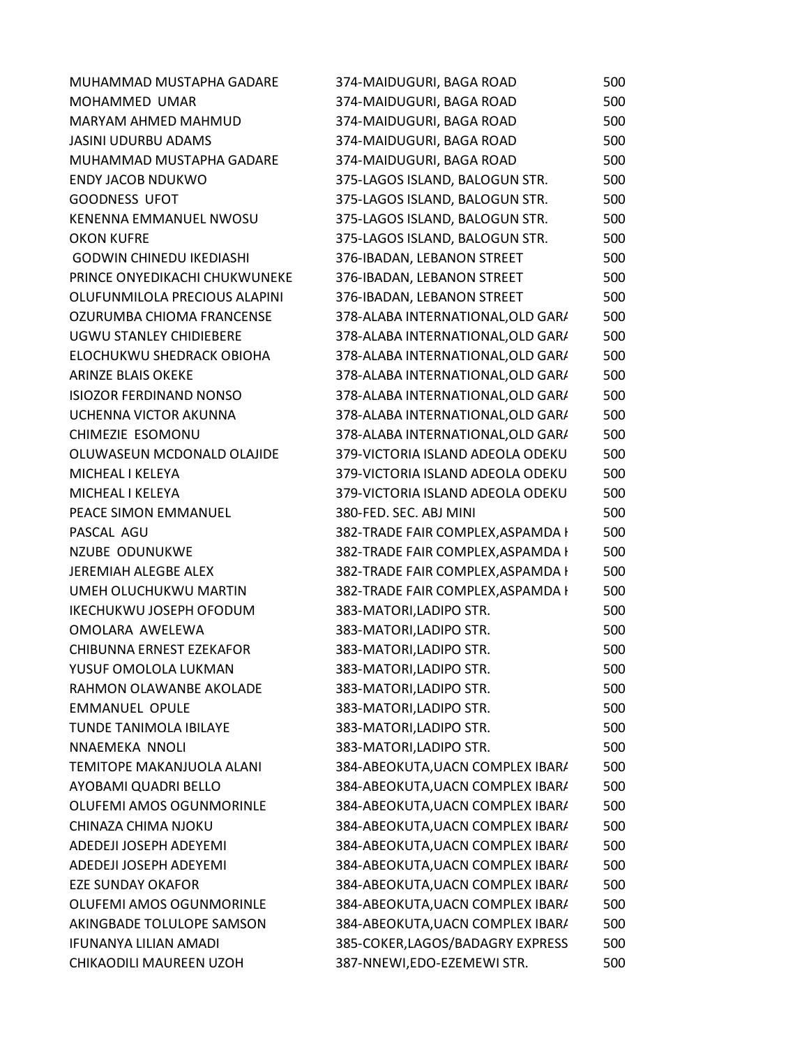| | | |
|---|---|---|
| MUHAMMAD MUSTAPHA GADARE | 374-MAIDUGURI, BAGA ROAD | 500 |
| MOHAMMED UMAR | 374-MAIDUGURI, BAGA ROAD | 500 |
| MARYAM AHMED MAHMUD | 374-MAIDUGURI, BAGA ROAD | 500 |
| JASINI UDURBU ADAMS | 374-MAIDUGURI, BAGA ROAD | 500 |
| MUHAMMAD MUSTAPHA GADARE | 374-MAIDUGURI, BAGA ROAD | 500 |
| ENDY JACOB NDUKWO | 375-LAGOS ISLAND, BALOGUN STR. | 500 |
| GOODNESS UFOT | 375-LAGOS ISLAND, BALOGUN STR. | 500 |
| KENENNA EMMANUEL NWOSU | 375-LAGOS ISLAND, BALOGUN STR. | 500 |
| OKON KUFRE | 375-LAGOS ISLAND, BALOGUN STR. | 500 |
| GODWIN CHINEDU IKEDIASHI | 376-IBADAN, LEBANON STREET | 500 |
| PRINCE ONYEDIKACHI CHUKWUNEKE | 376-IBADAN, LEBANON STREET | 500 |
| OLUFUNMILOLA PRECIOUS ALAPINI | 376-IBADAN, LEBANON STREET | 500 |
| OZURUMBA CHIOMA FRANCENSE | 378-ALABA INTERNATIONAL,OLD GARA | 500 |
| UGWU STANLEY CHIDIEBERE | 378-ALABA INTERNATIONAL,OLD GARA | 500 |
| ELOCHUKWU SHEDRACK OBIOHA | 378-ALABA INTERNATIONAL,OLD GARA | 500 |
| ARINZE BLAIS OKEKE | 378-ALABA INTERNATIONAL,OLD GARA | 500 |
| ISIOZOR FERDINAND NONSO | 378-ALABA INTERNATIONAL,OLD GARA | 500 |
| UCHENNA VICTOR AKUNNA | 378-ALABA INTERNATIONAL,OLD GARA | 500 |
| CHIMEZIE ESOMONU | 378-ALABA INTERNATIONAL,OLD GARA | 500 |
| OLUWASEUN MCDONALD OLAJIDE | 379-VICTORIA ISLAND ADEOLA ODEKU | 500 |
| MICHEAL I KELEYA | 379-VICTORIA ISLAND ADEOLA ODEKU | 500 |
| MICHEAL I KELEYA | 379-VICTORIA ISLAND ADEOLA ODEKU | 500 |
| PEACE SIMON EMMANUEL | 380-FED. SEC. ABJ MINI | 500 |
| PASCAL AGU | 382-TRADE FAIR COMPLEX,ASPAMDA H | 500 |
| NZUBE ODUNUKWE | 382-TRADE FAIR COMPLEX,ASPAMDA H | 500 |
| JEREMIAH ALEGBE ALEX | 382-TRADE FAIR COMPLEX,ASPAMDA H | 500 |
| UMEH OLUCHUKWU MARTIN | 382-TRADE FAIR COMPLEX,ASPAMDA H | 500 |
| IKECHUKWU JOSEPH OFODUM | 383-MATORI,LADIPO STR. | 500 |
| OMOLARA AWELEWA | 383-MATORI,LADIPO STR. | 500 |
| CHIBUNNA ERNEST EZEKAFOR | 383-MATORI,LADIPO STR. | 500 |
| YUSUF OMOLOLA LUKMAN | 383-MATORI,LADIPO STR. | 500 |
| RAHMON OLAWANBE AKOLADE | 383-MATORI,LADIPO STR. | 500 |
| EMMANUEL OPULE | 383-MATORI,LADIPO STR. | 500 |
| TUNDE TANIMOLA IBILAYE | 383-MATORI,LADIPO STR. | 500 |
| NNAEMEKA NNOLI | 383-MATORI,LADIPO STR. | 500 |
| TEMITOPE MAKANJUOLA ALANI | 384-ABEOKUTA,UACN COMPLEX IBARA | 500 |
| AYOBAMI QUADRI BELLO | 384-ABEOKUTA,UACN COMPLEX IBARA | 500 |
| OLUFEMI AMOS OGUNMORINLE | 384-ABEOKUTA,UACN COMPLEX IBARA | 500 |
| CHINAZA CHIMA NJOKU | 384-ABEOKUTA,UACN COMPLEX IBARA | 500 |
| ADEDEJI JOSEPH ADEYEMI | 384-ABEOKUTA,UACN COMPLEX IBARA | 500 |
| ADEDEJI JOSEPH ADEYEMI | 384-ABEOKUTA,UACN COMPLEX IBARA | 500 |
| EZE SUNDAY OKAFOR | 384-ABEOKUTA,UACN COMPLEX IBARA | 500 |
| OLUFEMI AMOS OGUNMORINLE | 384-ABEOKUTA,UACN COMPLEX IBARA | 500 |
| AKINGBADE TOLULOPE SAMSON | 384-ABEOKUTA,UACN COMPLEX IBARA | 500 |
| IFUNANYA LILIAN AMADI | 385-COKER,LAGOS/BADAGRY EXPRESS | 500 |
| CHIKAODILI MAUREEN UZOH | 387-NNEWI,EDO-EZEMEWI STR. | 500 |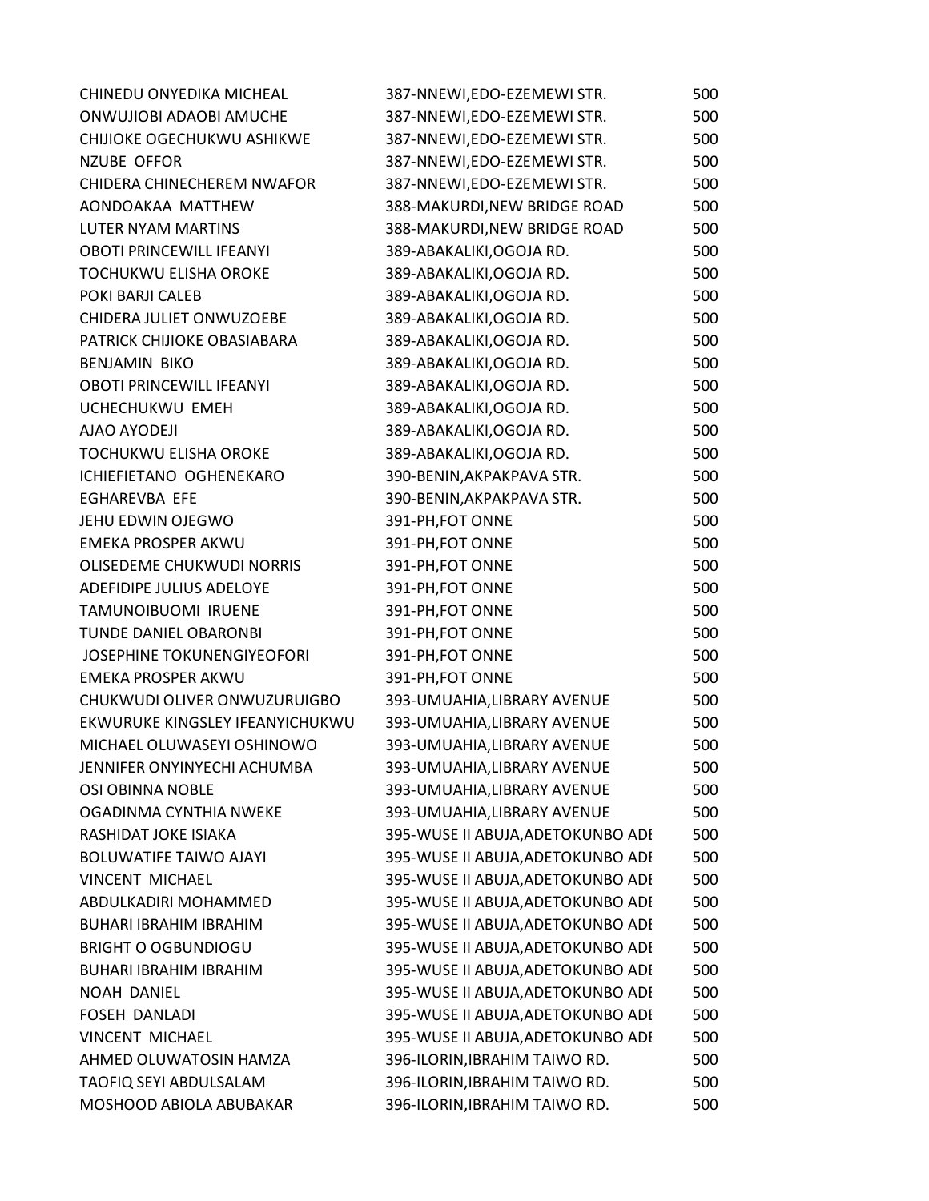| | | |
|---|---|---|
| CHINEDU ONYEDIKA MICHEAL | 387-NNEWI,EDO-EZEMEWI STR. | 500 |
| ONWUJIOBI ADAOBI AMUCHE | 387-NNEWI,EDO-EZEMEWI STR. | 500 |
| CHIJIOKE OGECHUKWU ASHIKWE | 387-NNEWI,EDO-EZEMEWI STR. | 500 |
| NZUBE OFFOR | 387-NNEWI,EDO-EZEMEWI STR. | 500 |
| CHIDERA CHINECHEREM NWAFOR | 387-NNEWI,EDO-EZEMEWI STR. | 500 |
| AONDOAKAA MATTHEW | 388-MAKURDI,NEW BRIDGE ROAD | 500 |
| LUTER NYAM MARTINS | 388-MAKURDI,NEW BRIDGE ROAD | 500 |
| OBOTI PRINCEWILL IFEANYI | 389-ABAKALIKI,OGOJA RD. | 500 |
| TOCHUKWU ELISHA OROKE | 389-ABAKALIKI,OGOJA RD. | 500 |
| POKI BARJI CALEB | 389-ABAKALIKI,OGOJA RD. | 500 |
| CHIDERA JULIET ONWUZOEBE | 389-ABAKALIKI,OGOJA RD. | 500 |
| PATRICK CHIJIOKE OBASIABARA | 389-ABAKALIKI,OGOJA RD. | 500 |
| BENJAMIN BIKO | 389-ABAKALIKI,OGOJA RD. | 500 |
| OBOTI PRINCEWILL IFEANYI | 389-ABAKALIKI,OGOJA RD. | 500 |
| UCHECHUKWU EMEH | 389-ABAKALIKI,OGOJA RD. | 500 |
| AJAO AYODEJI | 389-ABAKALIKI,OGOJA RD. | 500 |
| TOCHUKWU ELISHA OROKE | 389-ABAKALIKI,OGOJA RD. | 500 |
| ICHIEFIETANO OGHENEKARO | 390-BENIN,AKPAKPAVA STR. | 500 |
| EGHAREVBA EFE | 390-BENIN,AKPAKPAVA STR. | 500 |
| JEHU EDWIN OJEGWO | 391-PH,FOT ONNE | 500 |
| EMEKA PROSPER AKWU | 391-PH,FOT ONNE | 500 |
| OLISEDEME CHUKWUDI NORRIS | 391-PH,FOT ONNE | 500 |
| ADEFIDIPE JULIUS ADELOYE | 391-PH,FOT ONNE | 500 |
| TAMUNOIBUOMI IRUENE | 391-PH,FOT ONNE | 500 |
| TUNDE DANIEL OBARONBI | 391-PH,FOT ONNE | 500 |
| JOSEPHINE TOKUNENGIYEOFORI | 391-PH,FOT ONNE | 500 |
| EMEKA PROSPER AKWU | 391-PH,FOT ONNE | 500 |
| CHUKWUDI OLIVER ONWUZURUIGBO | 393-UMUAHIA,LIBRARY AVENUE | 500 |
| EKWURUKE KINGSLEY IFEANYICHUKWU | 393-UMUAHIA,LIBRARY AVENUE | 500 |
| MICHAEL OLUWASEYI OSHINOWO | 393-UMUAHIA,LIBRARY AVENUE | 500 |
| JENNIFER ONYINYECHI ACHUMBA | 393-UMUAHIA,LIBRARY AVENUE | 500 |
| OSI OBINNA NOBLE | 393-UMUAHIA,LIBRARY AVENUE | 500 |
| OGADINMA CYNTHIA NWEKE | 393-UMUAHIA,LIBRARY AVENUE | 500 |
| RASHIDAT JOKE ISIAKA | 395-WUSE II ABUJA,ADETOKUNBO ADI | 500 |
| BOLUWATIFE TAIWO AJAYI | 395-WUSE II ABUJA,ADETOKUNBO ADI | 500 |
| VINCENT MICHAEL | 395-WUSE II ABUJA,ADETOKUNBO ADI | 500 |
| ABDULKADIRI MOHAMMED | 395-WUSE II ABUJA,ADETOKUNBO ADI | 500 |
| BUHARI IBRAHIM IBRAHIM | 395-WUSE II ABUJA,ADETOKUNBO ADI | 500 |
| BRIGHT O OGBUNDIOGU | 395-WUSE II ABUJA,ADETOKUNBO ADI | 500 |
| BUHARI IBRAHIM IBRAHIM | 395-WUSE II ABUJA,ADETOKUNBO ADI | 500 |
| NOAH DANIEL | 395-WUSE II ABUJA,ADETOKUNBO ADI | 500 |
| FOSEH DANLADI | 395-WUSE II ABUJA,ADETOKUNBO ADI | 500 |
| VINCENT MICHAEL | 395-WUSE II ABUJA,ADETOKUNBO ADI | 500 |
| AHMED OLUWATOSIN HAMZA | 396-ILORIN,IBRAHIM TAIWO RD. | 500 |
| TAOFIQ SEYI ABDULSALAM | 396-ILORIN,IBRAHIM TAIWO RD. | 500 |
| MOSHOOD ABIOLA ABUBAKAR | 396-ILORIN,IBRAHIM TAIWO RD. | 500 |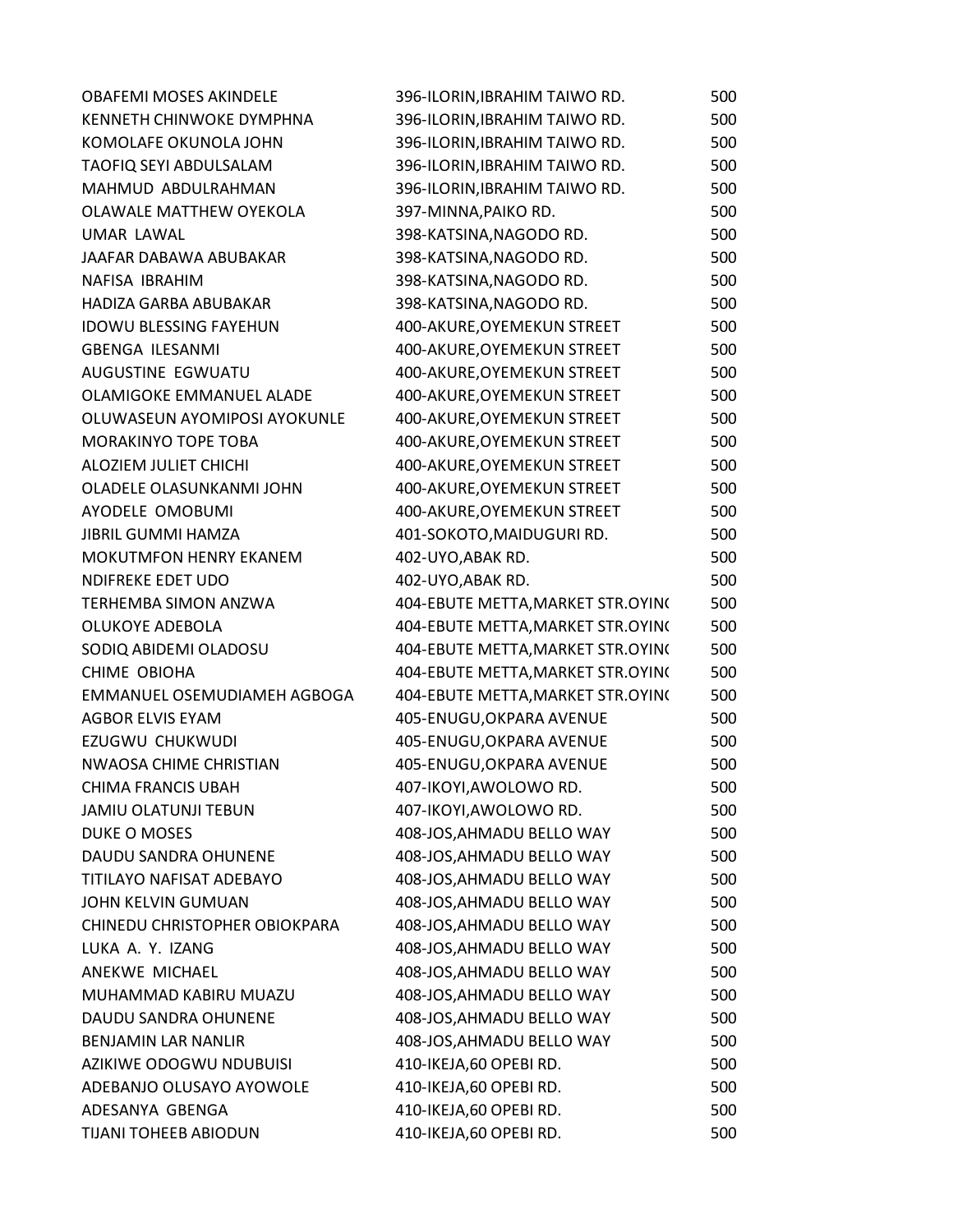| | | |
|---|---|---|
| OBAFEMI MOSES AKINDELE | 396-ILORIN,IBRAHIM TAIWO RD. | 500 |
| KENNETH CHINWOKE DYMPHNA | 396-ILORIN,IBRAHIM TAIWO RD. | 500 |
| KOMOLAFE OKUNOLA JOHN | 396-ILORIN,IBRAHIM TAIWO RD. | 500 |
| TAOFIQ SEYI ABDULSALAM | 396-ILORIN,IBRAHIM TAIWO RD. | 500 |
| MAHMUD ABDULRAHMAN | 396-ILORIN,IBRAHIM TAIWO RD. | 500 |
| OLAWALE MATTHEW OYEKOLA | 397-MINNA,PAIKO RD. | 500 |
| UMAR LAWAL | 398-KATSINA,NAGODO RD. | 500 |
| JAAFAR DABAWA ABUBAKAR | 398-KATSINA,NAGODO RD. | 500 |
| NAFISA IBRAHIM | 398-KATSINA,NAGODO RD. | 500 |
| HADIZA GARBA ABUBAKAR | 398-KATSINA,NAGODO RD. | 500 |
| IDOWU BLESSING FAYEHUN | 400-AKURE,OYEMEKUN STREET | 500 |
| GBENGA ILESANMI | 400-AKURE,OYEMEKUN STREET | 500 |
| AUGUSTINE EGWUATU | 400-AKURE,OYEMEKUN STREET | 500 |
| OLAMIGOKE EMMANUEL ALADE | 400-AKURE,OYEMEKUN STREET | 500 |
| OLUWASEUN AYOMIPOSI AYOKUNLE | 400-AKURE,OYEMEKUN STREET | 500 |
| MORAKINYO TOPE TOBA | 400-AKURE,OYEMEKUN STREET | 500 |
| ALOZIEM JULIET CHICHI | 400-AKURE,OYEMEKUN STREET | 500 |
| OLADELE OLASUNKANMI JOHN | 400-AKURE,OYEMEKUN STREET | 500 |
| AYODELE OMOBUMI | 400-AKURE,OYEMEKUN STREET | 500 |
| JIBRIL GUMMI HAMZA | 401-SOKOTO,MAIDUGURI RD. | 500 |
| MOKUTMFON HENRY EKANEM | 402-UYO,ABAK RD. | 500 |
| NDIFREKE EDET UDO | 402-UYO,ABAK RD. | 500 |
| TERHEMBA SIMON ANZWA | 404-EBUTE METTA,MARKET STR.OYIN( | 500 |
| OLUKOYE ADEBOLA | 404-EBUTE METTA,MARKET STR.OYIN( | 500 |
| SODIQ ABIDEMI OLADOSU | 404-EBUTE METTA,MARKET STR.OYIN( | 500 |
| CHIME OBIOHA | 404-EBUTE METTA,MARKET STR.OYIN( | 500 |
| EMMANUEL OSEMUDIAMEH AGBOGA | 404-EBUTE METTA,MARKET STR.OYIN( | 500 |
| AGBOR ELVIS EYAM | 405-ENUGU,OKPARA AVENUE | 500 |
| EZUGWU CHUKWUDI | 405-ENUGU,OKPARA AVENUE | 500 |
| NWAOSA CHIME CHRISTIAN | 405-ENUGU,OKPARA AVENUE | 500 |
| CHIMA FRANCIS UBAH | 407-IKOYI,AWOLOWO RD. | 500 |
| JAMIU OLATUNJI TEBUN | 407-IKOYI,AWOLOWO RD. | 500 |
| DUKE O MOSES | 408-JOS,AHMADU BELLO WAY | 500 |
| DAUDU SANDRA OHUNENE | 408-JOS,AHMADU BELLO WAY | 500 |
| TITILAYO NAFISAT ADEBAYO | 408-JOS,AHMADU BELLO WAY | 500 |
| JOHN KELVIN GUMUAN | 408-JOS,AHMADU BELLO WAY | 500 |
| CHINEDU CHRISTOPHER OBIOKPARA | 408-JOS,AHMADU BELLO WAY | 500 |
| LUKA A. Y. IZANG | 408-JOS,AHMADU BELLO WAY | 500 |
| ANEKWE MICHAEL | 408-JOS,AHMADU BELLO WAY | 500 |
| MUHAMMAD KABIRU MUAZU | 408-JOS,AHMADU BELLO WAY | 500 |
| DAUDU SANDRA OHUNENE | 408-JOS,AHMADU BELLO WAY | 500 |
| BENJAMIN LAR NANLIR | 408-JOS,AHMADU BELLO WAY | 500 |
| AZIKIWE ODOGWU NDUBUISI | 410-IKEJA,60 OPEBI RD. | 500 |
| ADEBANJO OLUSAYO AYOWOLE | 410-IKEJA,60 OPEBI RD. | 500 |
| ADESANYA GBENGA | 410-IKEJA,60 OPEBI RD. | 500 |
| TIJANI TOHEEB ABIODUN | 410-IKEJA,60 OPEBI RD. | 500 |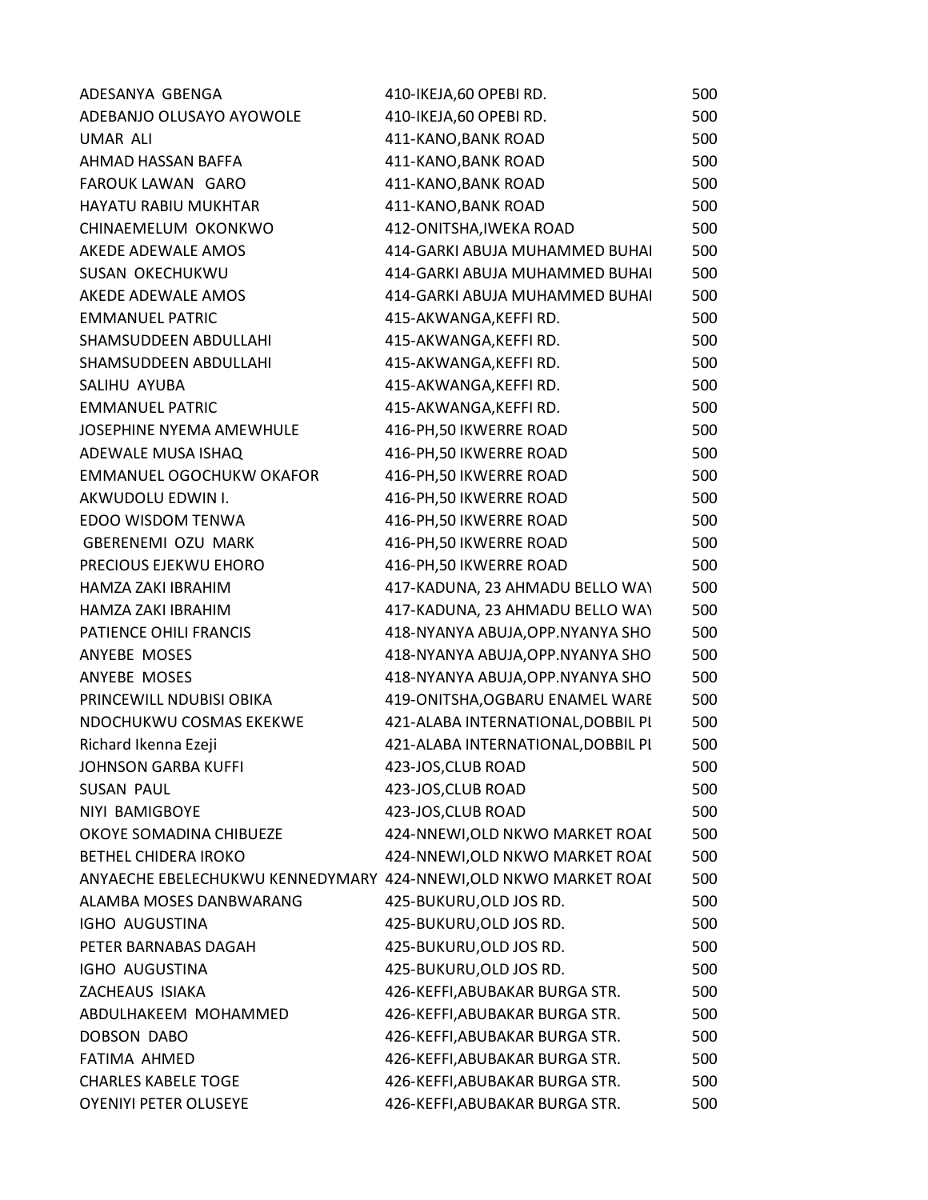| | | |
|---|---|---|
| ADESANYA GBENGA | 410-IKEJA,60 OPEBI RD. | 500 |
| ADEBANJO OLUSAYO AYOWOLE | 410-IKEJA,60 OPEBI RD. | 500 |
| UMAR ALI | 411-KANO,BANK ROAD | 500 |
| AHMAD HASSAN BAFFA | 411-KANO,BANK ROAD | 500 |
| FAROUK LAWAN GARO | 411-KANO,BANK ROAD | 500 |
| HAYATU RABIU MUKHTAR | 411-KANO,BANK ROAD | 500 |
| CHINAEMELUM OKONKWO | 412-ONITSHA,IWEKA ROAD | 500 |
| AKEDE ADEWALE AMOS | 414-GARKI ABUJA MUHAMMED BUHAI | 500 |
| SUSAN OKECHUKWU | 414-GARKI ABUJA MUHAMMED BUHAI | 500 |
| AKEDE ADEWALE AMOS | 414-GARKI ABUJA MUHAMMED BUHAI | 500 |
| EMMANUEL PATRIC | 415-AKWANGA,KEFFI RD. | 500 |
| SHAMSUDDEEN ABDULLAHI | 415-AKWANGA,KEFFI RD. | 500 |
| SHAMSUDDEEN ABDULLAHI | 415-AKWANGA,KEFFI RD. | 500 |
| SALIHU AYUBA | 415-AKWANGA,KEFFI RD. | 500 |
| EMMANUEL PATRIC | 415-AKWANGA,KEFFI RD. | 500 |
| JOSEPHINE NYEMA AMEWHULE | 416-PH,50 IKWERRE ROAD | 500 |
| ADEWALE MUSA ISHAQ | 416-PH,50 IKWERRE ROAD | 500 |
| EMMANUEL OGOCHUKW OKAFOR | 416-PH,50 IKWERRE ROAD | 500 |
| AKWUDOLU EDWIN I. | 416-PH,50 IKWERRE ROAD | 500 |
| EDOO WISDOM TENWA | 416-PH,50 IKWERRE ROAD | 500 |
| GBERENEMI OZU MARK | 416-PH,50 IKWERRE ROAD | 500 |
| PRECIOUS EJEKWU EHORO | 416-PH,50 IKWERRE ROAD | 500 |
| HAMZA ZAKI IBRAHIM | 417-KADUNA, 23 AHMADU BELLO WAY | 500 |
| HAMZA ZAKI IBRAHIM | 417-KADUNA, 23 AHMADU BELLO WAY | 500 |
| PATIENCE OHILI FRANCIS | 418-NYANYA ABUJA,OPP.NYANYA SHO | 500 |
| ANYEBE MOSES | 418-NYANYA ABUJA,OPP.NYANYA SHO | 500 |
| ANYEBE MOSES | 418-NYANYA ABUJA,OPP.NYANYA SHO | 500 |
| PRINCEWILL NDUBISI OBIKA | 419-ONITSHA,OGBARU ENAMEL WARE | 500 |
| NDOCHUKWU COSMAS EKEKWE | 421-ALABA INTERNATIONAL,DOBBIL PL | 500 |
| Richard Ikenna Ezeji | 421-ALABA INTERNATIONAL,DOBBIL PL | 500 |
| JOHNSON GARBA KUFFI | 423-JOS,CLUB ROAD | 500 |
| SUSAN PAUL | 423-JOS,CLUB ROAD | 500 |
| NIYI BAMIGBOYE | 423-JOS,CLUB ROAD | 500 |
| OKOYE SOMADINA CHIBUEZE | 424-NNEWI,OLD NKWO MARKET ROAD | 500 |
| BETHEL CHIDERA IROKO | 424-NNEWI,OLD NKWO MARKET ROAD | 500 |
| ANYAECHE EBELECHUKWU KENNEDYMARY | 424-NNEWI,OLD NKWO MARKET ROAD | 500 |
| ALAMBA MOSES DANBWARANG | 425-BUKURU,OLD JOS RD. | 500 |
| IGHO AUGUSTINA | 425-BUKURU,OLD JOS RD. | 500 |
| PETER BARNABAS DAGAH | 425-BUKURU,OLD JOS RD. | 500 |
| IGHO AUGUSTINA | 425-BUKURU,OLD JOS RD. | 500 |
| ZACHEAUS ISIAKA | 426-KEFFI,ABUBAKAR BURGA STR. | 500 |
| ABDULHAKEEM MOHAMMED | 426-KEFFI,ABUBAKAR BURGA STR. | 500 |
| DOBSON DABO | 426-KEFFI,ABUBAKAR BURGA STR. | 500 |
| FATIMA AHMED | 426-KEFFI,ABUBAKAR BURGA STR. | 500 |
| CHARLES KABELE TOGE | 426-KEFFI,ABUBAKAR BURGA STR. | 500 |
| OYENIYI PETER OLUSEYE | 426-KEFFI,ABUBAKAR BURGA STR. | 500 |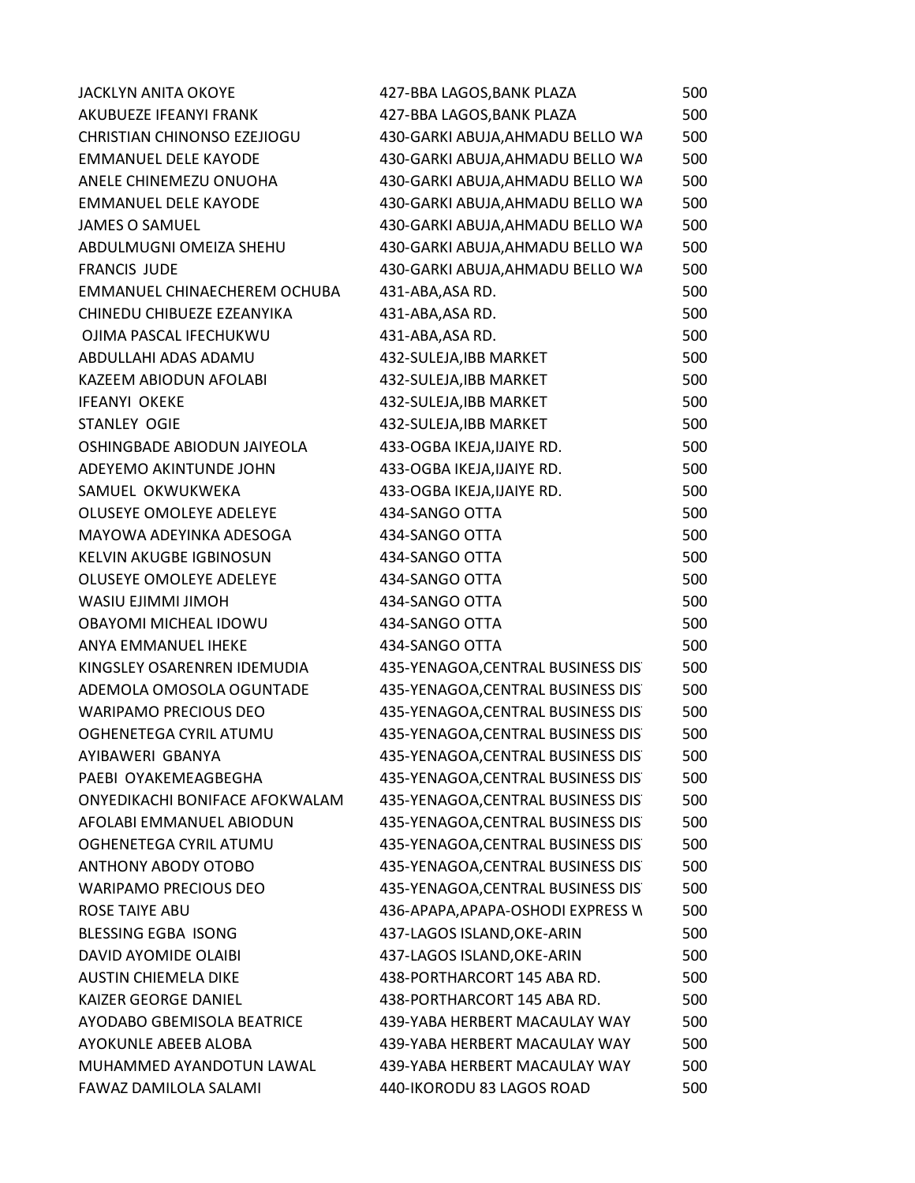| | | |
|---|---|---|
| JACKLYN ANITA OKOYE | 427-BBA LAGOS,BANK PLAZA | 500 |
| AKUBUEZE IFEANYI FRANK | 427-BBA LAGOS,BANK PLAZA | 500 |
| CHRISTIAN CHINONSO EZEJIOGU | 430-GARKI ABUJA,AHMADU BELLO WA | 500 |
| EMMANUEL DELE KAYODE | 430-GARKI ABUJA,AHMADU BELLO WA | 500 |
| ANELE CHINEMEZU ONUOHA | 430-GARKI ABUJA,AHMADU BELLO WA | 500 |
| EMMANUEL DELE KAYODE | 430-GARKI ABUJA,AHMADU BELLO WA | 500 |
| JAMES O SAMUEL | 430-GARKI ABUJA,AHMADU BELLO WA | 500 |
| ABDULMUGNI OMEIZA SHEHU | 430-GARKI ABUJA,AHMADU BELLO WA | 500 |
| FRANCIS JUDE | 430-GARKI ABUJA,AHMADU BELLO WA | 500 |
| EMMANUEL CHINAECHEREM OCHUBA | 431-ABA,ASA RD. | 500 |
| CHINEDU CHIBUEZE EZEANYIKA | 431-ABA,ASA RD. | 500 |
| OJIMA PASCAL IFECHUKWU | 431-ABA,ASA RD. | 500 |
| ABDULLAHI ADAS ADAMU | 432-SULEJA,IBB MARKET | 500 |
| KAZEEM ABIODUN AFOLABI | 432-SULEJA,IBB MARKET | 500 |
| IFEANYI OKEKE | 432-SULEJA,IBB MARKET | 500 |
| STANLEY OGIE | 432-SULEJA,IBB MARKET | 500 |
| OSHINGBADE ABIODUN JAIYEOLA | 433-OGBA IKEJA,IJAIYE RD. | 500 |
| ADEYEMO AKINTUNDE JOHN | 433-OGBA IKEJA,IJAIYE RD. | 500 |
| SAMUEL OKWUKWEKA | 433-OGBA IKEJA,IJAIYE RD. | 500 |
| OLUSEYE OMOLEYE ADELEYE | 434-SANGO OTTA | 500 |
| MAYOWA ADEYINKA ADESOGA | 434-SANGO OTTA | 500 |
| KELVIN AKUGBE IGBINOSUN | 434-SANGO OTTA | 500 |
| OLUSEYE OMOLEYE ADELEYE | 434-SANGO OTTA | 500 |
| WASIU EJIMMI JIMOH | 434-SANGO OTTA | 500 |
| OBAYOMI MICHEAL IDOWU | 434-SANGO OTTA | 500 |
| ANYA EMMANUEL IHEKE | 434-SANGO OTTA | 500 |
| KINGSLEY OSARENREN IDEMUDIA | 435-YENAGOA,CENTRAL BUSINESS DIS | 500 |
| ADEMOLA OMOSOLA OGUNTADE | 435-YENAGOA,CENTRAL BUSINESS DIS | 500 |
| WARIPAMO PRECIOUS DEO | 435-YENAGOA,CENTRAL BUSINESS DIS | 500 |
| OGHENETEGA CYRIL ATUMU | 435-YENAGOA,CENTRAL BUSINESS DIS | 500 |
| AYIBAWERI GBANYA | 435-YENAGOA,CENTRAL BUSINESS DIS | 500 |
| PAEBI OYAKEMEAGBEGHA | 435-YENAGOA,CENTRAL BUSINESS DIS | 500 |
| ONYEDIKACHI BONIFACE AFOKWALAM | 435-YENAGOA,CENTRAL BUSINESS DIS | 500 |
| AFOLABI EMMANUEL ABIODUN | 435-YENAGOA,CENTRAL BUSINESS DIS | 500 |
| OGHENETEGA CYRIL ATUMU | 435-YENAGOA,CENTRAL BUSINESS DIS | 500 |
| ANTHONY ABODY OTOBO | 435-YENAGOA,CENTRAL BUSINESS DIS | 500 |
| WARIPAMO PRECIOUS DEO | 435-YENAGOA,CENTRAL BUSINESS DIS | 500 |
| ROSE TAIYE ABU | 436-APAPA,APAPA-OSHODI EXPRESS W | 500 |
| BLESSING EGBA ISONG | 437-LAGOS ISLAND,OKE-ARIN | 500 |
| DAVID AYOMIDE OLAIBI | 437-LAGOS ISLAND,OKE-ARIN | 500 |
| AUSTIN CHIEMELA DIKE | 438-PORTHARCORT 145 ABA RD. | 500 |
| KAIZER GEORGE DANIEL | 438-PORTHARCORT 145 ABA RD. | 500 |
| AYODABO GBEMISOLA BEATRICE | 439-YABA HERBERT MACAULAY WAY | 500 |
| AYOKUNLE ABEEB ALOBA | 439-YABA HERBERT MACAULAY WAY | 500 |
| MUHAMMED AYANDOTUN LAWAL | 439-YABA HERBERT MACAULAY WAY | 500 |
| FAWAZ DAMILOLA SALAMI | 440-IKORODU 83 LAGOS ROAD | 500 |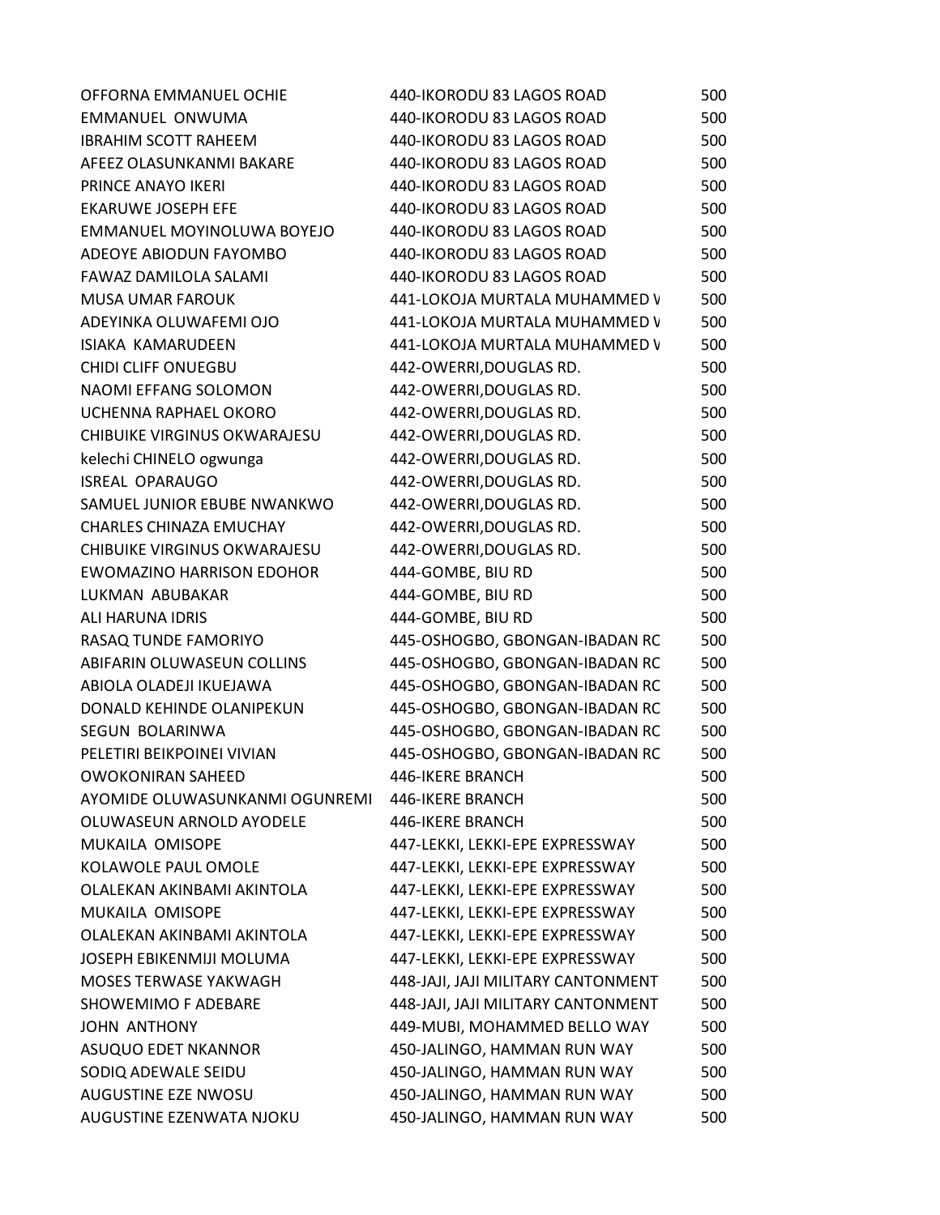| | | |
|---|---|---|
| OFFORNA EMMANUEL OCHIE | 440-IKORODU 83 LAGOS ROAD | 500 |
| EMMANUEL ONWUMA | 440-IKORODU 83 LAGOS ROAD | 500 |
| IBRAHIM SCOTT RAHEEM | 440-IKORODU 83 LAGOS ROAD | 500 |
| AFEEZ OLASUNKANMI BAKARE | 440-IKORODU 83 LAGOS ROAD | 500 |
| PRINCE ANAYO IKERI | 440-IKORODU 83 LAGOS ROAD | 500 |
| EKARUWE JOSEPH EFE | 440-IKORODU 83 LAGOS ROAD | 500 |
| EMMANUEL MOYINOLUWA BOYEJO | 440-IKORODU 83 LAGOS ROAD | 500 |
| ADEOYE ABIODUN FAYOMBO | 440-IKORODU 83 LAGOS ROAD | 500 |
| FAWAZ DAMILOLA SALAMI | 440-IKORODU 83 LAGOS ROAD | 500 |
| MUSA UMAR FAROUK | 441-LOKOJA MURTALA MUHAMMED V | 500 |
| ADEYINKA OLUWAFEMI OJO | 441-LOKOJA MURTALA MUHAMMED V | 500 |
| ISIAKA KAMARUDEEN | 441-LOKOJA MURTALA MUHAMMED V | 500 |
| CHIDI CLIFF ONUEGBU | 442-OWERRI,DOUGLAS RD. | 500 |
| NAOMI EFFANG SOLOMON | 442-OWERRI,DOUGLAS RD. | 500 |
| UCHENNA RAPHAEL OKORO | 442-OWERRI,DOUGLAS RD. | 500 |
| CHIBUIKE VIRGINUS OKWARAJESU | 442-OWERRI,DOUGLAS RD. | 500 |
| kelechi CHINELO ogwunga | 442-OWERRI,DOUGLAS RD. | 500 |
| ISREAL OPARAUGO | 442-OWERRI,DOUGLAS RD. | 500 |
| SAMUEL JUNIOR EBUBE NWANKWO | 442-OWERRI,DOUGLAS RD. | 500 |
| CHARLES CHINAZA EMUCHAY | 442-OWERRI,DOUGLAS RD. | 500 |
| CHIBUIKE VIRGINUS OKWARAJESU | 442-OWERRI,DOUGLAS RD. | 500 |
| EWOMAZINO HARRISON EDOHOR | 444-GOMBE, BIU RD | 500 |
| LUKMAN ABUBAKAR | 444-GOMBE, BIU RD | 500 |
| ALI HARUNA IDRIS | 444-GOMBE, BIU RD | 500 |
| RASAQ TUNDE FAMORIYO | 445-OSHOGBO, GBONGAN-IBADAN RC | 500 |
| ABIFARIN OLUWASEUN COLLINS | 445-OSHOGBO, GBONGAN-IBADAN RC | 500 |
| ABIOLA OLADEJI IKUEJAWA | 445-OSHOGBO, GBONGAN-IBADAN RC | 500 |
| DONALD KEHINDE OLANIPEKUN | 445-OSHOGBO, GBONGAN-IBADAN RC | 500 |
| SEGUN BOLARINWA | 445-OSHOGBO, GBONGAN-IBADAN RC | 500 |
| PELETIRI BEIKPOINEI VIVIAN | 445-OSHOGBO, GBONGAN-IBADAN RC | 500 |
| OWOKONIRAN SAHEED | 446-IKERE BRANCH | 500 |
| AYOMIDE OLUWASUNKANMI OGUNREMI | 446-IKERE BRANCH | 500 |
| OLUWASEUN ARNOLD AYODELE | 446-IKERE BRANCH | 500 |
| MUKAILA OMISOPE | 447-LEKKI, LEKKI-EPE EXPRESSWAY | 500 |
| KOLAWOLE PAUL OMOLE | 447-LEKKI, LEKKI-EPE EXPRESSWAY | 500 |
| OLALEKAN AKINBAMI AKINTOLA | 447-LEKKI, LEKKI-EPE EXPRESSWAY | 500 |
| MUKAILA OMISOPE | 447-LEKKI, LEKKI-EPE EXPRESSWAY | 500 |
| OLALEKAN AKINBAMI AKINTOLA | 447-LEKKI, LEKKI-EPE EXPRESSWAY | 500 |
| JOSEPH EBIKENMIJI MOLUMA | 447-LEKKI, LEKKI-EPE EXPRESSWAY | 500 |
| MOSES TERWASE YAKWAGH | 448-JAJI, JAJI MILITARY CANTONMENT | 500 |
| SHOWEMIMO F ADEBARE | 448-JAJI, JAJI MILITARY CANTONMENT | 500 |
| JOHN ANTHONY | 449-MUBI, MOHAMMED BELLO WAY | 500 |
| ASUQUO EDET NKANNOR | 450-JALINGO, HAMMAN RUN WAY | 500 |
| SODIQ ADEWALE SEIDU | 450-JALINGO, HAMMAN RUN WAY | 500 |
| AUGUSTINE EZE NWOSU | 450-JALINGO, HAMMAN RUN WAY | 500 |
| AUGUSTINE EZENWATA NJOKU | 450-JALINGO, HAMMAN RUN WAY | 500 |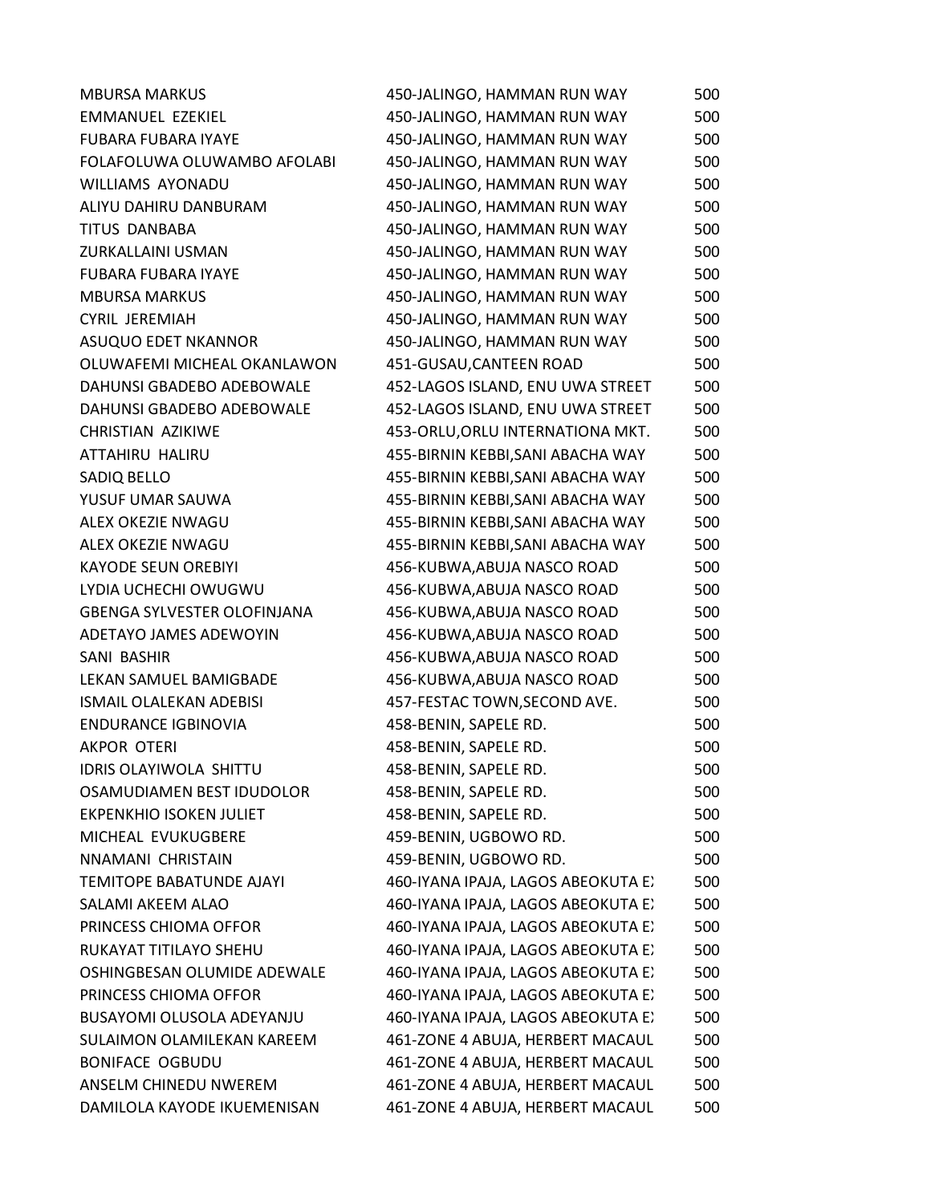| | | |
|---|---|---|
| MBURSA MARKUS | 450-JALINGO, HAMMAN RUN WAY | 500 |
| EMMANUEL EZEKIEL | 450-JALINGO, HAMMAN RUN WAY | 500 |
| FUBARA FUBARA IYAYE | 450-JALINGO, HAMMAN RUN WAY | 500 |
| FOLAFOLUWA OLUWAMBO AFOLABI | 450-JALINGO, HAMMAN RUN WAY | 500 |
| WILLIAMS AYONADU | 450-JALINGO, HAMMAN RUN WAY | 500 |
| ALIYU DAHIRU DANBURAM | 450-JALINGO, HAMMAN RUN WAY | 500 |
| TITUS DANBABA | 450-JALINGO, HAMMAN RUN WAY | 500 |
| ZURKALLAINI USMAN | 450-JALINGO, HAMMAN RUN WAY | 500 |
| FUBARA FUBARA IYAYE | 450-JALINGO, HAMMAN RUN WAY | 500 |
| MBURSA MARKUS | 450-JALINGO, HAMMAN RUN WAY | 500 |
| CYRIL JEREMIAH | 450-JALINGO, HAMMAN RUN WAY | 500 |
| ASUQUO EDET NKANNOR | 450-JALINGO, HAMMAN RUN WAY | 500 |
| OLUWAFEMI MICHEAL OKANLAWON | 451-GUSAU,CANTEEN ROAD | 500 |
| DAHUNSI GBADEBO ADEBOWALE | 452-LAGOS ISLAND, ENU UWA STREET | 500 |
| DAHUNSI GBADEBO ADEBOWALE | 452-LAGOS ISLAND, ENU UWA STREET | 500 |
| CHRISTIAN AZIKIWE | 453-ORLU,ORLU INTERNATIONA MKT. | 500 |
| ATTAHIRU HALIRU | 455-BIRNIN KEBBI,SANI ABACHA WAY | 500 |
| SADIQ BELLO | 455-BIRNIN KEBBI,SANI ABACHA WAY | 500 |
| YUSUF UMAR SAUWA | 455-BIRNIN KEBBI,SANI ABACHA WAY | 500 |
| ALEX OKEZIE NWAGU | 455-BIRNIN KEBBI,SANI ABACHA WAY | 500 |
| ALEX OKEZIE NWAGU | 455-BIRNIN KEBBI,SANI ABACHA WAY | 500 |
| KAYODE SEUN OREBIYI | 456-KUBWA,ABUJA NASCO ROAD | 500 |
| LYDIA UCHECHI OWUGWU | 456-KUBWA,ABUJA NASCO ROAD | 500 |
| GBENGA SYLVESTER OLOFINJANA | 456-KUBWA,ABUJA NASCO ROAD | 500 |
| ADETAYO JAMES ADEWOYIN | 456-KUBWA,ABUJA NASCO ROAD | 500 |
| SANI BASHIR | 456-KUBWA,ABUJA NASCO ROAD | 500 |
| LEKAN SAMUEL BAMIGBADE | 456-KUBWA,ABUJA NASCO ROAD | 500 |
| ISMAIL OLALEKAN ADEBISI | 457-FESTAC TOWN,SECOND AVE. | 500 |
| ENDURANCE IGBINOVIA | 458-BENIN, SAPELE RD. | 500 |
| AKPOR OTERI | 458-BENIN, SAPELE RD. | 500 |
| IDRIS OLAYIWOLA SHITTU | 458-BENIN, SAPELE RD. | 500 |
| OSAMUDIAMEN BEST IDUDOLOR | 458-BENIN, SAPELE RD. | 500 |
| EKPENKHIO ISOKEN JULIET | 458-BENIN, SAPELE RD. | 500 |
| MICHEAL EVUKUGBERE | 459-BENIN, UGBOWO RD. | 500 |
| NNAMANI CHRISTAIN | 459-BENIN, UGBOWO RD. | 500 |
| TEMITOPE BABATUNDE AJAYI | 460-IYANA IPAJA, LAGOS ABEOKUTA E) | 500 |
| SALAMI AKEEM ALAO | 460-IYANA IPAJA, LAGOS ABEOKUTA E) | 500 |
| PRINCESS CHIOMA OFFOR | 460-IYANA IPAJA, LAGOS ABEOKUTA E) | 500 |
| RUKAYAT TITILAYO SHEHU | 460-IYANA IPAJA, LAGOS ABEOKUTA E) | 500 |
| OSHINGBESAN OLUMIDE ADEWALE | 460-IYANA IPAJA, LAGOS ABEOKUTA E) | 500 |
| PRINCESS CHIOMA OFFOR | 460-IYANA IPAJA, LAGOS ABEOKUTA E) | 500 |
| BUSAYOMI OLUSOLA ADEYANJU | 460-IYANA IPAJA, LAGOS ABEOKUTA E) | 500 |
| SULAIMON OLAMILEKAN KAREEM | 461-ZONE 4 ABUJA, HERBERT MACAUL | 500 |
| BONIFACE OGBUDU | 461-ZONE 4 ABUJA, HERBERT MACAUL | 500 |
| ANSELM CHINEDU NWEREM | 461-ZONE 4 ABUJA, HERBERT MACAUL | 500 |
| DAMILOLA KAYODE IKUEMENISAN | 461-ZONE 4 ABUJA, HERBERT MACAUL | 500 |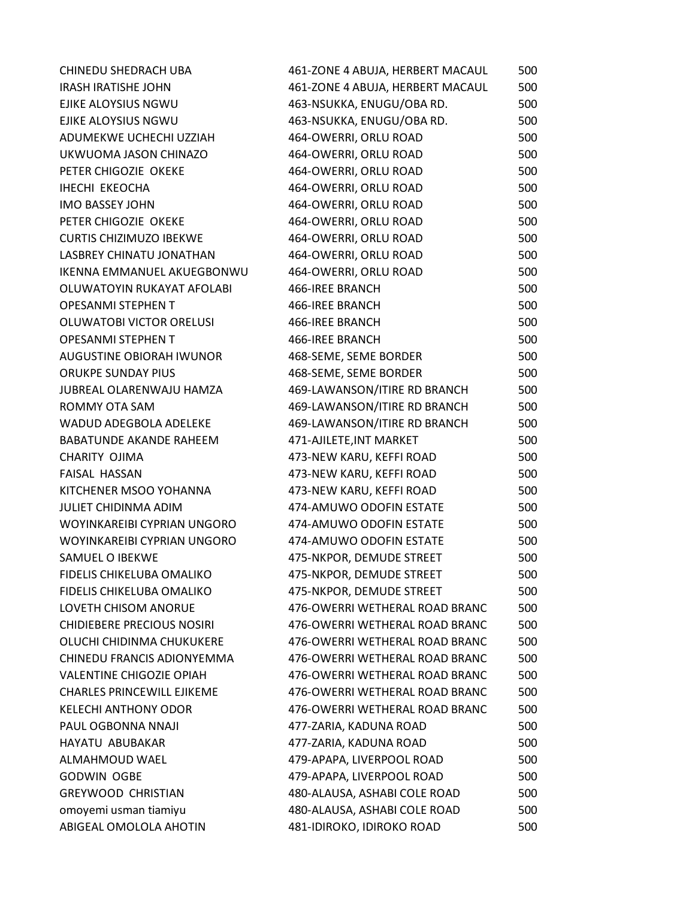| | | |
|---|---|---|
| CHINEDU SHEDRACH UBA | 461-ZONE 4 ABUJA, HERBERT MACAUL | 500 |
| IRASH IRATISHE JOHN | 461-ZONE 4 ABUJA, HERBERT MACAUL | 500 |
| EJIKE ALOYSIUS NGWU | 463-NSUKKA, ENUGU/OBA RD. | 500 |
| EJIKE ALOYSIUS NGWU | 463-NSUKKA, ENUGU/OBA RD. | 500 |
| ADUMEKWE UCHECHI UZZIAH | 464-OWERRI, ORLU ROAD | 500 |
| UKWUOMA JASON CHINAZO | 464-OWERRI, ORLU ROAD | 500 |
| PETER CHIGOZIE OKEKE | 464-OWERRI, ORLU ROAD | 500 |
| IHECHI EKEOCHA | 464-OWERRI, ORLU ROAD | 500 |
| IMO BASSEY JOHN | 464-OWERRI, ORLU ROAD | 500 |
| PETER CHIGOZIE OKEKE | 464-OWERRI, ORLU ROAD | 500 |
| CURTIS CHIZIMUZO IBEKWE | 464-OWERRI, ORLU ROAD | 500 |
| LASBREY CHINATU JONATHAN | 464-OWERRI, ORLU ROAD | 500 |
| IKENNA EMMANUEL AKUEGBONWU | 464-OWERRI, ORLU ROAD | 500 |
| OLUWATOYIN RUKAYAT AFOLABI | 466-IREE BRANCH | 500 |
| OPESANMI STEPHEN T | 466-IREE BRANCH | 500 |
| OLUWATOBI VICTOR ORELUSI | 466-IREE BRANCH | 500 |
| OPESANMI STEPHEN T | 466-IREE BRANCH | 500 |
| AUGUSTINE OBIORAH IWUNOR | 468-SEME, SEME BORDER | 500 |
| ORUKPE SUNDAY PIUS | 468-SEME, SEME BORDER | 500 |
| JUBREAL OLARENWAJU HAMZA | 469-LAWANSON/ITIRE RD BRANCH | 500 |
| ROMMY OTA SAM | 469-LAWANSON/ITIRE RD BRANCH | 500 |
| WADUD ADEGBOLA ADELEKE | 469-LAWANSON/ITIRE RD BRANCH | 500 |
| BABATUNDE AKANDE RAHEEM | 471-AJILETE,INT MARKET | 500 |
| CHARITY OJIMA | 473-NEW KARU, KEFFI ROAD | 500 |
| FAISAL HASSAN | 473-NEW KARU, KEFFI ROAD | 500 |
| KITCHENER MSOO YOHANNA | 473-NEW KARU, KEFFI ROAD | 500 |
| JULIET CHIDINMA ADIM | 474-AMUWO ODOFIN ESTATE | 500 |
| WOYINKAREIBI CYPRIAN UNGORO | 474-AMUWO ODOFIN ESTATE | 500 |
| WOYINKAREIBI CYPRIAN UNGORO | 474-AMUWO ODOFIN ESTATE | 500 |
| SAMUEL O IBEKWE | 475-NKPOR, DEMUDE STREET | 500 |
| FIDELIS CHIKELUBA OMALIKO | 475-NKPOR, DEMUDE STREET | 500 |
| FIDELIS CHIKELUBA OMALIKO | 475-NKPOR, DEMUDE STREET | 500 |
| LOVETH CHISOM ANORUE | 476-OWERRI WETHERAL ROAD BRANC | 500 |
| CHIDIEBERE PRECIOUS NOSIRI | 476-OWERRI WETHERAL ROAD BRANC | 500 |
| OLUCHI CHIDINMA CHUKUKERE | 476-OWERRI WETHERAL ROAD BRANC | 500 |
| CHINEDU FRANCIS ADIONYEMMA | 476-OWERRI WETHERAL ROAD BRANC | 500 |
| VALENTINE CHIGOZIE OPIAH | 476-OWERRI WETHERAL ROAD BRANC | 500 |
| CHARLES PRINCEWILL EJIKEME | 476-OWERRI WETHERAL ROAD BRANC | 500 |
| KELECHI ANTHONY ODOR | 476-OWERRI WETHERAL ROAD BRANC | 500 |
| PAUL OGBONNA NNAJI | 477-ZARIA, KADUNA ROAD | 500 |
| HAYATU ABUBAKAR | 477-ZARIA, KADUNA ROAD | 500 |
| ALMAHMOUD WAEL | 479-APAPA, LIVERPOOL ROAD | 500 |
| GODWIN OGBE | 479-APAPA, LIVERPOOL ROAD | 500 |
| GREYWOOD CHRISTIAN | 480-ALAUSA, ASHABI COLE ROAD | 500 |
| omoyemi usman tiamiyu | 480-ALAUSA, ASHABI COLE ROAD | 500 |
| ABIGEAL OMOLOLA AHOTIN | 481-IDIROKO, IDIROKO ROAD | 500 |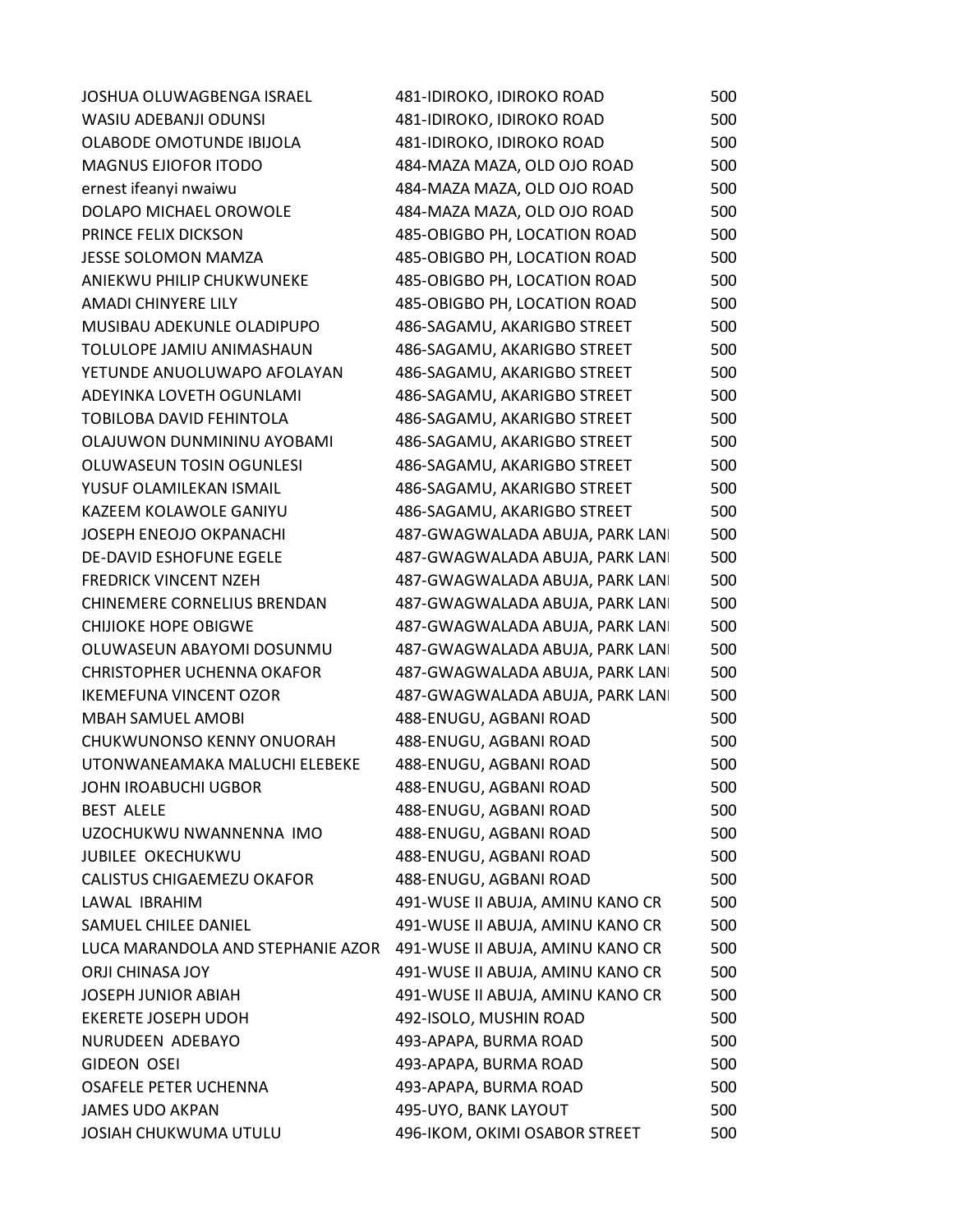| | | |
|---|---|---|
| JOSHUA OLUWAGBENGA ISRAEL | 481-IDIROKO, IDIROKO ROAD | 500 |
| WASIU ADEBANJI ODUNSI | 481-IDIROKO, IDIROKO ROAD | 500 |
| OLABODE OMOTUNDE IBIJOLA | 481-IDIROKO, IDIROKO ROAD | 500 |
| MAGNUS EJIOFOR ITODO | 484-MAZA MAZA, OLD OJO ROAD | 500 |
| ernest ifeanyi nwaiwu | 484-MAZA MAZA, OLD OJO ROAD | 500 |
| DOLAPO MICHAEL OROWOLE | 484-MAZA MAZA, OLD OJO ROAD | 500 |
| PRINCE FELIX DICKSON | 485-OBIGBO PH, LOCATION ROAD | 500 |
| JESSE SOLOMON MAMZA | 485-OBIGBO PH, LOCATION ROAD | 500 |
| ANIEKWU PHILIP CHUKWUNEKE | 485-OBIGBO PH, LOCATION ROAD | 500 |
| AMADI CHINYERE LILY | 485-OBIGBO PH, LOCATION ROAD | 500 |
| MUSIBAU ADEKUNLE OLADIPUPO | 486-SAGAMU, AKARIGBO STREET | 500 |
| TOLULOPE JAMIU ANIMASHAUN | 486-SAGAMU, AKARIGBO STREET | 500 |
| YETUNDE ANUOLUWAPO AFOLAYAN | 486-SAGAMU, AKARIGBO STREET | 500 |
| ADEYINKA LOVETH OGUNLAMI | 486-SAGAMU, AKARIGBO STREET | 500 |
| TOBILOBA DAVID FEHINTOLA | 486-SAGAMU, AKARIGBO STREET | 500 |
| OLAJUWON DUNMININU AYOBAMI | 486-SAGAMU, AKARIGBO STREET | 500 |
| OLUWASEUN TOSIN OGUNLESI | 486-SAGAMU, AKARIGBO STREET | 500 |
| YUSUF OLAMILEKAN ISMAIL | 486-SAGAMU, AKARIGBO STREET | 500 |
| KAZEEM KOLAWOLE GANIYU | 486-SAGAMU, AKARIGBO STREET | 500 |
| JOSEPH ENEOJO OKPANACHI | 487-GWAGWALADA ABUJA, PARK LANI | 500 |
| DE-DAVID ESHOFUNE EGELE | 487-GWAGWALADA ABUJA, PARK LANI | 500 |
| FREDRICK VINCENT NZEH | 487-GWAGWALADA ABUJA, PARK LANI | 500 |
| CHINEMERE CORNELIUS BRENDAN | 487-GWAGWALADA ABUJA, PARK LANI | 500 |
| CHIJIOKE HOPE OBIGWE | 487-GWAGWALADA ABUJA, PARK LANI | 500 |
| OLUWASEUN ABAYOMI DOSUNMU | 487-GWAGWALADA ABUJA, PARK LANI | 500 |
| CHRISTOPHER UCHENNA OKAFOR | 487-GWAGWALADA ABUJA, PARK LANI | 500 |
| IKEMEFUNA VINCENT OZOR | 487-GWAGWALADA ABUJA, PARK LANI | 500 |
| MBAH SAMUEL AMOBI | 488-ENUGU, AGBANI ROAD | 500 |
| CHUKWUNONSO KENNY ONUORAH | 488-ENUGU, AGBANI ROAD | 500 |
| UTONWANEAMAKA MALUCHI ELEBEKE | 488-ENUGU, AGBANI ROAD | 500 |
| JOHN IROABUCHI UGBOR | 488-ENUGU, AGBANI ROAD | 500 |
| BEST ALELE | 488-ENUGU, AGBANI ROAD | 500 |
| UZOCHUKWU NWANNENNA IMO | 488-ENUGU, AGBANI ROAD | 500 |
| JUBILEE OKECHUKWU | 488-ENUGU, AGBANI ROAD | 500 |
| CALISTUS CHIGAEMEZU OKAFOR | 488-ENUGU, AGBANI ROAD | 500 |
| LAWAL IBRAHIM | 491-WUSE II ABUJA, AMINU KANO CR | 500 |
| SAMUEL CHILEE DANIEL | 491-WUSE II ABUJA, AMINU KANO CR | 500 |
| LUCA MARANDOLA AND STEPHANIE AZOR | 491-WUSE II ABUJA, AMINU KANO CR | 500 |
| ORJI CHINASA JOY | 491-WUSE II ABUJA, AMINU KANO CR | 500 |
| JOSEPH JUNIOR ABIAH | 491-WUSE II ABUJA, AMINU KANO CR | 500 |
| EKERETE JOSEPH UDOH | 492-ISOLO, MUSHIN ROAD | 500 |
| NURUDEEN ADEBAYO | 493-APAPA, BURMA ROAD | 500 |
| GIDEON OSEI | 493-APAPA, BURMA ROAD | 500 |
| OSAFELE PETER UCHENNA | 493-APAPA, BURMA ROAD | 500 |
| JAMES UDO AKPAN | 495-UYO, BANK LAYOUT | 500 |
| JOSIAH CHUKWUMA UTULU | 496-IKOM, OKIMI OSABOR STREET | 500 |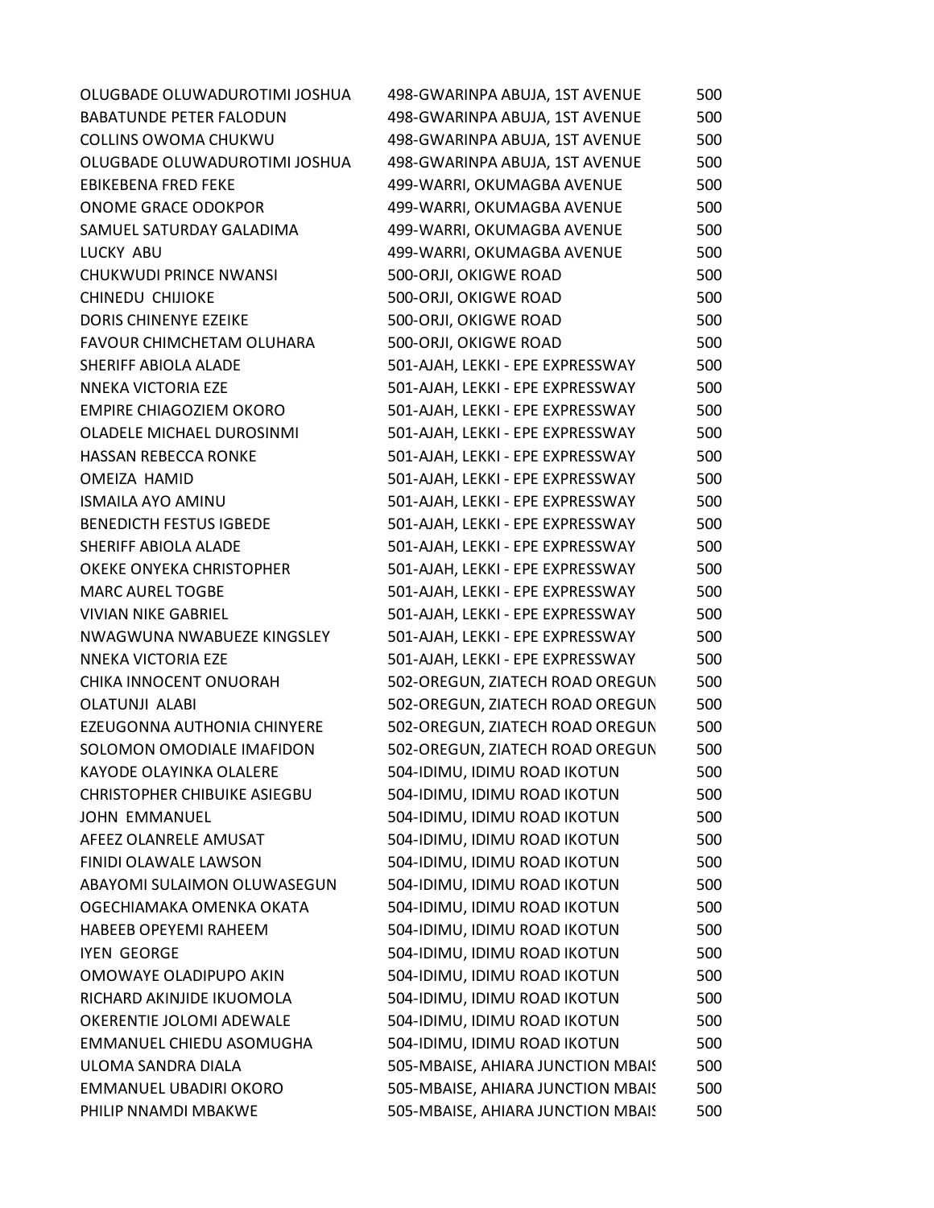| | | |
|---|---|---|
| OLUGBADE OLUWADUROTIMI JOSHUA | 498-GWARINPA ABUJA, 1ST AVENUE | 500 |
| BABATUNDE PETER FALODUN | 498-GWARINPA ABUJA, 1ST AVENUE | 500 |
| COLLINS OWOMA CHUKWU | 498-GWARINPA ABUJA, 1ST AVENUE | 500 |
| OLUGBADE OLUWADUROTIMI JOSHUA | 498-GWARINPA ABUJA, 1ST AVENUE | 500 |
| EBIKEBENA FRED FEKE | 499-WARRI, OKUMAGBA AVENUE | 500 |
| ONOME GRACE ODOKPOR | 499-WARRI, OKUMAGBA AVENUE | 500 |
| SAMUEL SATURDAY GALADIMA | 499-WARRI, OKUMAGBA AVENUE | 500 |
| LUCKY ABU | 499-WARRI, OKUMAGBA AVENUE | 500 |
| CHUKWUDI PRINCE NWANSI | 500-ORJI, OKIGWE ROAD | 500 |
| CHINEDU CHIJIOKE | 500-ORJI, OKIGWE ROAD | 500 |
| DORIS CHINENYE EZEIKE | 500-ORJI, OKIGWE ROAD | 500 |
| FAVOUR CHIMCHETAM OLUHARA | 500-ORJI, OKIGWE ROAD | 500 |
| SHERIFF ABIOLA ALADE | 501-AJAH, LEKKI - EPE EXPRESSWAY | 500 |
| NNEKA VICTORIA EZE | 501-AJAH, LEKKI - EPE EXPRESSWAY | 500 |
| EMPIRE CHIAGOZIEM OKORO | 501-AJAH, LEKKI - EPE EXPRESSWAY | 500 |
| OLADELE MICHAEL DUROSINMI | 501-AJAH, LEKKI - EPE EXPRESSWAY | 500 |
| HASSAN REBECCA RONKE | 501-AJAH, LEKKI - EPE EXPRESSWAY | 500 |
| OMEIZA HAMID | 501-AJAH, LEKKI - EPE EXPRESSWAY | 500 |
| ISMAILA AYO AMINU | 501-AJAH, LEKKI - EPE EXPRESSWAY | 500 |
| BENEDICTH FESTUS IGBEDE | 501-AJAH, LEKKI - EPE EXPRESSWAY | 500 |
| SHERIFF ABIOLA ALADE | 501-AJAH, LEKKI - EPE EXPRESSWAY | 500 |
| OKEKE ONYEKA CHRISTOPHER | 501-AJAH, LEKKI - EPE EXPRESSWAY | 500 |
| MARC AUREL TOGBE | 501-AJAH, LEKKI - EPE EXPRESSWAY | 500 |
| VIVIAN NIKE GABRIEL | 501-AJAH, LEKKI - EPE EXPRESSWAY | 500 |
| NWAGWUNA NWABUEZE KINGSLEY | 501-AJAH, LEKKI - EPE EXPRESSWAY | 500 |
| NNEKA VICTORIA EZE | 501-AJAH, LEKKI - EPE EXPRESSWAY | 500 |
| CHIKA INNOCENT ONUORAH | 502-OREGUN, ZIATECH ROAD OREGUN | 500 |
| OLATUNJI ALABI | 502-OREGUN, ZIATECH ROAD OREGUN | 500 |
| EZEUGONNA AUTHONIA CHINYERE | 502-OREGUN, ZIATECH ROAD OREGUN | 500 |
| SOLOMON OMODIALE IMAFIDON | 502-OREGUN, ZIATECH ROAD OREGUN | 500 |
| KAYODE OLAYINKA OLALERE | 504-IDIMU, IDIMU ROAD IKOTUN | 500 |
| CHRISTOPHER CHIBUIKE ASIEGBU | 504-IDIMU, IDIMU ROAD IKOTUN | 500 |
| JOHN EMMANUEL | 504-IDIMU, IDIMU ROAD IKOTUN | 500 |
| AFEEZ OLANRELE AMUSAT | 504-IDIMU, IDIMU ROAD IKOTUN | 500 |
| FINIDI OLAWALE LAWSON | 504-IDIMU, IDIMU ROAD IKOTUN | 500 |
| ABAYOMI SULAIMON OLUWASEGUN | 504-IDIMU, IDIMU ROAD IKOTUN | 500 |
| OGECHIAMAKA OMENKA OKATA | 504-IDIMU, IDIMU ROAD IKOTUN | 500 |
| HABEEB OPEYEMI RAHEEM | 504-IDIMU, IDIMU ROAD IKOTUN | 500 |
| IYEN GEORGE | 504-IDIMU, IDIMU ROAD IKOTUN | 500 |
| OMOWAYE OLADIPUPO AKIN | 504-IDIMU, IDIMU ROAD IKOTUN | 500 |
| RICHARD AKINJIDE IKUOMOLA | 504-IDIMU, IDIMU ROAD IKOTUN | 500 |
| OKERENTIE JOLOMI ADEWALE | 504-IDIMU, IDIMU ROAD IKOTUN | 500 |
| EMMANUEL CHIEDU ASOMUGHA | 504-IDIMU, IDIMU ROAD IKOTUN | 500 |
| ULOMA SANDRA DIALA | 505-MBAISE, AHIARA JUNCTION MBAIS | 500 |
| EMMANUEL UBADIRI OKORO | 505-MBAISE, AHIARA JUNCTION MBAIS | 500 |
| PHILIP NNAMDI MBAKWE | 505-MBAISE, AHIARA JUNCTION MBAIS | 500 |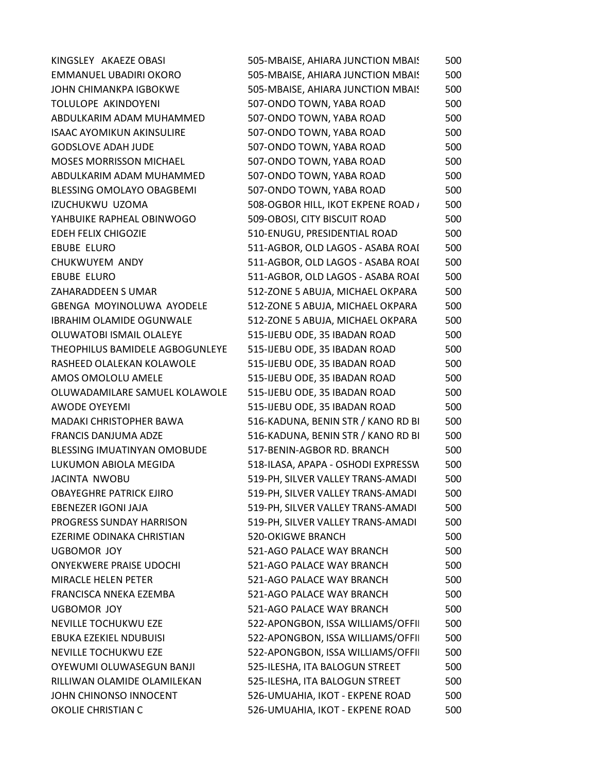| | | |
|---|---|---|
| KINGSLEY  AKAEZE OBASI | 505-MBAISE, AHIARA JUNCTION MBAIS | 500 |
| EMMANUEL UBADIRI OKORO | 505-MBAISE, AHIARA JUNCTION MBAIS | 500 |
| JOHN CHIMANKPA IGBOKWE | 505-MBAISE, AHIARA JUNCTION MBAIS | 500 |
| TOLULOPE  AKINDOYENI | 507-ONDO TOWN, YABA ROAD | 500 |
| ABDULKARIM ADAM MUHAMMED | 507-ONDO TOWN, YABA ROAD | 500 |
| ISAAC AYOMIKUN AKINSULIRE | 507-ONDO TOWN, YABA ROAD | 500 |
| GODSLOVE ADAH JUDE | 507-ONDO TOWN, YABA ROAD | 500 |
| MOSES MORRISSON MICHAEL | 507-ONDO TOWN, YABA ROAD | 500 |
| ABDULKARIM ADAM MUHAMMED | 507-ONDO TOWN, YABA ROAD | 500 |
| BLESSING OMOLAYO OBAGBEMI | 507-ONDO TOWN, YABA ROAD | 500 |
| IZUCHUKWU  UZOMA | 508-OGBOR HILL, IKOT EKPENE ROAD / | 500 |
| YAHBUIKE RAPHEAL OBINWOGO | 509-OBOSI, CITY BISCUIT ROAD | 500 |
| EDEH FELIX CHIGOZIE | 510-ENUGU, PRESIDENTIAL ROAD | 500 |
| EBUBE  ELURO | 511-AGBOR, OLD LAGOS - ASABA ROAI | 500 |
| CHUKWUYEM  ANDY | 511-AGBOR, OLD LAGOS - ASABA ROAI | 500 |
| EBUBE  ELURO | 511-AGBOR, OLD LAGOS - ASABA ROAI | 500 |
| ZAHARADDEEN S UMAR | 512-ZONE 5 ABUJA, MICHAEL OKPARA | 500 |
| GBENGA  MOYINOLUWA  AYODELE | 512-ZONE 5 ABUJA, MICHAEL OKPARA | 500 |
| IBRAHIM OLAMIDE OGUNWALE | 512-ZONE 5 ABUJA, MICHAEL OKPARA | 500 |
| OLUWATOBI ISMAIL OLALEYE | 515-IJEBU ODE, 35 IBADAN ROAD | 500 |
| THEOPHILUS BAMIDELE AGBOGUNLEYE | 515-IJEBU ODE, 35 IBADAN ROAD | 500 |
| RASHEED OLALEKAN KOLAWOLE | 515-IJEBU ODE, 35 IBADAN ROAD | 500 |
| AMOS OMOLOLU AMELE | 515-IJEBU ODE, 35 IBADAN ROAD | 500 |
| OLUWADAMILARE SAMUEL KOLAWOLE | 515-IJEBU ODE, 35 IBADAN ROAD | 500 |
| AWODE OYEYEMI | 515-IJEBU ODE, 35 IBADAN ROAD | 500 |
| MADAKI CHRISTOPHER BAWA | 516-KADUNA, BENIN STR / KANO RD BI | 500 |
| FRANCIS DANJUMA ADZE | 516-KADUNA, BENIN STR / KANO RD BI | 500 |
| BLESSING IMUATINYAN OMOBUDE | 517-BENIN-AGBOR RD. BRANCH | 500 |
| LUKUMON ABIOLA MEGIDA | 518-ILASA, APAPA - OSHODI EXPRESSW | 500 |
| JACINTA  NWOBU | 519-PH, SILVER VALLEY TRANS-AMADI | 500 |
| OBAYEGHRE PATRICK EJIRO | 519-PH, SILVER VALLEY TRANS-AMADI | 500 |
| EBENEZER IGONI JAJA | 519-PH, SILVER VALLEY TRANS-AMADI | 500 |
| PROGRESS SUNDAY HARRISON | 519-PH, SILVER VALLEY TRANS-AMADI | 500 |
| EZERIME ODINAKA CHRISTIAN | 520-OKIGWE BRANCH | 500 |
| UGBOMOR  JOY | 521-AGO PALACE WAY BRANCH | 500 |
| ONYEKWERE PRAISE UDOCHI | 521-AGO PALACE WAY BRANCH | 500 |
| MIRACLE HELEN PETER | 521-AGO PALACE WAY BRANCH | 500 |
| FRANCISCA NNEKA EZEMBA | 521-AGO PALACE WAY BRANCH | 500 |
| UGBOMOR  JOY | 521-AGO PALACE WAY BRANCH | 500 |
| NEVILLE TOCHUKWU EZE | 522-APONGBON, ISSA WILLIAMS/OFFI | 500 |
| EBUKA EZEKIEL NDUBUISI | 522-APONGBON, ISSA WILLIAMS/OFFI | 500 |
| NEVILLE TOCHUKWU EZE | 522-APONGBON, ISSA WILLIAMS/OFFI | 500 |
| OYEWUMI OLUWASEGUN BANJI | 525-ILESHA, ITA BALOGUN STREET | 500 |
| RILLIWAN OLAMIDE OLAMILEKAN | 525-ILESHA, ITA BALOGUN STREET | 500 |
| JOHN CHINONSO INNOCENT | 526-UMUAHIA, IKOT - EKPENE ROAD | 500 |
| OKOLIE CHRISTIAN C | 526-UMUAHIA, IKOT - EKPENE ROAD | 500 |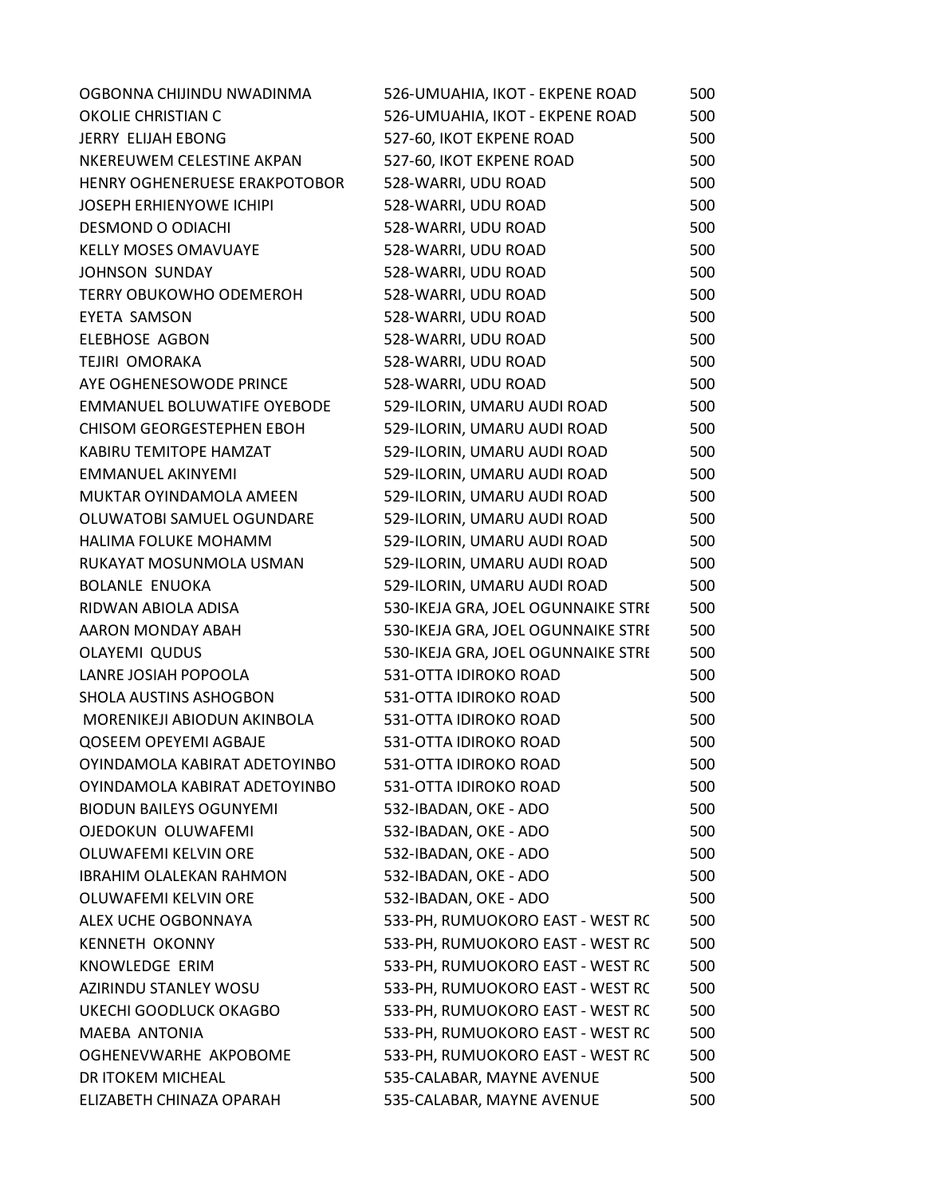| | | |
|---|---|---|
| OGBONNA CHIJINDU NWADINMA | 526-UMUAHIA, IKOT - EKPENE ROAD | 500 |
| OKOLIE CHRISTIAN C | 526-UMUAHIA, IKOT - EKPENE ROAD | 500 |
| JERRY ELIJAH EBONG | 527-60, IKOT EKPENE ROAD | 500 |
| NKEREUWEM CELESTINE AKPAN | 527-60, IKOT EKPENE ROAD | 500 |
| HENRY OGHENERUESE ERAKPOTOBOR | 528-WARRI, UDU ROAD | 500 |
| JOSEPH ERHIENYOWE ICHIPI | 528-WARRI, UDU ROAD | 500 |
| DESMOND O ODIACHI | 528-WARRI, UDU ROAD | 500 |
| KELLY MOSES OMAVUAYE | 528-WARRI, UDU ROAD | 500 |
| JOHNSON SUNDAY | 528-WARRI, UDU ROAD | 500 |
| TERRY OBUKOWHO ODEMEROH | 528-WARRI, UDU ROAD | 500 |
| EYETA SAMSON | 528-WARRI, UDU ROAD | 500 |
| ELEBHOSE AGBON | 528-WARRI, UDU ROAD | 500 |
| TEJIRI OMORAKA | 528-WARRI, UDU ROAD | 500 |
| AYE OGHENESOWODE PRINCE | 528-WARRI, UDU ROAD | 500 |
| EMMANUEL BOLUWATIFE OYEBODE | 529-ILORIN, UMARU AUDI ROAD | 500 |
| CHISOM GEORGESTEPHEN EBOH | 529-ILORIN, UMARU AUDI ROAD | 500 |
| KABIRU TEMITOPE HAMZAT | 529-ILORIN, UMARU AUDI ROAD | 500 |
| EMMANUEL AKINYEMI | 529-ILORIN, UMARU AUDI ROAD | 500 |
| MUKTAR OYINDAMOLA AMEEN | 529-ILORIN, UMARU AUDI ROAD | 500 |
| OLUWATOBI SAMUEL OGUNDARE | 529-ILORIN, UMARU AUDI ROAD | 500 |
| HALIMA FOLUKE MOHAMM | 529-ILORIN, UMARU AUDI ROAD | 500 |
| RUKAYAT MOSUNMOLA USMAN | 529-ILORIN, UMARU AUDI ROAD | 500 |
| BOLANLE ENUOKA | 529-ILORIN, UMARU AUDI ROAD | 500 |
| RIDWAN ABIOLA ADISA | 530-IKEJA GRA, JOEL OGUNNAIKE STRE | 500 |
| AARON MONDAY ABAH | 530-IKEJA GRA, JOEL OGUNNAIKE STRE | 500 |
| OLAYEMI QUDUS | 530-IKEJA GRA, JOEL OGUNNAIKE STRE | 500 |
| LANRE JOSIAH POPOOLA | 531-OTTA IDIROKO ROAD | 500 |
| SHOLA AUSTINS ASHOGBON | 531-OTTA IDIROKO ROAD | 500 |
| MORENIKEJI ABIODUN AKINBOLA | 531-OTTA IDIROKO ROAD | 500 |
| QOSEEM OPEYEMI AGBAJE | 531-OTTA IDIROKO ROAD | 500 |
| OYINDAMOLA KABIRAT ADETOYINBO | 531-OTTA IDIROKO ROAD | 500 |
| OYINDAMOLA KABIRAT ADETOYINBO | 531-OTTA IDIROKO ROAD | 500 |
| BIODUN BAILEYS OGUNYEMI | 532-IBADAN, OKE - ADO | 500 |
| OJEDOKUN OLUWAFEMI | 532-IBADAN, OKE - ADO | 500 |
| OLUWAFEMI KELVIN ORE | 532-IBADAN, OKE - ADO | 500 |
| IBRAHIM OLALEKAN RAHMON | 532-IBADAN, OKE - ADO | 500 |
| OLUWAFEMI KELVIN ORE | 532-IBADAN, OKE - ADO | 500 |
| ALEX UCHE OGBONNAYA | 533-PH, RUMUOKORO EAST - WEST RC | 500 |
| KENNETH OKONNY | 533-PH, RUMUOKORO EAST - WEST RC | 500 |
| KNOWLEDGE ERIM | 533-PH, RUMUOKORO EAST - WEST RC | 500 |
| AZIRINDU STANLEY WOSU | 533-PH, RUMUOKORO EAST - WEST RC | 500 |
| UKECHI GOODLUCK OKAGBO | 533-PH, RUMUOKORO EAST - WEST RC | 500 |
| MAEBA ANTONIA | 533-PH, RUMUOKORO EAST - WEST RC | 500 |
| OGHENEVWARHE AKPOBOME | 533-PH, RUMUOKORO EAST - WEST RC | 500 |
| DR ITOKEM MICHEAL | 535-CALABAR, MAYNE AVENUE | 500 |
| ELIZABETH CHINAZA OPARAH | 535-CALABAR, MAYNE AVENUE | 500 |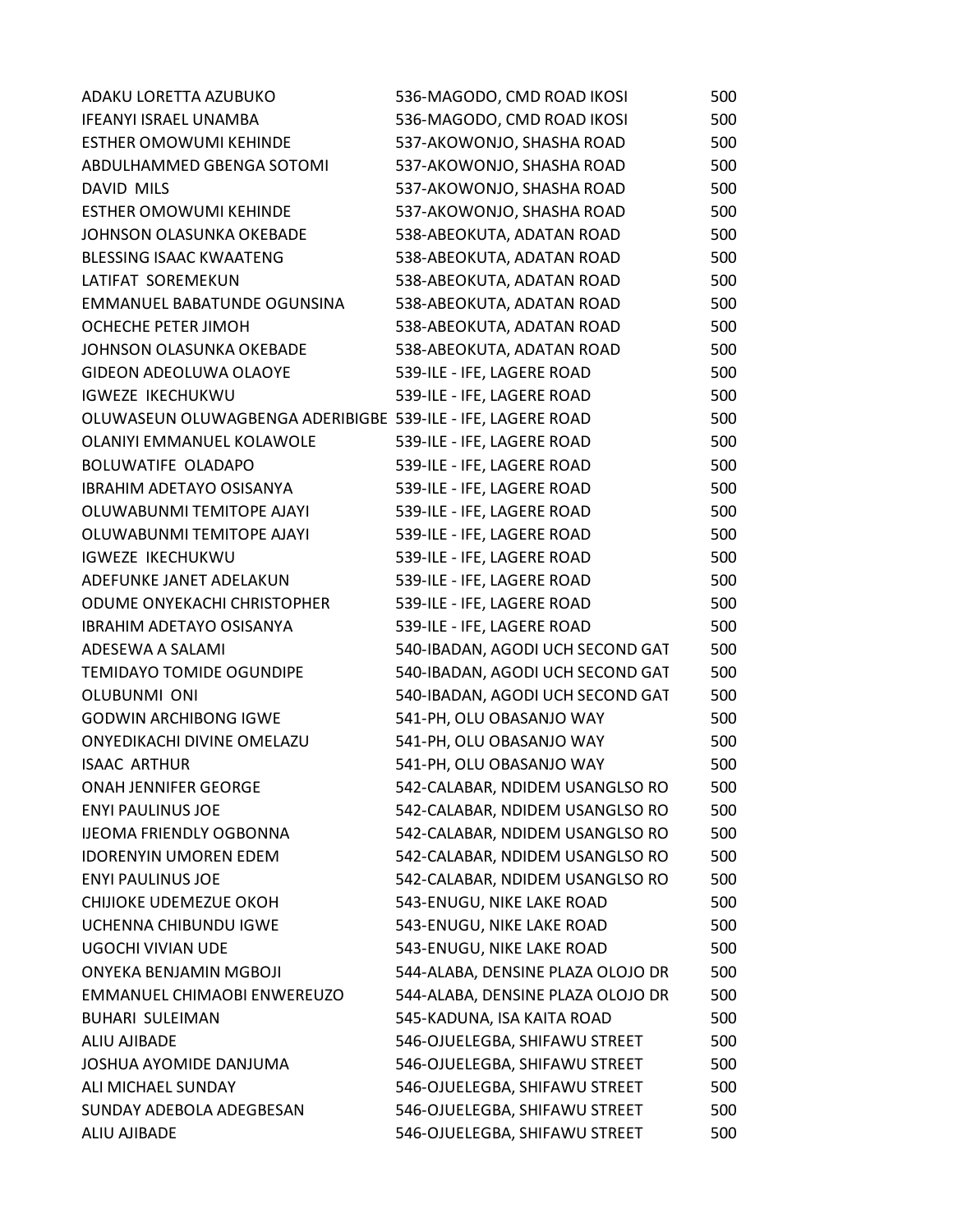| | | |
|---|---|---|
| ADAKU LORETTA AZUBUKO | 536-MAGODO, CMD ROAD IKOSI | 500 |
| IFEANYI ISRAEL UNAMBA | 536-MAGODO, CMD ROAD IKOSI | 500 |
| ESTHER OMOWUMI KEHINDE | 537-AKOWONJO, SHASHA ROAD | 500 |
| ABDULHAMMED GBENGA SOTOMI | 537-AKOWONJO, SHASHA ROAD | 500 |
| DAVID MILS | 537-AKOWONJO, SHASHA ROAD | 500 |
| ESTHER OMOWUMI KEHINDE | 537-AKOWONJO, SHASHA ROAD | 500 |
| JOHNSON OLASUNKA OKEBADE | 538-ABEOKUTA, ADATAN ROAD | 500 |
| BLESSING ISAAC KWAATENG | 538-ABEOKUTA, ADATAN ROAD | 500 |
| LATIFAT SOREMEKUN | 538-ABEOKUTA, ADATAN ROAD | 500 |
| EMMANUEL BABATUNDE OGUNSINA | 538-ABEOKUTA, ADATAN ROAD | 500 |
| OCHECHE PETER JIMOH | 538-ABEOKUTA, ADATAN ROAD | 500 |
| JOHNSON OLASUNKA OKEBADE | 538-ABEOKUTA, ADATAN ROAD | 500 |
| GIDEON ADEOLUWA OLAOYE | 539-ILE - IFE, LAGERE ROAD | 500 |
| IGWEZE IKECHUKWU | 539-ILE - IFE, LAGERE ROAD | 500 |
| OLUWASEUN OLUWAGBENGA ADERIBIGBE | 539-ILE - IFE, LAGERE ROAD | 500 |
| OLANIYI EMMANUEL KOLAWOLE | 539-ILE - IFE, LAGERE ROAD | 500 |
| BOLUWATIFE OLADAPO | 539-ILE - IFE, LAGERE ROAD | 500 |
| IBRAHIM ADETAYO OSISANYA | 539-ILE - IFE, LAGERE ROAD | 500 |
| OLUWABUNMI TEMITOPE AJAYI | 539-ILE - IFE, LAGERE ROAD | 500 |
| OLUWABUNMI TEMITOPE AJAYI | 539-ILE - IFE, LAGERE ROAD | 500 |
| IGWEZE IKECHUKWU | 539-ILE - IFE, LAGERE ROAD | 500 |
| ADEFUNKE JANET ADELAKUN | 539-ILE - IFE, LAGERE ROAD | 500 |
| ODUME ONYEKACHI CHRISTOPHER | 539-ILE - IFE, LAGERE ROAD | 500 |
| IBRAHIM ADETAYO OSISANYA | 539-ILE - IFE, LAGERE ROAD | 500 |
| ADESEWA A SALAMI | 540-IBADAN, AGODI UCH SECOND GAT | 500 |
| TEMIDAYO TOMIDE OGUNDIPE | 540-IBADAN, AGODI UCH SECOND GAT | 500 |
| OLUBUNMI ONI | 540-IBADAN, AGODI UCH SECOND GAT | 500 |
| GODWIN ARCHIBONG IGWE | 541-PH, OLU OBASANJO WAY | 500 |
| ONYEDIKACHI DIVINE OMELAZU | 541-PH, OLU OBASANJO WAY | 500 |
| ISAAC ARTHUR | 541-PH, OLU OBASANJO WAY | 500 |
| ONAH JENNIFER GEORGE | 542-CALABAR, NDIDEM USANGLSO RO | 500 |
| ENYI PAULINUS JOE | 542-CALABAR, NDIDEM USANGLSO RO | 500 |
| IJEOMA FRIENDLY OGBONNA | 542-CALABAR, NDIDEM USANGLSO RO | 500 |
| IDORENYIN UMOREN EDEM | 542-CALABAR, NDIDEM USANGLSO RO | 500 |
| ENYI PAULINUS JOE | 542-CALABAR, NDIDEM USANGLSO RO | 500 |
| CHIJIOKE UDEMEZUE OKOH | 543-ENUGU, NIKE LAKE ROAD | 500 |
| UCHENNA CHIBUNDU IGWE | 543-ENUGU, NIKE LAKE ROAD | 500 |
| UGOCHI VIVIAN UDE | 543-ENUGU, NIKE LAKE ROAD | 500 |
| ONYEKA BENJAMIN MGBOJI | 544-ALABA, DENSINE PLAZA OLOJO DR | 500 |
| EMMANUEL CHIMAOBI ENWEREUZO | 544-ALABA, DENSINE PLAZA OLOJO DR | 500 |
| BUHARI SULEIMAN | 545-KADUNA, ISA KAITA ROAD | 500 |
| ALIU AJIBADE | 546-OJUELEGBA, SHIFAWU STREET | 500 |
| JOSHUA AYOMIDE DANJUMA | 546-OJUELEGBA, SHIFAWU STREET | 500 |
| ALI MICHAEL SUNDAY | 546-OJUELEGBA, SHIFAWU STREET | 500 |
| SUNDAY ADEBOLA ADEGBESAN | 546-OJUELEGBA, SHIFAWU STREET | 500 |
| ALIU AJIBADE | 546-OJUELEGBA, SHIFAWU STREET | 500 |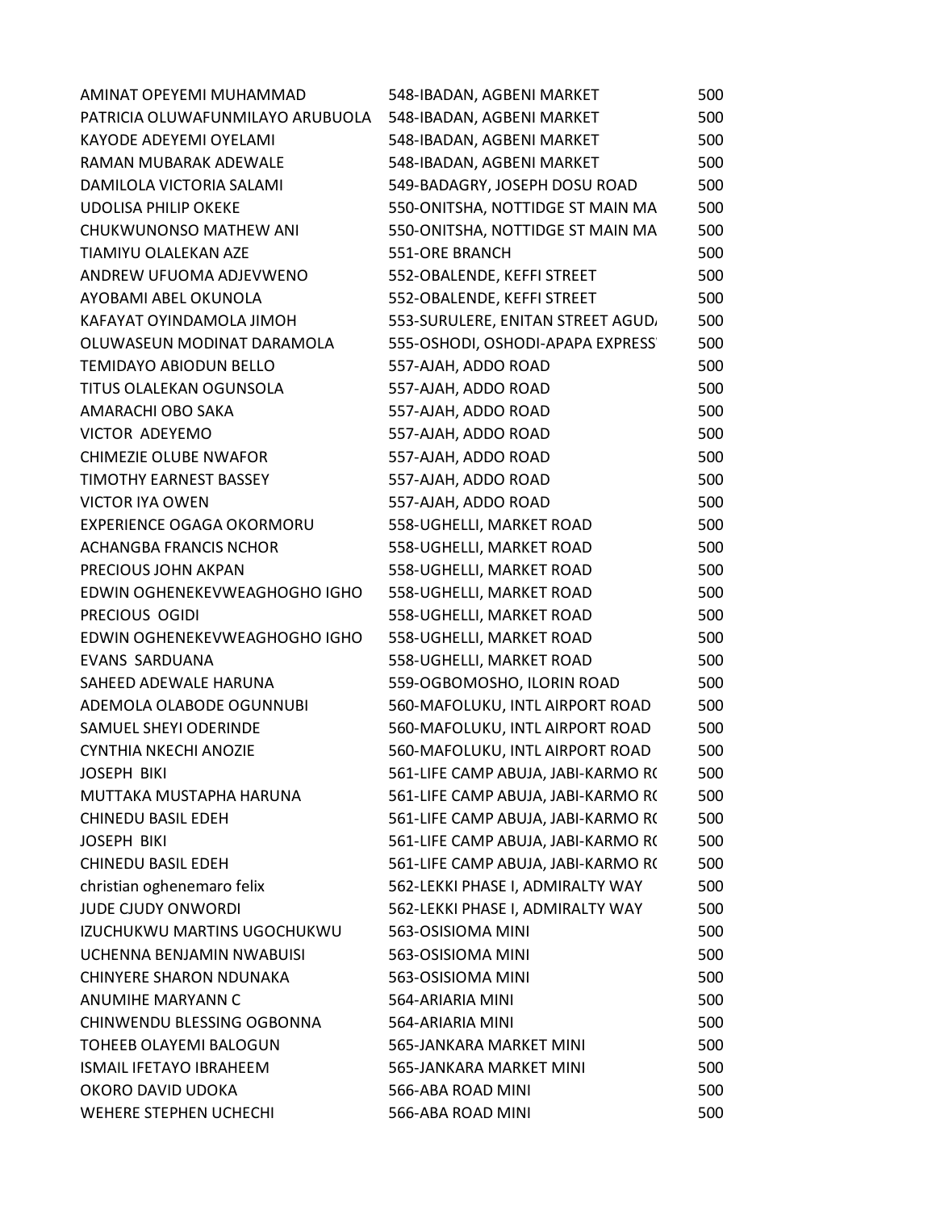| | | |
|---|---|---|
| AMINAT OPEYEMI MUHAMMAD | 548-IBADAN, AGBENI MARKET | 500 |
| PATRICIA OLUWAFUNMILAYO ARUBUOLA | 548-IBADAN, AGBENI MARKET | 500 |
| KAYODE ADEYEMI OYELAMI | 548-IBADAN, AGBENI MARKET | 500 |
| RAMAN MUBARAK ADEWALE | 548-IBADAN, AGBENI MARKET | 500 |
| DAMILOLA VICTORIA SALAMI | 549-BADAGRY, JOSEPH DOSU ROAD | 500 |
| UDOLISA PHILIP OKEKE | 550-ONITSHA, NOTTIDGE ST MAIN MA | 500 |
| CHUKWUNONSO MATHEW ANI | 550-ONITSHA, NOTTIDGE ST MAIN MA | 500 |
| TIAMIYU OLALEKAN AZE | 551-ORE BRANCH | 500 |
| ANDREW UFUOMA ADJEVWENO | 552-OBALENDE, KEFFI STREET | 500 |
| AYOBAMI ABEL OKUNOLA | 552-OBALENDE, KEFFI STREET | 500 |
| KAFAYAT OYINDAMOLA JIMOH | 553-SURULERE, ENITAN STREET AGUD | 500 |
| OLUWASEUN MODINAT DARAMOLA | 555-OSHODI, OSHODI-APAPA EXPRESS | 500 |
| TEMIDAYO ABIODUN BELLO | 557-AJAH, ADDO ROAD | 500 |
| TITUS OLALEKAN OGUNSOLA | 557-AJAH, ADDO ROAD | 500 |
| AMARACHI OBO SAKA | 557-AJAH, ADDO ROAD | 500 |
| VICTOR ADEYEMO | 557-AJAH, ADDO ROAD | 500 |
| CHIMEZIE OLUBE NWAFOR | 557-AJAH, ADDO ROAD | 500 |
| TIMOTHY EARNEST BASSEY | 557-AJAH, ADDO ROAD | 500 |
| VICTOR IYA OWEN | 557-AJAH, ADDO ROAD | 500 |
| EXPERIENCE OGAGA OKORMORU | 558-UGHELLI, MARKET ROAD | 500 |
| ACHANGBA FRANCIS NCHOR | 558-UGHELLI, MARKET ROAD | 500 |
| PRECIOUS JOHN AKPAN | 558-UGHELLI, MARKET ROAD | 500 |
| EDWIN OGHENEKEVWEAGHOGHO IGHO | 558-UGHELLI, MARKET ROAD | 500 |
| PRECIOUS OGIDI | 558-UGHELLI, MARKET ROAD | 500 |
| EDWIN OGHENEKEVWEAGHOGHO IGHO | 558-UGHELLI, MARKET ROAD | 500 |
| EVANS SARDUANA | 558-UGHELLI, MARKET ROAD | 500 |
| SAHEED ADEWALE HARUNA | 559-OGBOMOSHO, ILORIN ROAD | 500 |
| ADEMOLA OLABODE OGUNNUBI | 560-MAFOLUKU, INTL AIRPORT ROAD | 500 |
| SAMUEL SHEYI ODERINDE | 560-MAFOLUKU, INTL AIRPORT ROAD | 500 |
| CYNTHIA NKECHI ANOZIE | 560-MAFOLUKU, INTL AIRPORT ROAD | 500 |
| JOSEPH BIKI | 561-LIFE CAMP ABUJA, JABI-KARMO R( | 500 |
| MUTTAKA MUSTAPHA HARUNA | 561-LIFE CAMP ABUJA, JABI-KARMO R( | 500 |
| CHINEDU BASIL EDEH | 561-LIFE CAMP ABUJA, JABI-KARMO R( | 500 |
| JOSEPH BIKI | 561-LIFE CAMP ABUJA, JABI-KARMO R( | 500 |
| CHINEDU BASIL EDEH | 561-LIFE CAMP ABUJA, JABI-KARMO R( | 500 |
| christian oghenemaro felix | 562-LEKKI PHASE I, ADMIRALTY WAY | 500 |
| JUDE CJUDY ONWORDI | 562-LEKKI PHASE I, ADMIRALTY WAY | 500 |
| IZUCHUKWU MARTINS UGOCHUKWU | 563-OSISIOMA MINI | 500 |
| UCHENNA BENJAMIN NWABUISI | 563-OSISIOMA MINI | 500 |
| CHINYERE SHARON NDUNAKA | 563-OSISIOMA MINI | 500 |
| ANUMIHE MARYANN C | 564-ARIARIA MINI | 500 |
| CHINWENDU BLESSING OGBONNA | 564-ARIARIA MINI | 500 |
| TOHEEB OLAYEMI BALOGUN | 565-JANKARA MARKET MINI | 500 |
| ISMAIL IFETAYO IBRAHEEM | 565-JANKARA MARKET MINI | 500 |
| OKORO DAVID UDOKA | 566-ABA ROAD MINI | 500 |
| WEHERE STEPHEN UCHECHI | 566-ABA ROAD MINI | 500 |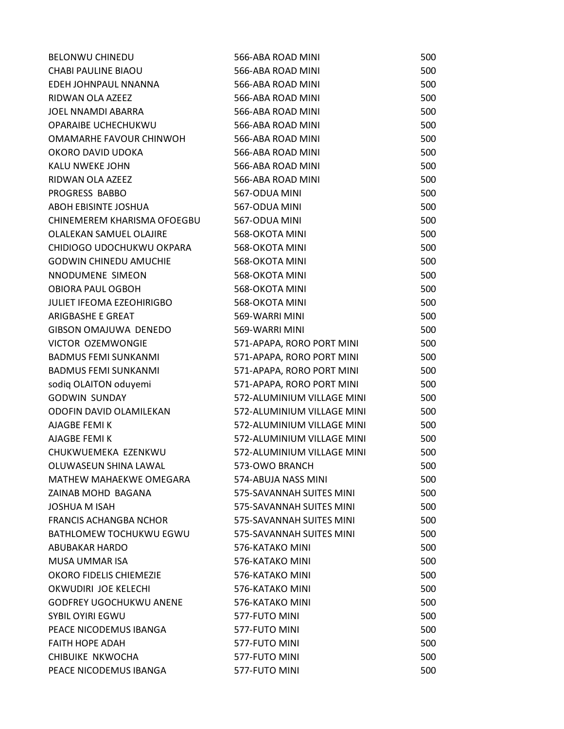| | | |
|---|---|---|
| BELONWU CHINEDU | 566-ABA ROAD MINI | 500 |
| CHABI PAULINE BIAOU | 566-ABA ROAD MINI | 500 |
| EDEH JOHNPAUL NNANNA | 566-ABA ROAD MINI | 500 |
| RIDWAN OLA AZEEZ | 566-ABA ROAD MINI | 500 |
| JOEL NNAMDI ABARRA | 566-ABA ROAD MINI | 500 |
| OPARAIBE UCHECHUKWU | 566-ABA ROAD MINI | 500 |
| OMAMARHE FAVOUR CHINWOH | 566-ABA ROAD MINI | 500 |
| OKORO DAVID UDOKA | 566-ABA ROAD MINI | 500 |
| KALU NWEKE JOHN | 566-ABA ROAD MINI | 500 |
| RIDWAN OLA AZEEZ | 566-ABA ROAD MINI | 500 |
| PROGRESS BABBO | 567-ODUA MINI | 500 |
| ABOH EBISINTE JOSHUA | 567-ODUA MINI | 500 |
| CHINEMEREM KHARISMA OFOEGBU | 567-ODUA MINI | 500 |
| OLALEKAN SAMUEL OLAJIRE | 568-OKOTA MINI | 500 |
| CHIDIOGO UDOCHUKWU OKPARA | 568-OKOTA MINI | 500 |
| GODWIN CHINEDU AMUCHIE | 568-OKOTA MINI | 500 |
| NNODUMENE SIMEON | 568-OKOTA MINI | 500 |
| OBIORA PAUL OGBOH | 568-OKOTA MINI | 500 |
| JULIET IFEOMA EZEOHIRIGBO | 568-OKOTA MINI | 500 |
| ARIGBASHE E GREAT | 569-WARRI MINI | 500 |
| GIBSON OMAJUWA DENEDO | 569-WARRI MINI | 500 |
| VICTOR OZEMWONGIE | 571-APAPA, RORO PORT MINI | 500 |
| BADMUS FEMI SUNKANMI | 571-APAPA, RORO PORT MINI | 500 |
| BADMUS FEMI SUNKANMI | 571-APAPA, RORO PORT MINI | 500 |
| sodiq OLAITON oduyemi | 571-APAPA, RORO PORT MINI | 500 |
| GODWIN SUNDAY | 572-ALUMINIUM VILLAGE MINI | 500 |
| ODOFIN DAVID OLAMILEKAN | 572-ALUMINIUM VILLAGE MINI | 500 |
| AJAGBE FEMI K | 572-ALUMINIUM VILLAGE MINI | 500 |
| AJAGBE FEMI K | 572-ALUMINIUM VILLAGE MINI | 500 |
| CHUKWUEMEKA EZENKWU | 572-ALUMINIUM VILLAGE MINI | 500 |
| OLUWASEUN SHINA LAWAL | 573-OWO BRANCH | 500 |
| MATHEW MAHAEKWE OMEGARA | 574-ABUJA NASS MINI | 500 |
| ZAINAB MOHD BAGANA | 575-SAVANNAH SUITES MINI | 500 |
| JOSHUA M ISAH | 575-SAVANNAH SUITES MINI | 500 |
| FRANCIS ACHANGBA NCHOR | 575-SAVANNAH SUITES MINI | 500 |
| BATHLOMEW TOCHUKWU EGWU | 575-SAVANNAH SUITES MINI | 500 |
| ABUBAKAR HARDO | 576-KATAKO MINI | 500 |
| MUSA UMMAR ISA | 576-KATAKO MINI | 500 |
| OKORO FIDELIS CHIEMEZIE | 576-KATAKO MINI | 500 |
| OKWUDIRI JOE KELECHI | 576-KATAKO MINI | 500 |
| GODFREY UGOCHUKWU ANENE | 576-KATAKO MINI | 500 |
| SYBIL OYIRI EGWU | 577-FUTO MINI | 500 |
| PEACE NICODEMUS IBANGA | 577-FUTO MINI | 500 |
| FAITH HOPE ADAH | 577-FUTO MINI | 500 |
| CHIBUIKE NKWOCHA | 577-FUTO MINI | 500 |
| PEACE NICODEMUS IBANGA | 577-FUTO MINI | 500 |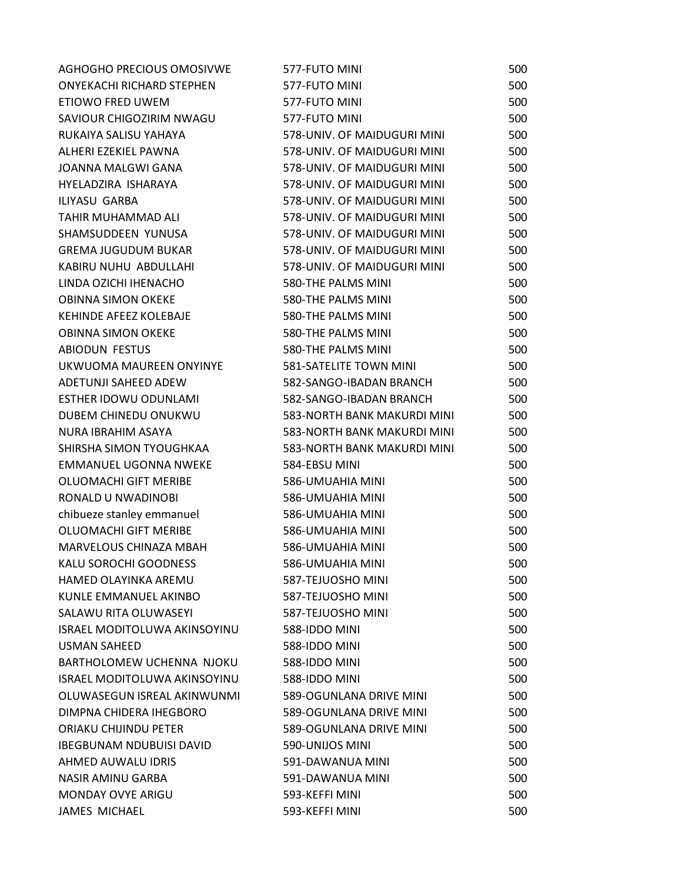| | | |
|---|---|---|
| AGHOGHO PRECIOUS OMOSIVWE | 577-FUTO MINI | 500 |
| ONYEKACHI RICHARD STEPHEN | 577-FUTO MINI | 500 |
| ETIOWO FRED UWEM | 577-FUTO MINI | 500 |
| SAVIOUR CHIGOZIRIM NWAGU | 577-FUTO MINI | 500 |
| RUKAIYA SALISU YAHAYA | 578-UNIV. OF MAIDUGURI MINI | 500 |
| ALHERI EZEKIEL PAWNA | 578-UNIV. OF MAIDUGURI MINI | 500 |
| JOANNA MALGWI GANA | 578-UNIV. OF MAIDUGURI MINI | 500 |
| HYELADZIRA ISHARAYA | 578-UNIV. OF MAIDUGURI MINI | 500 |
| ILIYASU GARBA | 578-UNIV. OF MAIDUGURI MINI | 500 |
| TAHIR MUHAMMAD ALI | 578-UNIV. OF MAIDUGURI MINI | 500 |
| SHAMSUDDEEN YUNUSA | 578-UNIV. OF MAIDUGURI MINI | 500 |
| GREMA JUGUDUM BUKAR | 578-UNIV. OF MAIDUGURI MINI | 500 |
| KABIRU NUHU ABDULLAHI | 578-UNIV. OF MAIDUGURI MINI | 500 |
| LINDA OZICHI IHENACHO | 580-THE PALMS MINI | 500 |
| OBINNA SIMON OKEKE | 580-THE PALMS MINI | 500 |
| KEHINDE AFEEZ KOLEBAJE | 580-THE PALMS MINI | 500 |
| OBINNA SIMON OKEKE | 580-THE PALMS MINI | 500 |
| ABIODUN FESTUS | 580-THE PALMS MINI | 500 |
| UKWUOMA MAUREEN ONYINYE | 581-SATELITE TOWN MINI | 500 |
| ADETUNJI SAHEED ADEW | 582-SANGO-IBADAN BRANCH | 500 |
| ESTHER IDOWU ODUNLAMI | 582-SANGO-IBADAN BRANCH | 500 |
| DUBEM CHINEDU ONUKWU | 583-NORTH BANK MAKURDI MINI | 500 |
| NURA IBRAHIM ASAYA | 583-NORTH BANK MAKURDI MINI | 500 |
| SHIRSHA SIMON TYOUGHKAA | 583-NORTH BANK MAKURDI MINI | 500 |
| EMMANUEL UGONNA NWEKE | 584-EBSU MINI | 500 |
| OLUOMACHI GIFT MERIBE | 586-UMUAHIA MINI | 500 |
| RONALD U NWADINOBI | 586-UMUAHIA MINI | 500 |
| chibueze stanley emmanuel | 586-UMUAHIA MINI | 500 |
| OLUOMACHI GIFT MERIBE | 586-UMUAHIA MINI | 500 |
| MARVELOUS CHINAZA MBAH | 586-UMUAHIA MINI | 500 |
| KALU SOROCHI GOODNESS | 586-UMUAHIA MINI | 500 |
| HAMED OLAYINKA AREMU | 587-TEJUOSHO MINI | 500 |
| KUNLE EMMANUEL AKINBO | 587-TEJUOSHO MINI | 500 |
| SALAWU RITA OLUWASEYI | 587-TEJUOSHO MINI | 500 |
| ISRAEL MODITOLUWA AKINSOYINU | 588-IDDO MINI | 500 |
| USMAN SAHEED | 588-IDDO MINI | 500 |
| BARTHOLOMEW UCHENNA NJOKU | 588-IDDO MINI | 500 |
| ISRAEL MODITOLUWA AKINSOYINU | 588-IDDO MINI | 500 |
| OLUWASEGUN ISREAL AKINWUNMI | 589-OGUNLANA DRIVE MINI | 500 |
| DIMPNA CHIDERA IHEGBORO | 589-OGUNLANA DRIVE MINI | 500 |
| ORIAKU CHIJINDU PETER | 589-OGUNLANA DRIVE MINI | 500 |
| IBEGBUNAM NDUBUISI DAVID | 590-UNIJOS MINI | 500 |
| AHMED AUWALU IDRIS | 591-DAWANUA MINI | 500 |
| NASIR AMINU GARBA | 591-DAWANUA MINI | 500 |
| MONDAY OVYE ARIGU | 593-KEFFI MINI | 500 |
| JAMES MICHAEL | 593-KEFFI MINI | 500 |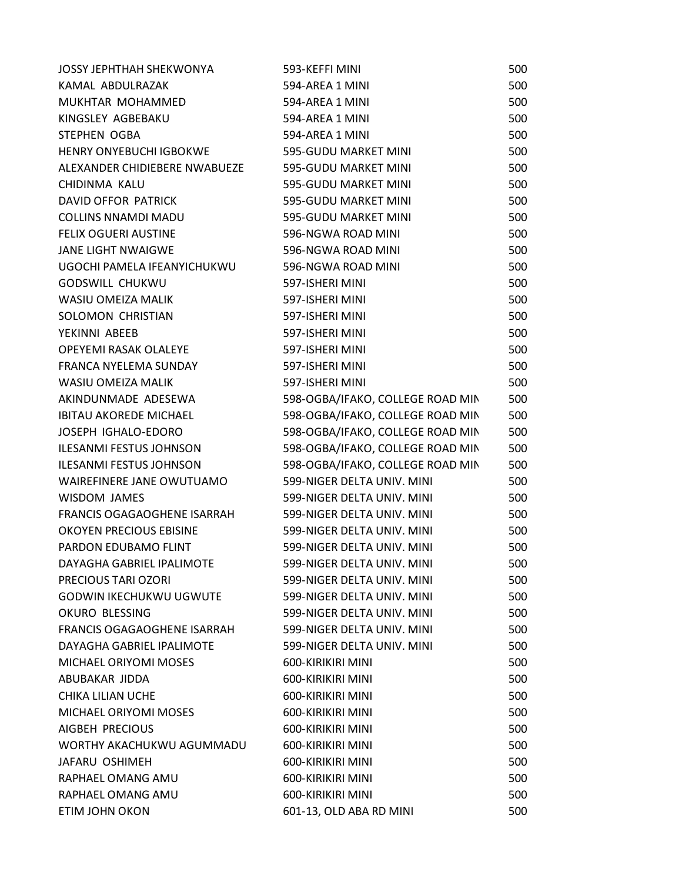| | | |
|---|---|---|
| JOSSY JEPHTHAH SHEKWONYA | 593-KEFFI MINI | 500 |
| KAMAL ABDULRAZAK | 594-AREA 1 MINI | 500 |
| MUKHTAR MOHAMMED | 594-AREA 1 MINI | 500 |
| KINGSLEY AGBEBAKU | 594-AREA 1 MINI | 500 |
| STEPHEN OGBA | 594-AREA 1 MINI | 500 |
| HENRY ONYEBUCHI IGBOKWE | 595-GUDU MARKET MINI | 500 |
| ALEXANDER CHIDIEBERE NWABUEZE | 595-GUDU MARKET MINI | 500 |
| CHIDINMA KALU | 595-GUDU MARKET MINI | 500 |
| DAVID OFFOR PATRICK | 595-GUDU MARKET MINI | 500 |
| COLLINS NNAMDI MADU | 595-GUDU MARKET MINI | 500 |
| FELIX OGUERI AUSTINE | 596-NGWA ROAD MINI | 500 |
| JANE LIGHT NWAIGWE | 596-NGWA ROAD MINI | 500 |
| UGOCHI PAMELA IFEANYICHUKWU | 596-NGWA ROAD MINI | 500 |
| GODSWILL CHUKWU | 597-ISHERI MINI | 500 |
| WASIU OMEIZA MALIK | 597-ISHERI MINI | 500 |
| SOLOMON CHRISTIAN | 597-ISHERI MINI | 500 |
| YEKINNI ABEEB | 597-ISHERI MINI | 500 |
| OPEYEMI RASAK OLALEYE | 597-ISHERI MINI | 500 |
| FRANCA NYELEMA SUNDAY | 597-ISHERI MINI | 500 |
| WASIU OMEIZA MALIK | 597-ISHERI MINI | 500 |
| AKINDUNMADE ADESEWA | 598-OGBA/IFAKO, COLLEGE ROAD MIN | 500 |
| IBITAU AKOREDE MICHAEL | 598-OGBA/IFAKO, COLLEGE ROAD MIN | 500 |
| JOSEPH IGHALO-EDORO | 598-OGBA/IFAKO, COLLEGE ROAD MIN | 500 |
| ILESANMI FESTUS JOHNSON | 598-OGBA/IFAKO, COLLEGE ROAD MIN | 500 |
| ILESANMI FESTUS JOHNSON | 598-OGBA/IFAKO, COLLEGE ROAD MIN | 500 |
| WAIREFINERE JANE OWUTUAMO | 599-NIGER DELTA UNIV. MINI | 500 |
| WISDOM JAMES | 599-NIGER DELTA UNIV. MINI | 500 |
| FRANCIS OGAGAOGHENE ISARRAH | 599-NIGER DELTA UNIV. MINI | 500 |
| OKOYEN PRECIOUS EBISINE | 599-NIGER DELTA UNIV. MINI | 500 |
| PARDON EDUBAMO FLINT | 599-NIGER DELTA UNIV. MINI | 500 |
| DAYAGHA GABRIEL IPALIMOTE | 599-NIGER DELTA UNIV. MINI | 500 |
| PRECIOUS TARI OZORI | 599-NIGER DELTA UNIV. MINI | 500 |
| GODWIN IKECHUKWU UGWUTE | 599-NIGER DELTA UNIV. MINI | 500 |
| OKURO BLESSING | 599-NIGER DELTA UNIV. MINI | 500 |
| FRANCIS OGAGAOGHENE ISARRAH | 599-NIGER DELTA UNIV. MINI | 500 |
| DAYAGHA GABRIEL IPALIMOTE | 599-NIGER DELTA UNIV. MINI | 500 |
| MICHAEL ORIYOMI MOSES | 600-KIRIKIRI MINI | 500 |
| ABUBAKAR JIDDA | 600-KIRIKIRI MINI | 500 |
| CHIKA LILIAN UCHE | 600-KIRIKIRI MINI | 500 |
| MICHAEL ORIYOMI MOSES | 600-KIRIKIRI MINI | 500 |
| AIGBEH PRECIOUS | 600-KIRIKIRI MINI | 500 |
| WORTHY AKACHUKWU AGUMMADU | 600-KIRIKIRI MINI | 500 |
| JAFARU OSHIMEH | 600-KIRIKIRI MINI | 500 |
| RAPHAEL OMANG AMU | 600-KIRIKIRI MINI | 500 |
| RAPHAEL OMANG AMU | 600-KIRIKIRI MINI | 500 |
| ETIM JOHN OKON | 601-13, OLD ABA RD MINI | 500 |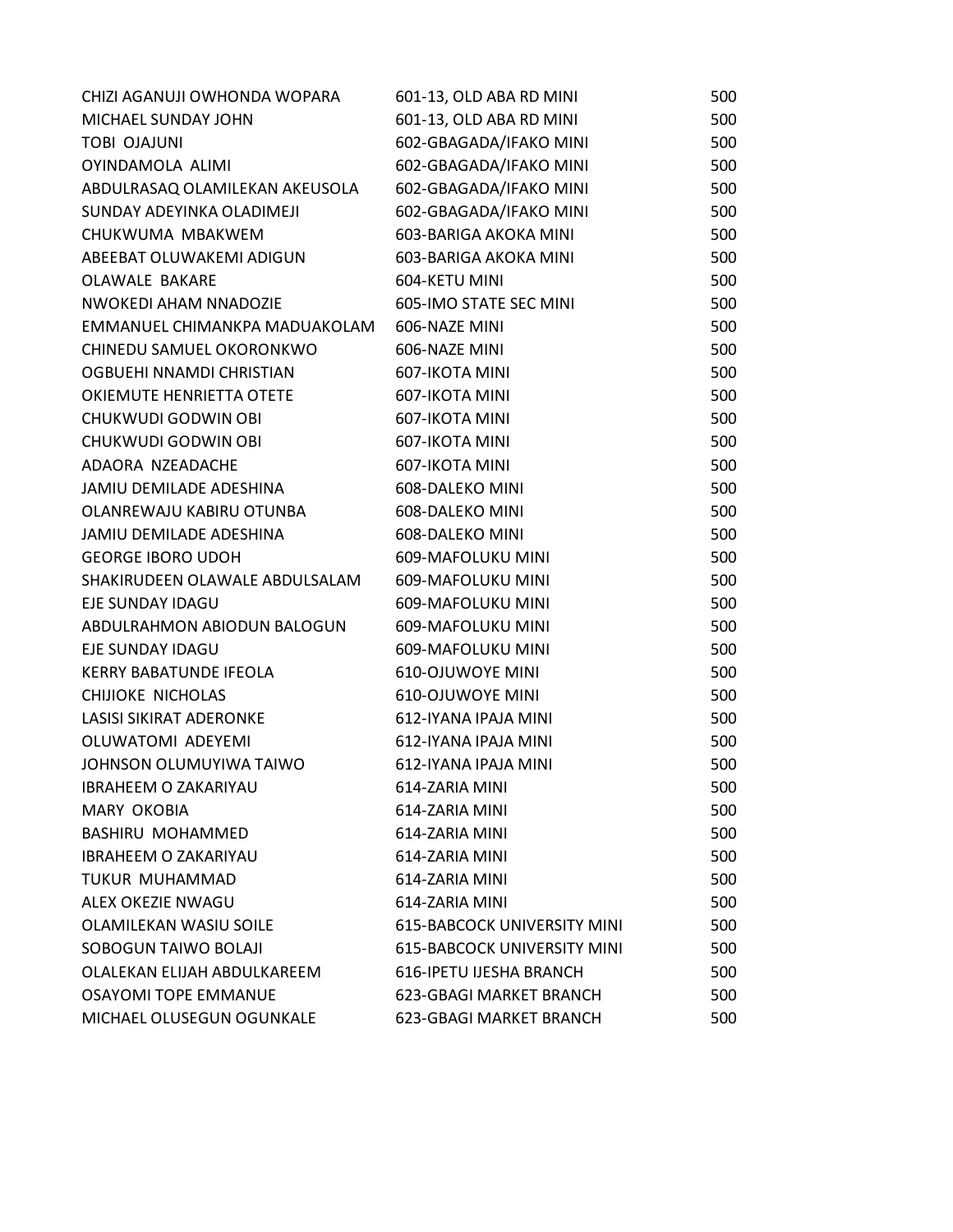| | | |
|---|---|---|
| CHIZI AGANUJI OWHONDA WOPARA | 601-13, OLD ABA RD MINI | 500 |
| MICHAEL SUNDAY JOHN | 601-13, OLD ABA RD MINI | 500 |
| TOBI OJAJUNI | 602-GBAGADA/IFAKO MINI | 500 |
| OYINDAMOLA ALIMI | 602-GBAGADA/IFAKO MINI | 500 |
| ABDULRASAQ OLAMILEKAN AKEUSOLA | 602-GBAGADA/IFAKO MINI | 500 |
| SUNDAY ADEYINKA OLADIMEJI | 602-GBAGADA/IFAKO MINI | 500 |
| CHUKWUMA MBAKWEM | 603-BARIGA AKOKA MINI | 500 |
| ABEEBAT OLUWAKEMI ADIGUN | 603-BARIGA AKOKA MINI | 500 |
| OLAWALE BAKARE | 604-KETU MINI | 500 |
| NWOKEDI AHAM NNADOZIE | 605-IMO STATE SEC MINI | 500 |
| EMMANUEL CHIMANKPA MADUAKOLAM | 606-NAZE MINI | 500 |
| CHINEDU SAMUEL OKORONKWO | 606-NAZE MINI | 500 |
| OGBUEHI NNAMDI CHRISTIAN | 607-IKOTA MINI | 500 |
| OKIEMUTE HENRIETTA OTETE | 607-IKOTA MINI | 500 |
| CHUKWUDI GODWIN OBI | 607-IKOTA MINI | 500 |
| CHUKWUDI GODWIN OBI | 607-IKOTA MINI | 500 |
| ADAORA NZEADACHE | 607-IKOTA MINI | 500 |
| JAMIU DEMILADE ADESHINA | 608-DALEKO MINI | 500 |
| OLANREWAJU KABIRU OTUNBA | 608-DALEKO MINI | 500 |
| JAMIU DEMILADE ADESHINA | 608-DALEKO MINI | 500 |
| GEORGE IBORO UDOH | 609-MAFOLUKU MINI | 500 |
| SHAKIRUDEEN OLAWALE ABDULSALAM | 609-MAFOLUKU MINI | 500 |
| EJE SUNDAY IDAGU | 609-MAFOLUKU MINI | 500 |
| ABDULRAHMON ABIODUN BALOGUN | 609-MAFOLUKU MINI | 500 |
| EJE SUNDAY IDAGU | 609-MAFOLUKU MINI | 500 |
| KERRY BABATUNDE IFEOLA | 610-OJUWOYE MINI | 500 |
| CHIJIOKE NICHOLAS | 610-OJUWOYE MINI | 500 |
| LASISI SIKIRAT ADERONKE | 612-IYANA IPAJA MINI | 500 |
| OLUWATOMI ADEYEMI | 612-IYANA IPAJA MINI | 500 |
| JOHNSON OLUMUYIWA TAIWO | 612-IYANA IPAJA MINI | 500 |
| IBRAHEEM O ZAKARIYAU | 614-ZARIA MINI | 500 |
| MARY OKOBIA | 614-ZARIA MINI | 500 |
| BASHIRU MOHAMMED | 614-ZARIA MINI | 500 |
| IBRAHEEM O ZAKARIYAU | 614-ZARIA MINI | 500 |
| TUKUR MUHAMMAD | 614-ZARIA MINI | 500 |
| ALEX OKEZIE NWAGU | 614-ZARIA MINI | 500 |
| OLAMILEKAN WASIU SOILE | 615-BABCOCK UNIVERSITY MINI | 500 |
| SOBOGUN TAIWO BOLAJI | 615-BABCOCK UNIVERSITY MINI | 500 |
| OLALEKAN ELIJAH ABDULKAREEM | 616-IPETU IJESHA BRANCH | 500 |
| OSAYOMI TOPE EMMANUE | 623-GBAGI MARKET BRANCH | 500 |
| MICHAEL OLUSEGUN OGUNKALE | 623-GBAGI MARKET BRANCH | 500 |